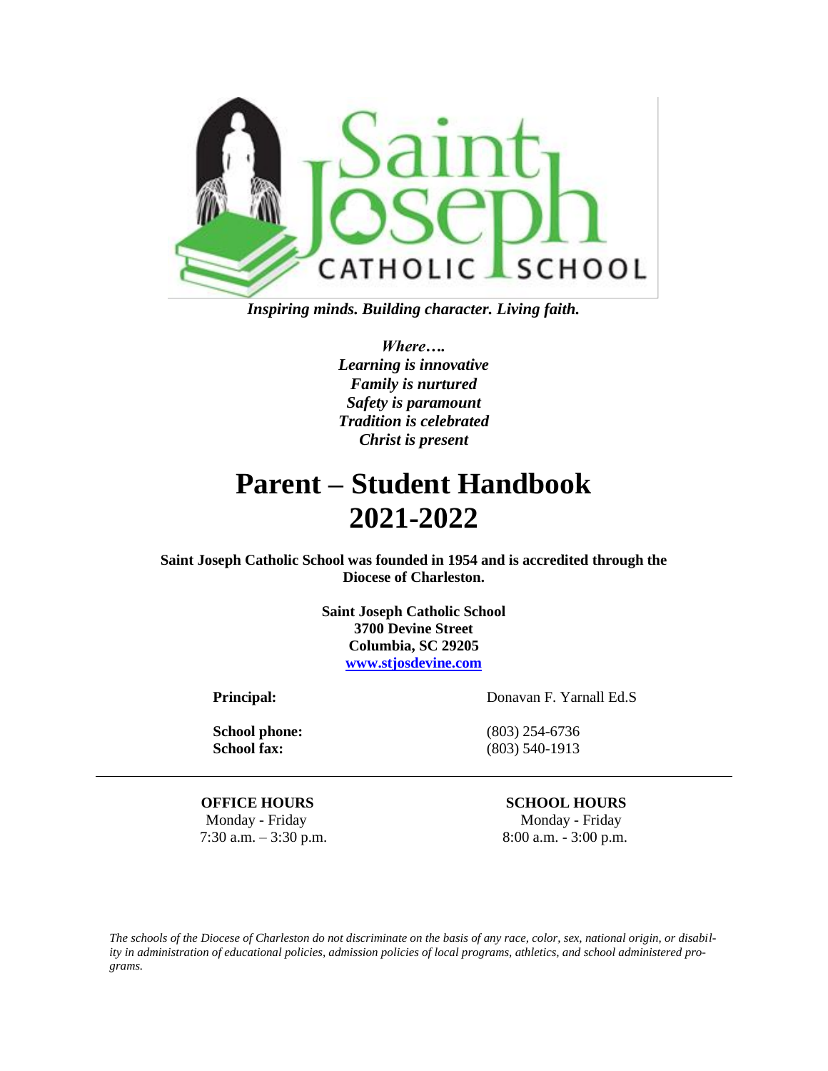Saint Joseph CATHOLIC SCHOOL

***Inspiring minds. Building character. Living faith.***

***Where….***
***Learning is innovative***
***Family is nurtured***
***Safety is paramount***
***Tradition is celebrated***
***Christ is present***

# Parent – Student Handbook 2021-2022

**Saint Joseph Catholic School was founded in 1954 and is accredited through the Diocese of Charleston.**

**Saint Joseph Catholic School**
**3700 Devine Street**
**Columbia, SC 29205**
**[www.stjosdevine.com](http://www.stjosdevine.com)**

**Principal:** Donavan F. Yarnall Ed.S

**School phone:** (803) 254-6736
**School fax:** (803) 540-1913

---

**OFFICE HOURS**
Monday - Friday
7:30 a.m. – 3:30 p.m.

**SCHOOL HOURS**
Monday - Friday
8:00 a.m. - 3:00 p.m.

*The schools of the Diocese of Charleston do not discriminate on the basis of any race, color, sex, national origin, or disability in administration of educational policies, admission policies of local programs, athletics, and school administered programs.*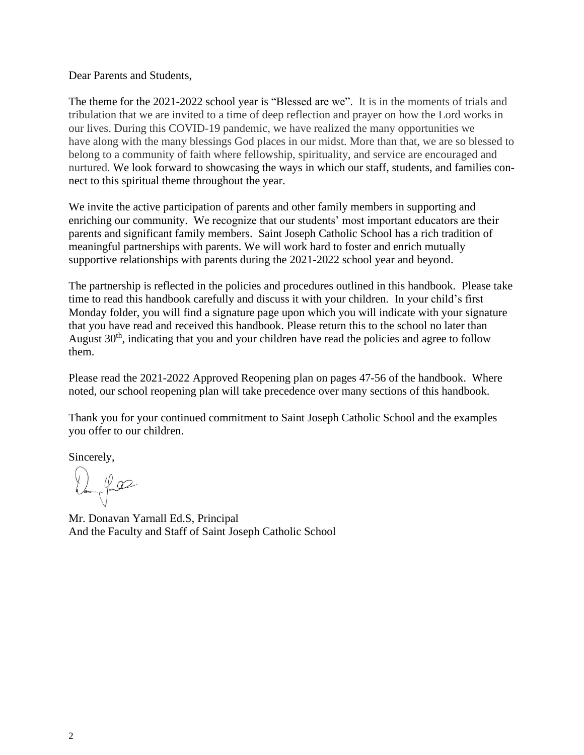Dear Parents and Students,

The theme for the 2021-2022 school year is "Blessed are we". It is in the moments of trials and tribulation that we are invited to a time of deep reflection and prayer on how the Lord works in our lives. During this COVID-19 pandemic, we have realized the many opportunities we have along with the many blessings God places in our midst. More than that, we are so blessed to belong to a community of faith where fellowship, spirituality, and service are encouraged and nurtured. We look forward to showcasing the ways in which our staff, students, and families connect to this spiritual theme throughout the year.

We invite the active participation of parents and other family members in supporting and enriching our community. We recognize that our students' most important educators are their parents and significant family members. Saint Joseph Catholic School has a rich tradition of meaningful partnerships with parents. We will work hard to foster and enrich mutually supportive relationships with parents during the 2021-2022 school year and beyond.

The partnership is reflected in the policies and procedures outlined in this handbook. Please take time to read this handbook carefully and discuss it with your children. In your child's first Monday folder, you will find a signature page upon which you will indicate with your signature that you have read and received this handbook. Please return this to the school no later than August 30th, indicating that you and your children have read the policies and agree to follow them.

Please read the 2021-2022 Approved Reopening plan on pages 47-56 of the handbook. Where noted, our school reopening plan will take precedence over many sections of this handbook.

Thank you for your continued commitment to Saint Joseph Catholic School and the examples you offer to our children.

Sincerely,

Mr. Donavan Yarnall Ed.S, Principal
And the Faculty and Staff of Saint Joseph Catholic School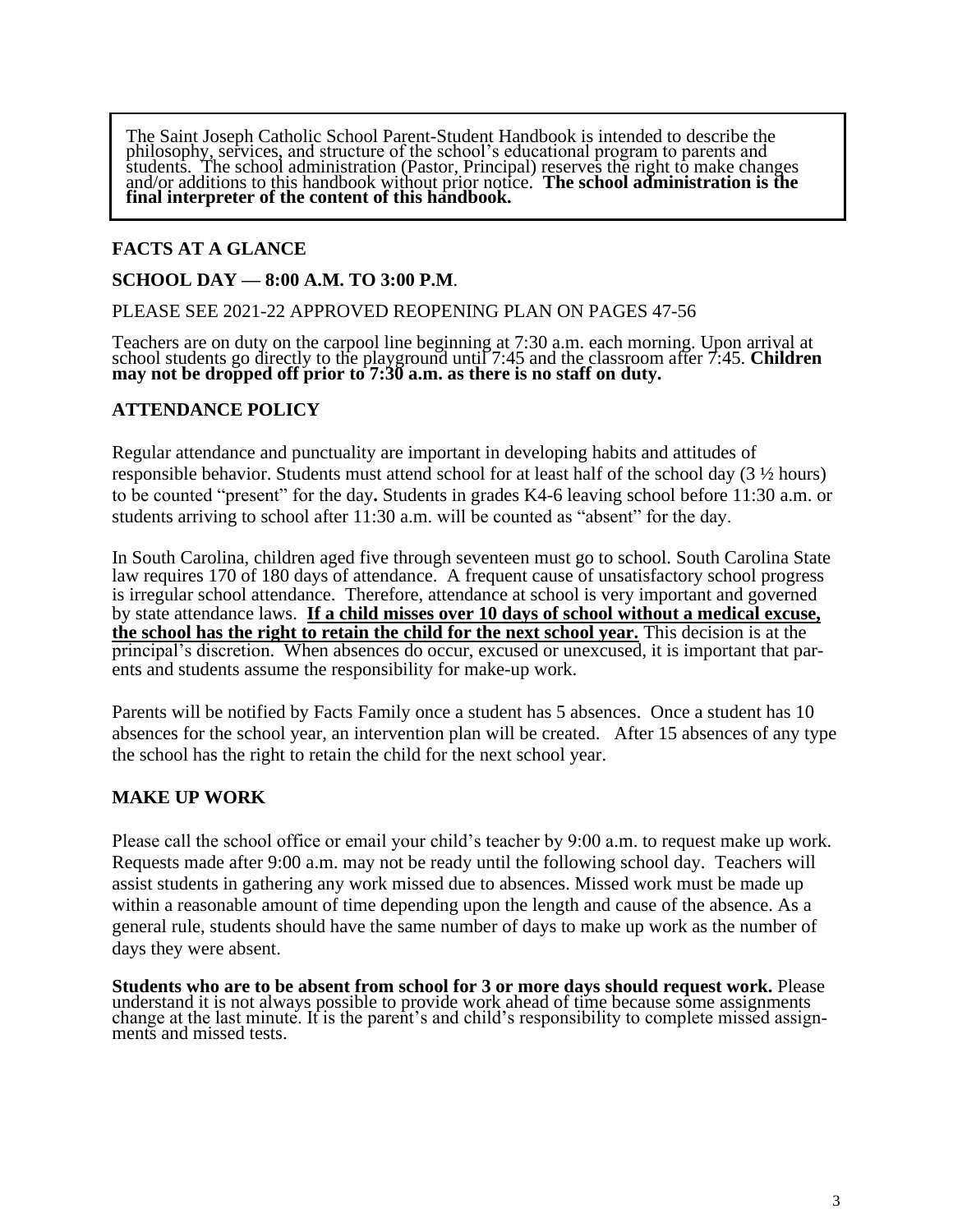The Saint Joseph Catholic School Parent-Student Handbook is intended to describe the philosophy, services, and structure of the school's educational program to parents and students. The school administration (Pastor, Principal) reserves the right to make changes and/or additions to this handbook without prior notice. **The school administration is the final interpreter of the content of this handbook.**

## FACTS AT A GLANCE

## SCHOOL DAY — 8:00 A.M. TO 3:00 P.M.

PLEASE SEE 2021-22 APPROVED REOPENING PLAN ON PAGES 47-56

Teachers are on duty on the carpool line beginning at 7:30 a.m. each morning. Upon arrival at school students go directly to the playground until 7:45 and the classroom after 7:45. **Children may not be dropped off prior to 7:30 a.m. as there is no staff on duty.**

## ATTENDANCE POLICY

Regular attendance and punctuality are important in developing habits and attitudes of responsible behavior. Students must attend school for at least half of the school day (3 ½ hours) to be counted "present" for the day**.** Students in grades K4-6 leaving school before 11:30 a.m. or students arriving to school after 11:30 a.m. will be counted as "absent" for the day.

In South Carolina, children aged five through seventeen must go to school. South Carolina State law requires 170 of 180 days of attendance. A frequent cause of unsatisfactory school progress is irregular school attendance. Therefore, attendance at school is very important and governed by state attendance laws. **If a child misses over 10 days of school without a medical excuse, the school has the right to retain the child for the next school year.** This decision is at the principal's discretion. When absences do occur, excused or unexcused, it is important that parents and students assume the responsibility for make-up work.

Parents will be notified by Facts Family once a student has 5 absences. Once a student has 10 absences for the school year, an intervention plan will be created. After 15 absences of any type the school has the right to retain the child for the next school year.

## MAKE UP WORK

Please call the school office or email your child's teacher by 9:00 a.m. to request make up work. Requests made after 9:00 a.m. may not be ready until the following school day. Teachers will assist students in gathering any work missed due to absences. Missed work must be made up within a reasonable amount of time depending upon the length and cause of the absence. As a general rule, students should have the same number of days to make up work as the number of days they were absent.

**Students who are to be absent from school for 3 or more days should request work.** Please understand it is not always possible to provide work ahead of time because some assignments change at the last minute. It is the parent's and child's responsibility to complete missed assignments and missed tests.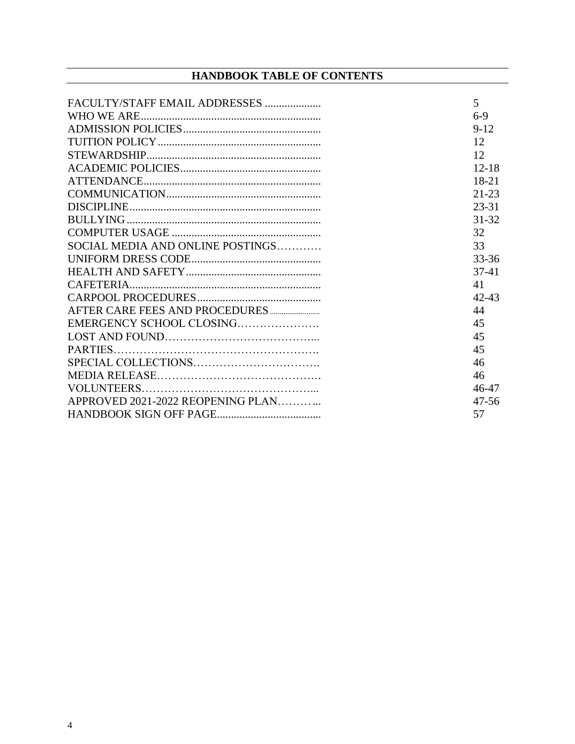## HANDBOOK TABLE OF CONTENTS

| | |
|---|---|
| FACULTY/STAFF EMAIL ADDRESSES | 5 |
| WHO WE ARE | 6-9 |
| ADMISSION POLICIES | 9-12 |
| TUITION POLICY | 12 |
| STEWARDSHIP | 12 |
| ACADEMIC POLICIES | 12-18 |
| ATTENDANCE | 18-21 |
| COMMUNICATION | 21-23 |
| DISCIPLINE | 23-31 |
| BULLYING | 31-32 |
| COMPUTER USAGE | 32 |
| SOCIAL MEDIA AND ONLINE POSTINGS | 33 |
| UNIFORM DRESS CODE | 33-36 |
| HEALTH AND SAFETY | 37-41 |
| CAFETERIA | 41 |
| CARPOOL PROCEDURES | 42-43 |
| AFTER CARE FEES AND PROCEDURES | 44 |
| EMERGENCY SCHOOL CLOSING | 45 |
| LOST AND FOUND | 45 |
| PARTIES | 45 |
| SPECIAL COLLECTIONS | 46 |
| MEDIA RELEASE | 46 |
| VOLUNTEERS | 46-47 |
| APPROVED 2021-2022 REOPENING PLAN | 47-56 |
| HANDBOOK SIGN OFF PAGE | 57 |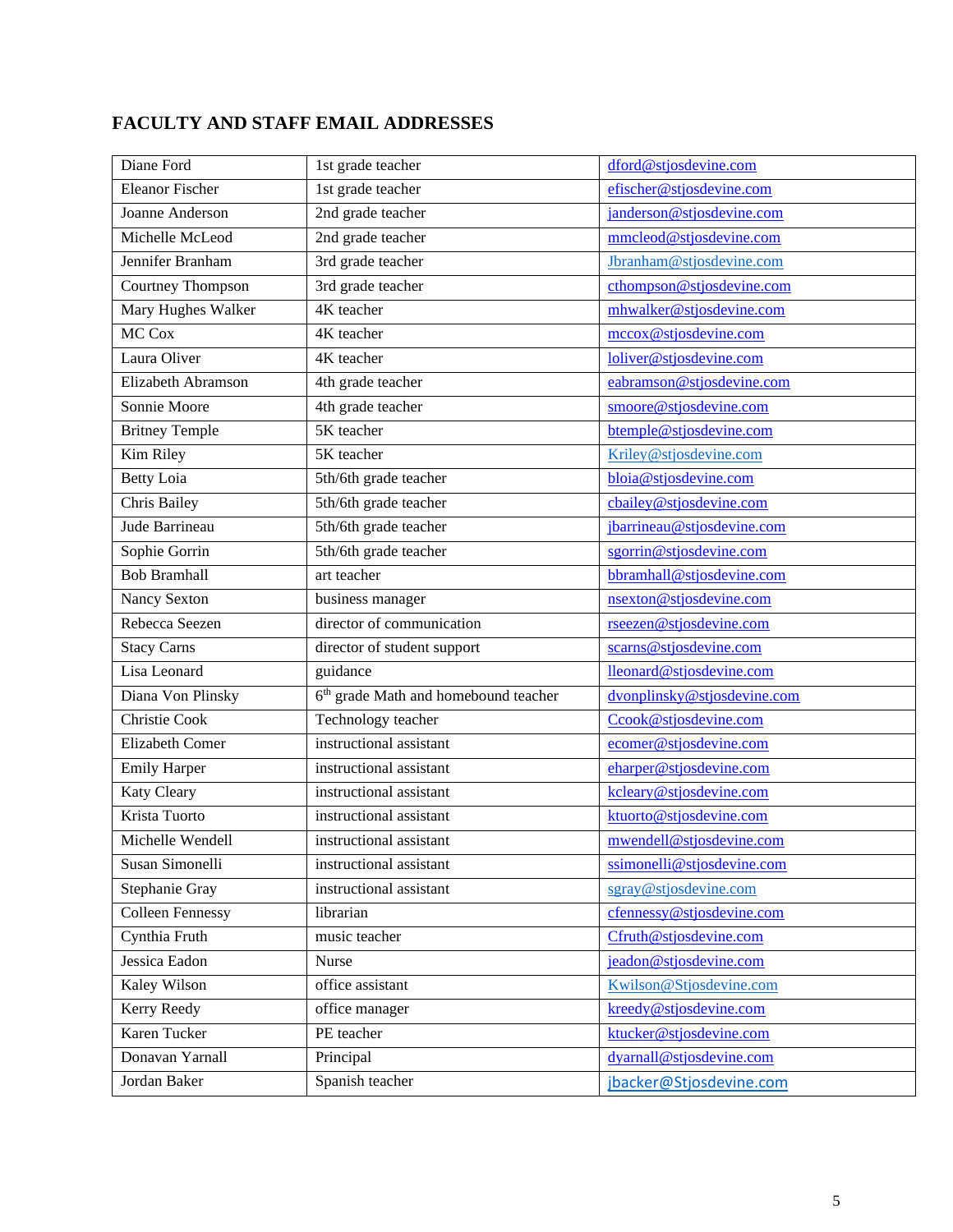## FACULTY AND STAFF EMAIL ADDRESSES

| | | |
|---|---|---|
| Diane Ford | 1st grade teacher | dford@stjosdevine.com |
| Eleanor Fischer | 1st grade teacher | efischer@stjosdevine.com |
| Joanne Anderson | 2nd grade teacher | janderson@stjosdevine.com |
| Michelle McLeod | 2nd grade teacher | mmcleod@stjosdevine.com |
| Jennifer Branham | 3rd grade teacher | Jbranham@stjosdevine.com |
| Courtney Thompson | 3rd grade teacher | cthompson@stjosdevine.com |
| Mary Hughes Walker | 4K teacher | mhwalker@stjosdevine.com |
| MC Cox | 4K teacher | mccox@stjosdevine.com |
| Laura Oliver | 4K teacher | loliver@stjosdevine.com |
| Elizabeth Abramson | 4th grade teacher | eabramson@stjosdevine.com |
| Sonnie Moore | 4th grade teacher | smoore@stjosdevine.com |
| Britney Temple | 5K teacher | btemple@stjosdevine.com |
| Kim Riley | 5K teacher | Kriley@stjosdevine.com |
| Betty Loia | 5th/6th grade teacher | bloia@stjosdevine.com |
| Chris Bailey | 5th/6th grade teacher | cbailey@stjosdevine.com |
| Jude Barrineau | 5th/6th grade teacher | jbarrineau@stjosdevine.com |
| Sophie Gorrin | 5th/6th grade teacher | sgorrin@stjosdevine.com |
| Bob Bramhall | art teacher | bbramhall@stjosdevine.com |
| Nancy Sexton | business manager | nsexton@stjosdevine.com |
| Rebecca Seezen | director of communication | rseezen@stjosdevine.com |
| Stacy Carns | director of student support | scarns@stjosdevine.com |
| Lisa Leonard | guidance | lleonard@stjosdevine.com |
| Diana Von Plinsky | 6th grade Math and homebound teacher | dvonplinsky@stjosdevine.com |
| Christie Cook | Technology teacher | Ccook@stjosdevine.com |
| Elizabeth Comer | instructional assistant | ecomer@stjosdevine.com |
| Emily Harper | instructional assistant | eharper@stjosdevine.com |
| Katy Cleary | instructional assistant | kcleary@stjosdevine.com |
| Krista Tuorto | instructional assistant | ktuorto@stjosdevine.com |
| Michelle Wendell | instructional assistant | mwendell@stjosdevine.com |
| Susan Simonelli | instructional assistant | ssimonelli@stjosdevine.com |
| Stephanie Gray | instructional assistant | sgray@stjosdevine.com |
| Colleen Fennessy | librarian | cfennessy@stjosdevine.com |
| Cynthia Fruth | music teacher | Cfruth@stjosdevine.com |
| Jessica Eadon | Nurse | jeadon@stjosdevine.com |
| Kaley Wilson | office assistant | Kwilson@Stjosdevine.com |
| Kerry Reedy | office manager | kreedy@stjosdevine.com |
| Karen Tucker | PE teacher | ktucker@stjosdevine.com |
| Donavan Yarnall | Principal | dyarnall@stjosdevine.com |
| Jordan Baker | Spanish teacher | jbacker@Stjosdevine.com |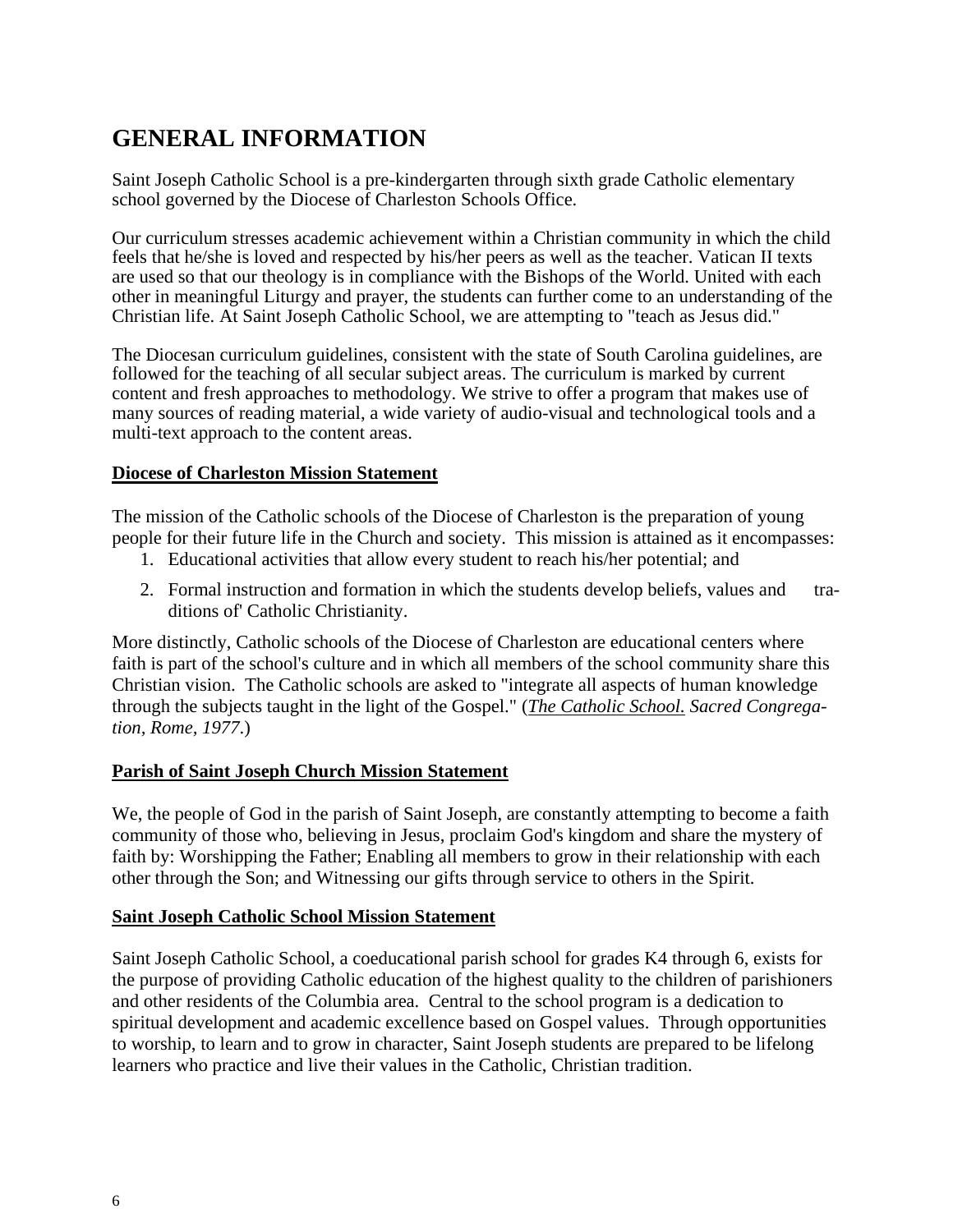# GENERAL INFORMATION

Saint Joseph Catholic School is a pre-kindergarten through sixth grade Catholic elementary school governed by the Diocese of Charleston Schools Office.

Our curriculum stresses academic achievement within a Christian community in which the child feels that he/she is loved and respected by his/her peers as well as the teacher. Vatican II texts are used so that our theology is in compliance with the Bishops of the World. United with each other in meaningful Liturgy and prayer, the students can further come to an understanding of the Christian life. At Saint Joseph Catholic School, we are attempting to "teach as Jesus did."

The Diocesan curriculum guidelines, consistent with the state of South Carolina guidelines, are followed for the teaching of all secular subject areas. The curriculum is marked by current content and fresh approaches to methodology. We strive to offer a program that makes use of many sources of reading material, a wide variety of audio-visual and technological tools and a multi-text approach to the content areas.

**Diocese of Charleston Mission Statement**

The mission of the Catholic schools of the Diocese of Charleston is the preparation of young people for their future life in the Church and society. This mission is attained as it encompasses:

1. Educational activities that allow every student to reach his/her potential; and
2. Formal instruction and formation in which the students develop beliefs, values and traditions of' Catholic Christianity.

More distinctly, Catholic schools of the Diocese of Charleston are educational centers where faith is part of the school's culture and in which all members of the school community share this Christian vision. The Catholic schools are asked to "integrate all aspects of human knowledge through the subjects taught in the light of the Gospel." (*The Catholic School. Sacred Congregation, Rome, 1977*.)

**Parish of Saint Joseph Church Mission Statement**

We, the people of God in the parish of Saint Joseph, are constantly attempting to become a faith community of those who, believing in Jesus, proclaim God's kingdom and share the mystery of faith by: Worshipping the Father; Enabling all members to grow in their relationship with each other through the Son; and Witnessing our gifts through service to others in the Spirit.

**Saint Joseph Catholic School Mission Statement**

Saint Joseph Catholic School, a coeducational parish school for grades K4 through 6, exists for the purpose of providing Catholic education of the highest quality to the children of parishioners and other residents of the Columbia area. Central to the school program is a dedication to spiritual development and academic excellence based on Gospel values. Through opportunities to worship, to learn and to grow in character, Saint Joseph students are prepared to be lifelong learners who practice and live their values in the Catholic, Christian tradition.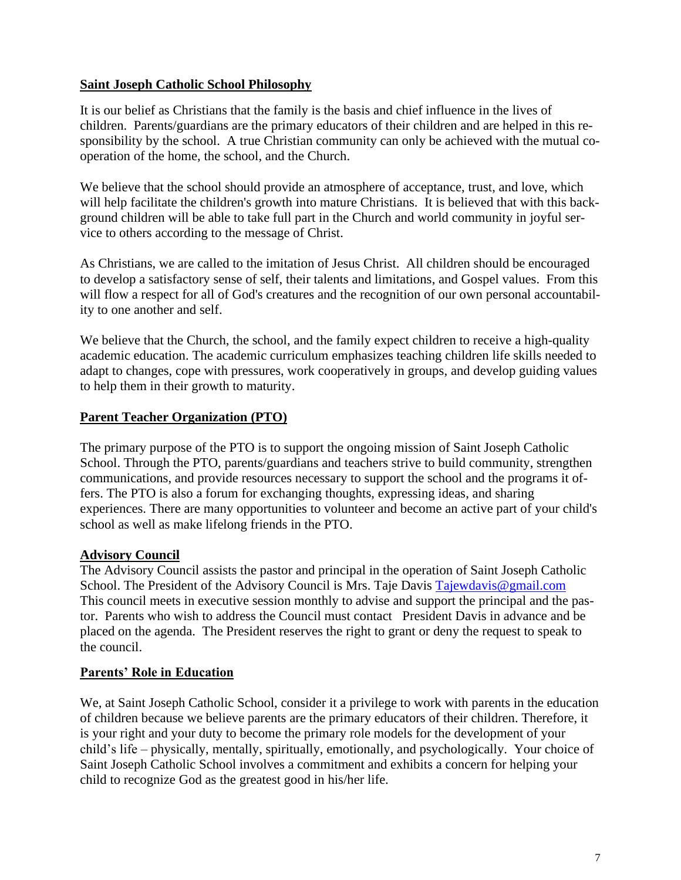## Saint Joseph Catholic School Philosophy

It is our belief as Christians that the family is the basis and chief influence in the lives of children. Parents/guardians are the primary educators of their children and are helped in this responsibility by the school. A true Christian community can only be achieved with the mutual cooperation of the home, the school, and the Church.

We believe that the school should provide an atmosphere of acceptance, trust, and love, which will help facilitate the children's growth into mature Christians. It is believed that with this background children will be able to take full part in the Church and world community in joyful service to others according to the message of Christ.

As Christians, we are called to the imitation of Jesus Christ. All children should be encouraged to develop a satisfactory sense of self, their talents and limitations, and Gospel values. From this will flow a respect for all of God's creatures and the recognition of our own personal accountability to one another and self.

We believe that the Church, the school, and the family expect children to receive a high-quality academic education. The academic curriculum emphasizes teaching children life skills needed to adapt to changes, cope with pressures, work cooperatively in groups, and develop guiding values to help them in their growth to maturity.

## Parent Teacher Organization (PTO)

The primary purpose of the PTO is to support the ongoing mission of Saint Joseph Catholic School. Through the PTO, parents/guardians and teachers strive to build community, strengthen communications, and provide resources necessary to support the school and the programs it offers. The PTO is also a forum for exchanging thoughts, expressing ideas, and sharing experiences. There are many opportunities to volunteer and become an active part of your child's school as well as make lifelong friends in the PTO.

## Advisory Council

The Advisory Council assists the pastor and principal in the operation of Saint Joseph Catholic School. The President of the Advisory Council is Mrs. Taje Davis Tajewdavis@gmail.com This council meets in executive session monthly to advise and support the principal and the pastor. Parents who wish to address the Council must contact President Davis in advance and be placed on the agenda. The President reserves the right to grant or deny the request to speak to the council.

## Parents' Role in Education

We, at Saint Joseph Catholic School, consider it a privilege to work with parents in the education of children because we believe parents are the primary educators of their children. Therefore, it is your right and your duty to become the primary role models for the development of your child's life – physically, mentally, spiritually, emotionally, and psychologically. Your choice of Saint Joseph Catholic School involves a commitment and exhibits a concern for helping your child to recognize God as the greatest good in his/her life.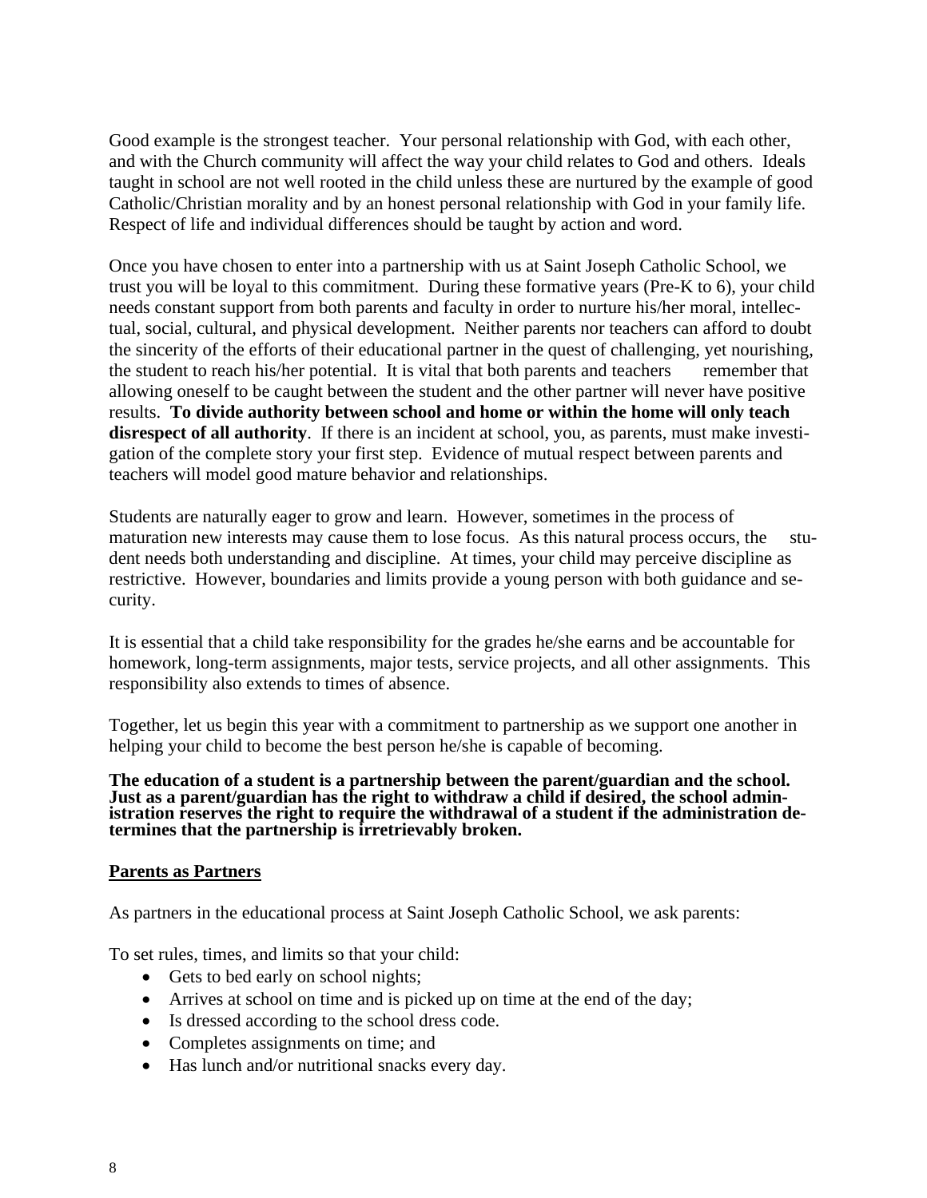Good example is the strongest teacher. Your personal relationship with God, with each other, and with the Church community will affect the way your child relates to God and others. Ideals taught in school are not well rooted in the child unless these are nurtured by the example of good Catholic/Christian morality and by an honest personal relationship with God in your family life. Respect of life and individual differences should be taught by action and word.

Once you have chosen to enter into a partnership with us at Saint Joseph Catholic School, we trust you will be loyal to this commitment. During these formative years (Pre-K to 6), your child needs constant support from both parents and faculty in order to nurture his/her moral, intellectual, social, cultural, and physical development. Neither parents nor teachers can afford to doubt the sincerity of the efforts of their educational partner in the quest of challenging, yet nourishing, the student to reach his/her potential. It is vital that both parents and teachers remember that allowing oneself to be caught between the student and the other partner will never have positive results. **To divide authority between school and home or within the home will only teach disrespect of all authority**. If there is an incident at school, you, as parents, must make investigation of the complete story your first step. Evidence of mutual respect between parents and teachers will model good mature behavior and relationships.

Students are naturally eager to grow and learn. However, sometimes in the process of maturation new interests may cause them to lose focus. As this natural process occurs, the student needs both understanding and discipline. At times, your child may perceive discipline as restrictive. However, boundaries and limits provide a young person with both guidance and security.

It is essential that a child take responsibility for the grades he/she earns and be accountable for homework, long-term assignments, major tests, service projects, and all other assignments. This responsibility also extends to times of absence.

Together, let us begin this year with a commitment to partnership as we support one another in helping your child to become the best person he/she is capable of becoming.

**The education of a student is a partnership between the parent/guardian and the school. Just as a parent/guardian has the right to withdraw a child if desired, the school administration reserves the right to require the withdrawal of a student if the administration determines that the partnership is irretrievably broken.**

## Parents as Partners

As partners in the educational process at Saint Joseph Catholic School, we ask parents:

To set rules, times, and limits so that your child:

- Gets to bed early on school nights;
- Arrives at school on time and is picked up on time at the end of the day;
- Is dressed according to the school dress code.
- Completes assignments on time; and
- Has lunch and/or nutritional snacks every day.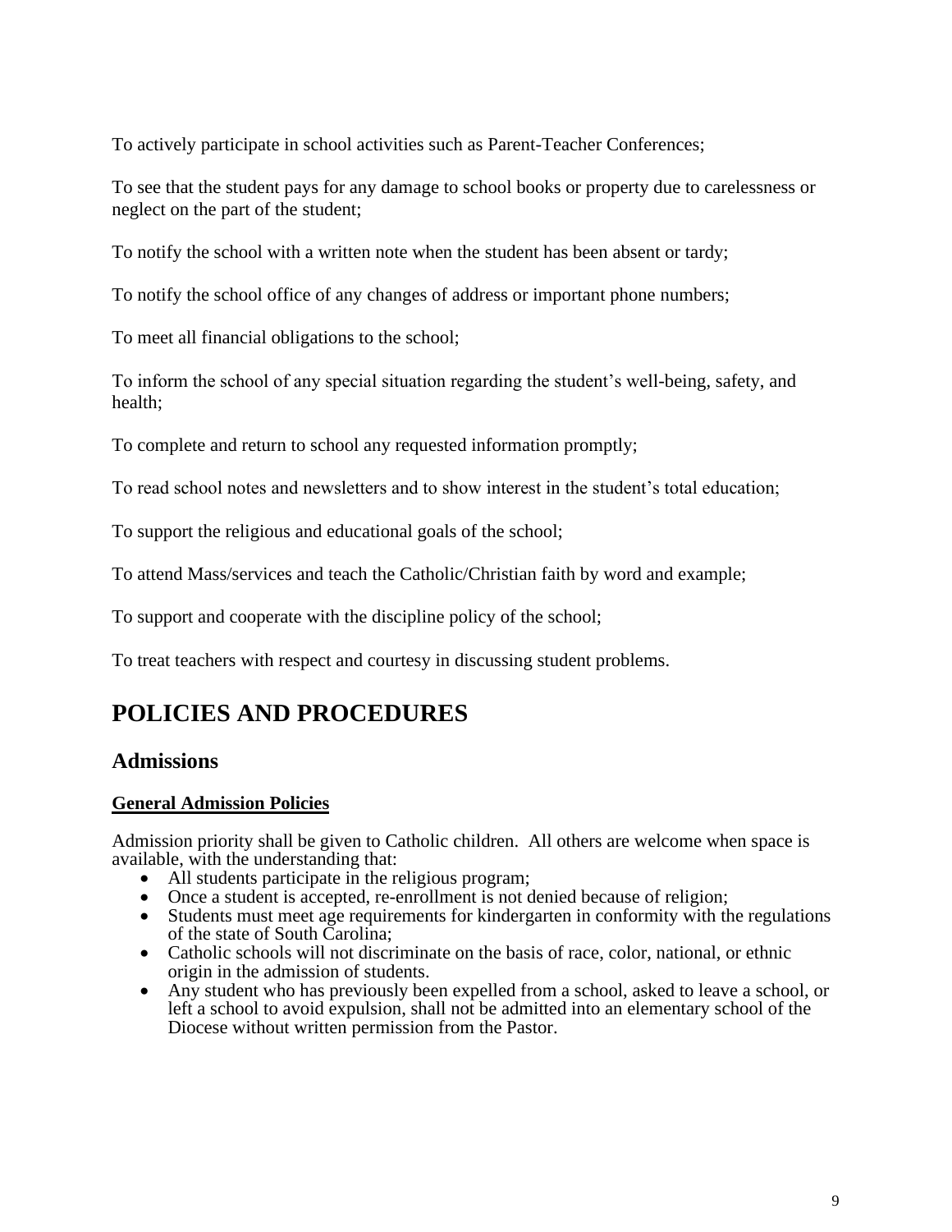To actively participate in school activities such as Parent-Teacher Conferences;

To see that the student pays for any damage to school books or property due to carelessness or neglect on the part of the student;

To notify the school with a written note when the student has been absent or tardy;

To notify the school office of any changes of address or important phone numbers;

To meet all financial obligations to the school;

To inform the school of any special situation regarding the student's well-being, safety, and health;

To complete and return to school any requested information promptly;

To read school notes and newsletters and to show interest in the student's total education;

To support the religious and educational goals of the school;

To attend Mass/services and teach the Catholic/Christian faith by word and example;

To support and cooperate with the discipline policy of the school;

To treat teachers with respect and courtesy in discussing student problems.

# POLICIES AND PROCEDURES

## Admissions

### General Admission Policies

Admission priority shall be given to Catholic children. All others are welcome when space is available, with the understanding that:

- All students participate in the religious program;
- Once a student is accepted, re-enrollment is not denied because of religion;
- Students must meet age requirements for kindergarten in conformity with the regulations of the state of South Carolina;
- Catholic schools will not discriminate on the basis of race, color, national, or ethnic origin in the admission of students.
- Any student who has previously been expelled from a school, asked to leave a school, or left a school to avoid expulsion, shall not be admitted into an elementary school of the Diocese without written permission from the Pastor.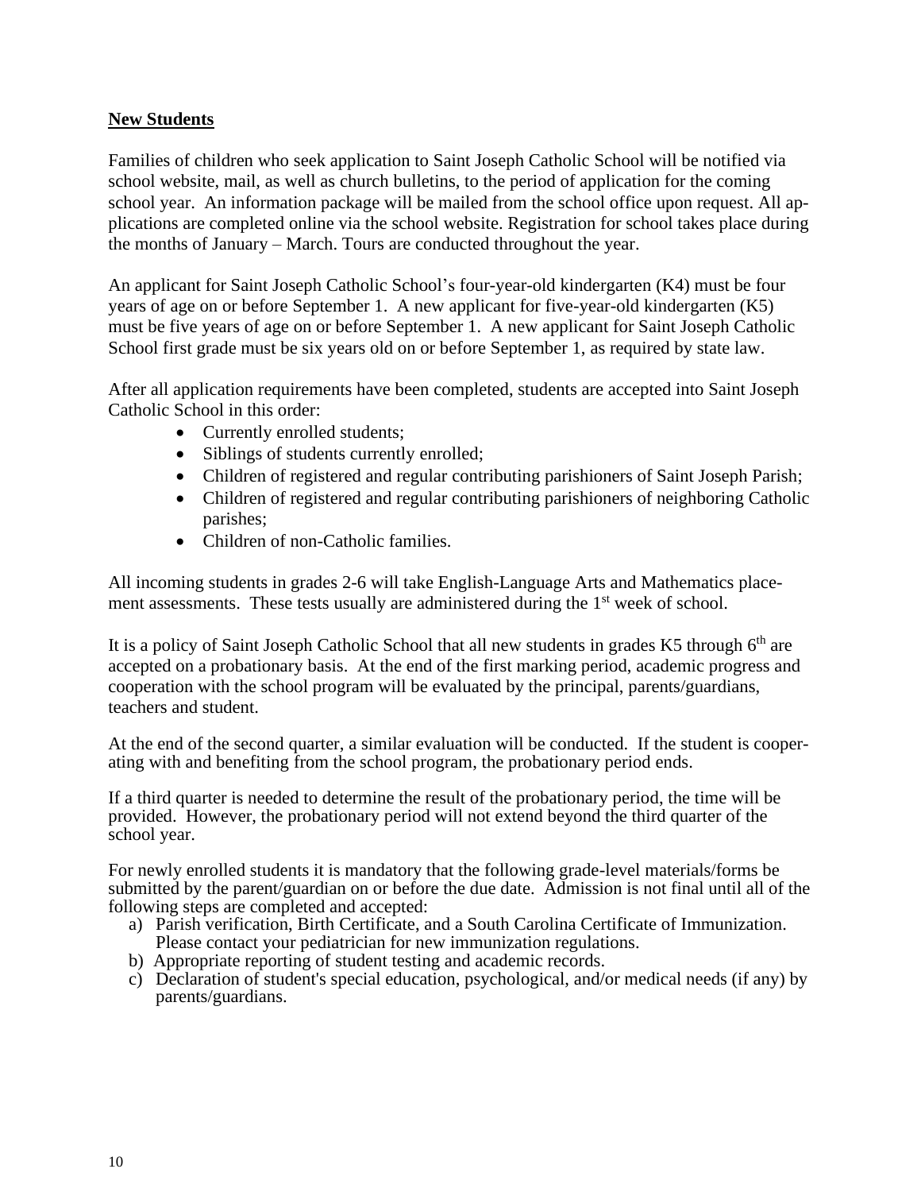## New Students

Families of children who seek application to Saint Joseph Catholic School will be notified via school website, mail, as well as church bulletins, to the period of application for the coming school year. An information package will be mailed from the school office upon request. All applications are completed online via the school website. Registration for school takes place during the months of January – March. Tours are conducted throughout the year.

An applicant for Saint Joseph Catholic School's four-year-old kindergarten (K4) must be four years of age on or before September 1. A new applicant for five-year-old kindergarten (K5) must be five years of age on or before September 1. A new applicant for Saint Joseph Catholic School first grade must be six years old on or before September 1, as required by state law.

After all application requirements have been completed, students are accepted into Saint Joseph Catholic School in this order:

- Currently enrolled students;
- Siblings of students currently enrolled;
- Children of registered and regular contributing parishioners of Saint Joseph Parish;
- Children of registered and regular contributing parishioners of neighboring Catholic parishes;
- Children of non-Catholic families.

All incoming students in grades 2-6 will take English-Language Arts and Mathematics placement assessments. These tests usually are administered during the 1st week of school.

It is a policy of Saint Joseph Catholic School that all new students in grades K5 through 6th are accepted on a probationary basis. At the end of the first marking period, academic progress and cooperation with the school program will be evaluated by the principal, parents/guardians, teachers and student.

At the end of the second quarter, a similar evaluation will be conducted. If the student is cooperating with and benefiting from the school program, the probationary period ends.

If a third quarter is needed to determine the result of the probationary period, the time will be provided. However, the probationary period will not extend beyond the third quarter of the school year.

For newly enrolled students it is mandatory that the following grade-level materials/forms be submitted by the parent/guardian on or before the due date. Admission is not final until all of the following steps are completed and accepted:

a) Parish verification, Birth Certificate, and a South Carolina Certificate of Immunization. Please contact your pediatrician for new immunization regulations.
b) Appropriate reporting of student testing and academic records.
c) Declaration of student's special education, psychological, and/or medical needs (if any) by parents/guardians.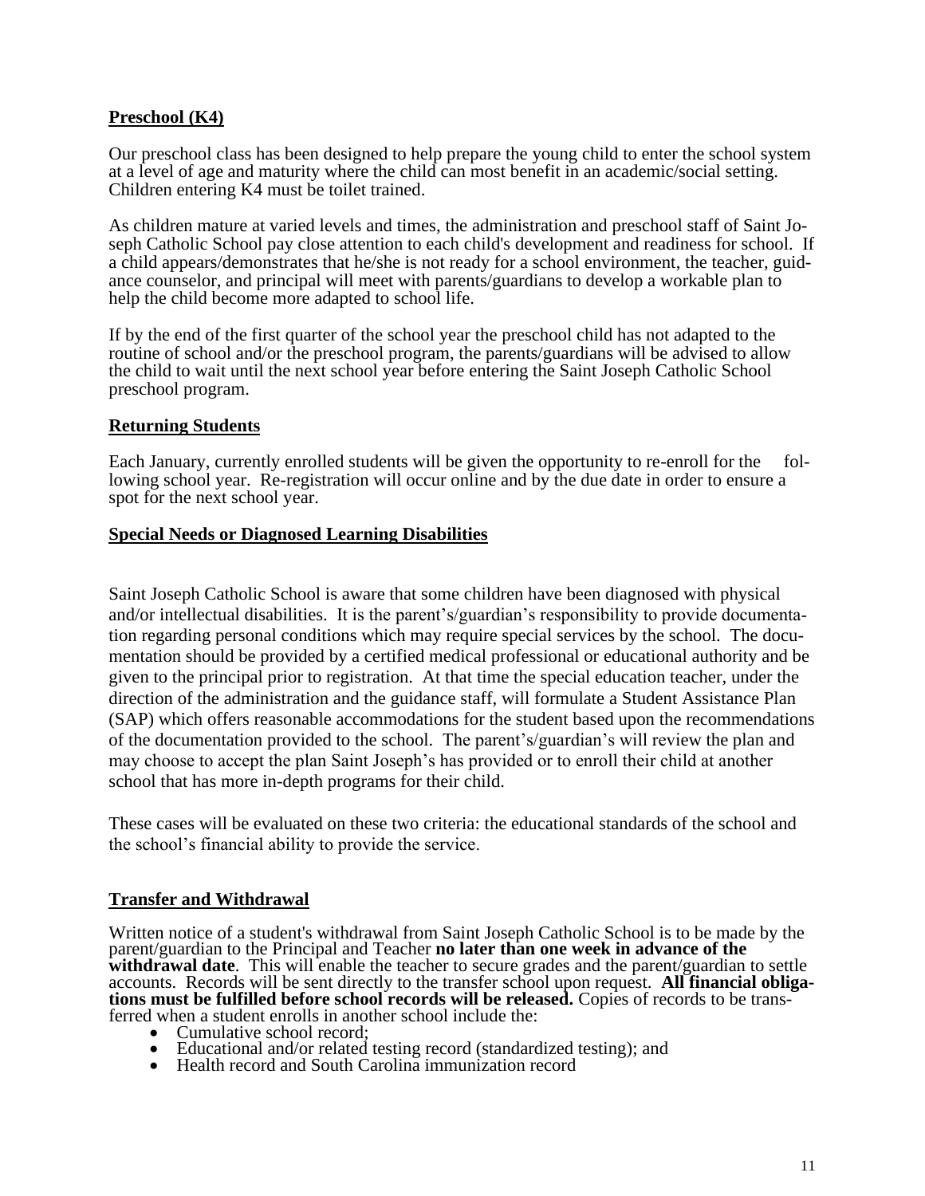## Preschool (K4)

Our preschool class has been designed to help prepare the young child to enter the school system at a level of age and maturity where the child can most benefit in an academic/social setting. Children entering K4 must be toilet trained.

As children mature at varied levels and times, the administration and preschool staff of Saint Joseph Catholic School pay close attention to each child's development and readiness for school. If a child appears/demonstrates that he/she is not ready for a school environment, the teacher, guidance counselor, and principal will meet with parents/guardians to develop a workable plan to help the child become more adapted to school life.

If by the end of the first quarter of the school year the preschool child has not adapted to the routine of school and/or the preschool program, the parents/guardians will be advised to allow the child to wait until the next school year before entering the Saint Joseph Catholic School preschool program.

## Returning Students

Each January, currently enrolled students will be given the opportunity to re-enroll for the following school year. Re-registration will occur online and by the due date in order to ensure a spot for the next school year.

## Special Needs or Diagnosed Learning Disabilities

Saint Joseph Catholic School is aware that some children have been diagnosed with physical and/or intellectual disabilities. It is the parent's/guardian's responsibility to provide documentation regarding personal conditions which may require special services by the school. The documentation should be provided by a certified medical professional or educational authority and be given to the principal prior to registration. At that time the special education teacher, under the direction of the administration and the guidance staff, will formulate a Student Assistance Plan (SAP) which offers reasonable accommodations for the student based upon the recommendations of the documentation provided to the school. The parent's/guardian's will review the plan and may choose to accept the plan Saint Joseph's has provided or to enroll their child at another school that has more in-depth programs for their child.

These cases will be evaluated on these two criteria: the educational standards of the school and the school's financial ability to provide the service.

## Transfer and Withdrawal

Written notice of a student's withdrawal from Saint Joseph Catholic School is to be made by the parent/guardian to the Principal and Teacher **no later than one week in advance of the withdrawal date**. This will enable the teacher to secure grades and the parent/guardian to settle accounts. Records will be sent directly to the transfer school upon request. **All financial obligations must be fulfilled before school records will be released.** Copies of records to be transferred when a student enrolls in another school include the:

- Cumulative school record;
- Educational and/or related testing record (standardized testing); and
- Health record and South Carolina immunization record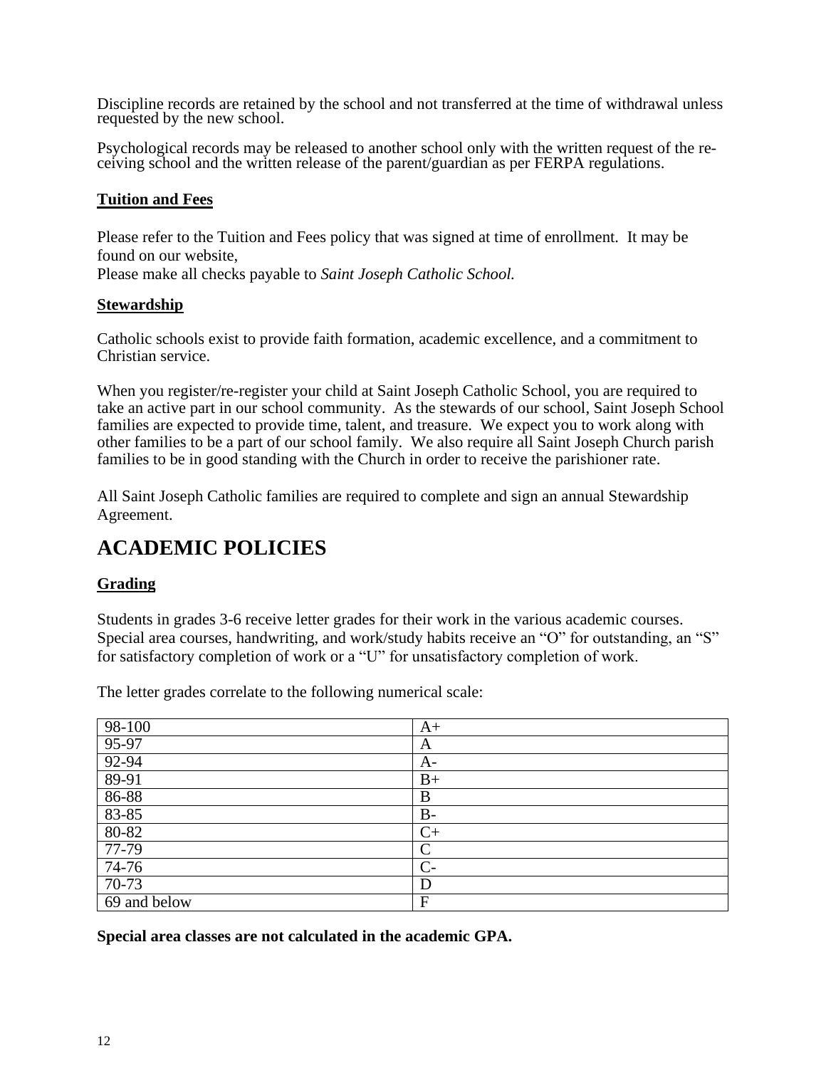Discipline records are retained by the school and not transferred at the time of withdrawal unless requested by the new school.

Psychological records may be released to another school only with the written request of the receiving school and the written release of the parent/guardian as per FERPA regulations.

**Tuition and Fees**

Please refer to the Tuition and Fees policy that was signed at time of enrollment. It may be found on our website,
Please make all checks payable to *Saint Joseph Catholic School.*

**Stewardship**

Catholic schools exist to provide faith formation, academic excellence, and a commitment to Christian service.

When you register/re-register your child at Saint Joseph Catholic School, you are required to take an active part in our school community. As the stewards of our school, Saint Joseph School families are expected to provide time, talent, and treasure. We expect you to work along with other families to be a part of our school family. We also require all Saint Joseph Church parish families to be in good standing with the Church in order to receive the parishioner rate.

All Saint Joseph Catholic families are required to complete and sign an annual Stewardship Agreement.

# ACADEMIC POLICIES

**Grading**

Students in grades 3-6 receive letter grades for their work in the various academic courses. Special area courses, handwriting, and work/study habits receive an "O" for outstanding, an "S" for satisfactory completion of work or a "U" for unsatisfactory completion of work.

The letter grades correlate to the following numerical scale:

| | |
|---|---|
| 98-100 | A+ |
| 95-97 | A |
| 92-94 | A- |
| 89-91 | B+ |
| 86-88 | B |
| 83-85 | B- |
| 80-82 | C+ |
| 77-79 | C |
| 74-76 | C- |
| 70-73 | D |
| 69 and below | F |

**Special area classes are not calculated in the academic GPA.**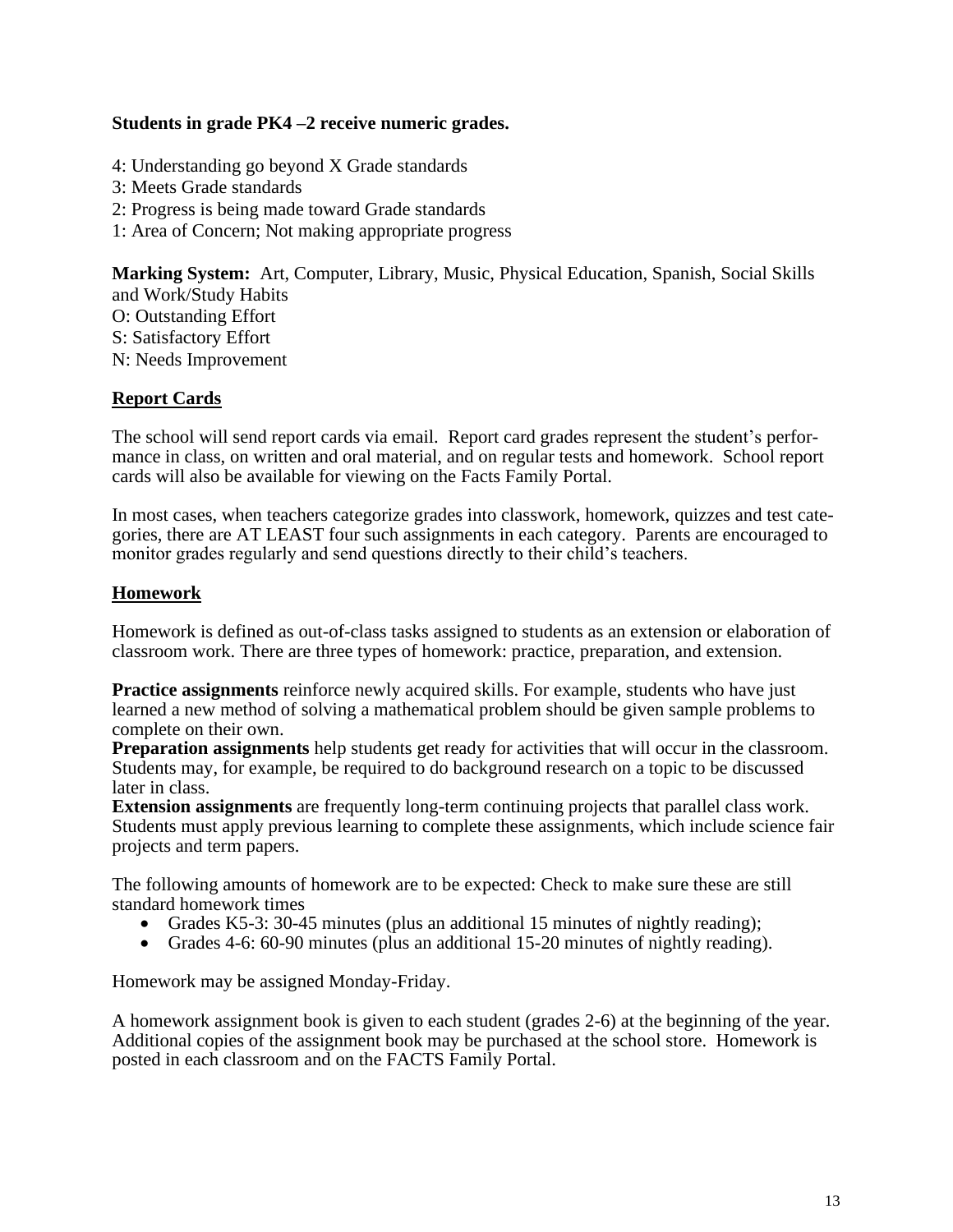**Students in grade PK4 –2 receive numeric grades.**

4: Understanding go beyond X Grade standards
3: Meets Grade standards
2: Progress is being made toward Grade standards
1: Area of Concern; Not making appropriate progress

**Marking System:** Art, Computer, Library, Music, Physical Education, Spanish, Social Skills and Work/Study Habits
O: Outstanding Effort
S: Satisfactory Effort
N: Needs Improvement

## Report Cards

The school will send report cards via email. Report card grades represent the student's performance in class, on written and oral material, and on regular tests and homework. School report cards will also be available for viewing on the Facts Family Portal.

In most cases, when teachers categorize grades into classwork, homework, quizzes and test categories, there are AT LEAST four such assignments in each category. Parents are encouraged to monitor grades regularly and send questions directly to their child's teachers.

## Homework

Homework is defined as out-of-class tasks assigned to students as an extension or elaboration of classroom work. There are three types of homework: practice, preparation, and extension.

**Practice assignments** reinforce newly acquired skills. For example, students who have just learned a new method of solving a mathematical problem should be given sample problems to complete on their own.
**Preparation assignments** help students get ready for activities that will occur in the classroom. Students may, for example, be required to do background research on a topic to be discussed later in class.
**Extension assignments** are frequently long-term continuing projects that parallel class work. Students must apply previous learning to complete these assignments, which include science fair projects and term papers.

The following amounts of homework are to be expected: Check to make sure these are still standard homework times

- Grades K5-3: 30-45 minutes (plus an additional 15 minutes of nightly reading);
- Grades 4-6: 60-90 minutes (plus an additional 15-20 minutes of nightly reading).

Homework may be assigned Monday-Friday.

A homework assignment book is given to each student (grades 2-6) at the beginning of the year. Additional copies of the assignment book may be purchased at the school store. Homework is posted in each classroom and on the FACTS Family Portal.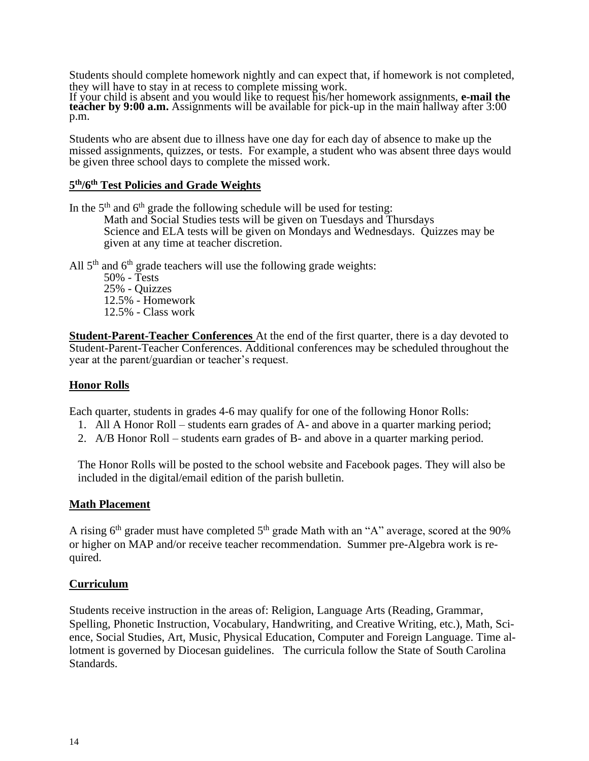Students should complete homework nightly and can expect that, if homework is not completed, they will have to stay in at recess to complete missing work.
If your child is absent and you would like to request his/her homework assignments, **e-mail the teacher by 9:00 a.m.** Assignments will be available for pick-up in the main hallway after 3:00 p.m.

Students who are absent due to illness have one day for each day of absence to make up the missed assignments, quizzes, or tests. For example, a student who was absent three days would be given three school days to complete the missed work.

## 5th/6th Test Policies and Grade Weights

In the 5th and 6th grade the following schedule will be used for testing:

> Math and Social Studies tests will be given on Tuesdays and Thursdays
> Science and ELA tests will be given on Mondays and Wednesdays. Quizzes may be given at any time at teacher discretion.

All 5th and 6th grade teachers will use the following grade weights:

> 50% - Tests
> 25% - Quizzes
> 12.5% - Homework
> 12.5% - Class work

**Student-Parent-Teacher Conferences** At the end of the first quarter, there is a day devoted to Student-Parent-Teacher Conferences. Additional conferences may be scheduled throughout the year at the parent/guardian or teacher's request.

## Honor Rolls

Each quarter, students in grades 4-6 may qualify for one of the following Honor Rolls:

1. All A Honor Roll – students earn grades of A- and above in a quarter marking period;
2. A/B Honor Roll – students earn grades of B- and above in a quarter marking period.

The Honor Rolls will be posted to the school website and Facebook pages. They will also be included in the digital/email edition of the parish bulletin.

## Math Placement

A rising 6th grader must have completed 5th grade Math with an "A" average, scored at the 90% or higher on MAP and/or receive teacher recommendation. Summer pre-Algebra work is required.

## Curriculum

Students receive instruction in the areas of: Religion, Language Arts (Reading, Grammar, Spelling, Phonetic Instruction, Vocabulary, Handwriting, and Creative Writing, etc.), Math, Science, Social Studies, Art, Music, Physical Education, Computer and Foreign Language. Time allotment is governed by Diocesan guidelines. The curricula follow the State of South Carolina Standards.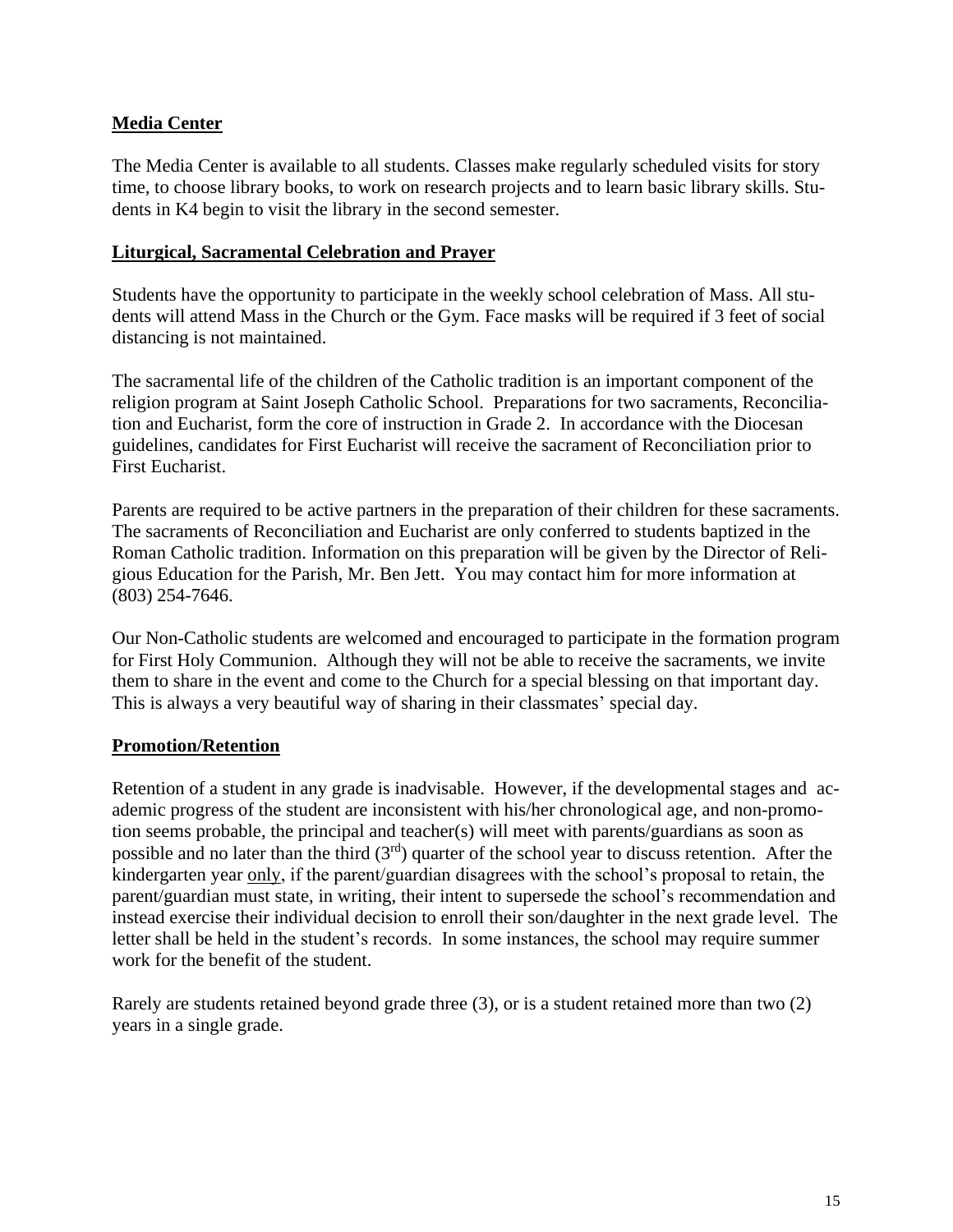## Media Center

The Media Center is available to all students. Classes make regularly scheduled visits for story time, to choose library books, to work on research projects and to learn basic library skills. Students in K4 begin to visit the library in the second semester.

## Liturgical, Sacramental Celebration and Prayer

Students have the opportunity to participate in the weekly school celebration of Mass. All students will attend Mass in the Church or the Gym. Face masks will be required if 3 feet of social distancing is not maintained.

The sacramental life of the children of the Catholic tradition is an important component of the religion program at Saint Joseph Catholic School. Preparations for two sacraments, Reconciliation and Eucharist, form the core of instruction in Grade 2. In accordance with the Diocesan guidelines, candidates for First Eucharist will receive the sacrament of Reconciliation prior to First Eucharist.

Parents are required to be active partners in the preparation of their children for these sacraments. The sacraments of Reconciliation and Eucharist are only conferred to students baptized in the Roman Catholic tradition. Information on this preparation will be given by the Director of Religious Education for the Parish, Mr. Ben Jett. You may contact him for more information at (803) 254-7646.

Our Non-Catholic students are welcomed and encouraged to participate in the formation program for First Holy Communion. Although they will not be able to receive the sacraments, we invite them to share in the event and come to the Church for a special blessing on that important day. This is always a very beautiful way of sharing in their classmates' special day.

## Promotion/Retention

Retention of a student in any grade is inadvisable. However, if the developmental stages and academic progress of the student are inconsistent with his/her chronological age, and non-promotion seems probable, the principal and teacher(s) will meet with parents/guardians as soon as possible and no later than the third (3rd) quarter of the school year to discuss retention. After the kindergarten year only, if the parent/guardian disagrees with the school's proposal to retain, the parent/guardian must state, in writing, their intent to supersede the school's recommendation and instead exercise their individual decision to enroll their son/daughter in the next grade level. The letter shall be held in the student's records. In some instances, the school may require summer work for the benefit of the student.

Rarely are students retained beyond grade three (3), or is a student retained more than two (2) years in a single grade.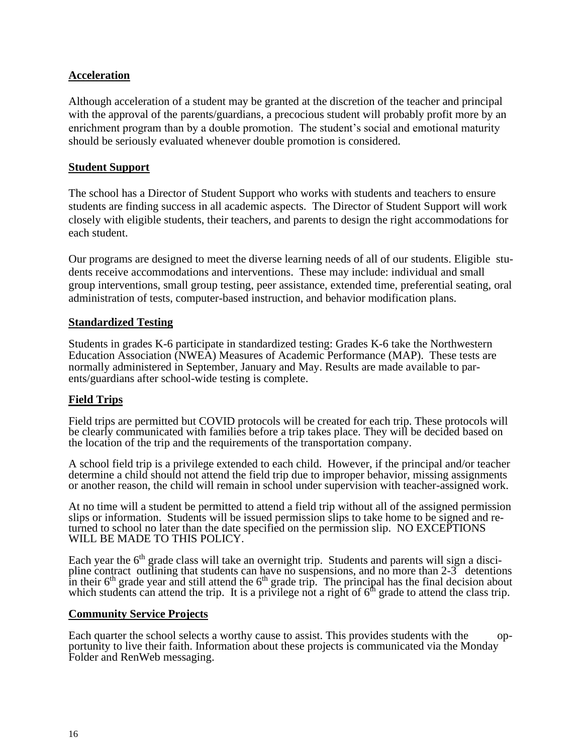## Acceleration

Although acceleration of a student may be granted at the discretion of the teacher and principal with the approval of the parents/guardians, a precocious student will probably profit more by an enrichment program than by a double promotion. The student's social and emotional maturity should be seriously evaluated whenever double promotion is considered.

## Student Support

The school has a Director of Student Support who works with students and teachers to ensure students are finding success in all academic aspects. The Director of Student Support will work closely with eligible students, their teachers, and parents to design the right accommodations for each student.

Our programs are designed to meet the diverse learning needs of all of our students. Eligible students receive accommodations and interventions. These may include: individual and small group interventions, small group testing, peer assistance, extended time, preferential seating, oral administration of tests, computer-based instruction, and behavior modification plans.

## Standardized Testing

Students in grades K-6 participate in standardized testing: Grades K-6 take the Northwestern Education Association (NWEA) Measures of Academic Performance (MAP). These tests are normally administered in September, January and May. Results are made available to parents/guardians after school-wide testing is complete.

## Field Trips

Field trips are permitted but COVID protocols will be created for each trip. These protocols will be clearly communicated with families before a trip takes place. They will be decided based on the location of the trip and the requirements of the transportation company.

A school field trip is a privilege extended to each child. However, if the principal and/or teacher determine a child should not attend the field trip due to improper behavior, missing assignments or another reason, the child will remain in school under supervision with teacher-assigned work.

At no time will a student be permitted to attend a field trip without all of the assigned permission slips or information. Students will be issued permission slips to take home to be signed and returned to school no later than the date specified on the permission slip. NO EXCEPTIONS WILL BE MADE TO THIS POLICY.

Each year the 6th grade class will take an overnight trip. Students and parents will sign a discipline contract outlining that students can have no suspensions, and no more than 2-3 detentions in their 6th grade year and still attend the 6th grade trip. The principal has the final decision about which students can attend the trip. It is a privilege not a right of 6th grade to attend the class trip.

## Community Service Projects

Each quarter the school selects a worthy cause to assist. This provides students with the opportunity to live their faith. Information about these projects is communicated via the Monday Folder and RenWeb messaging.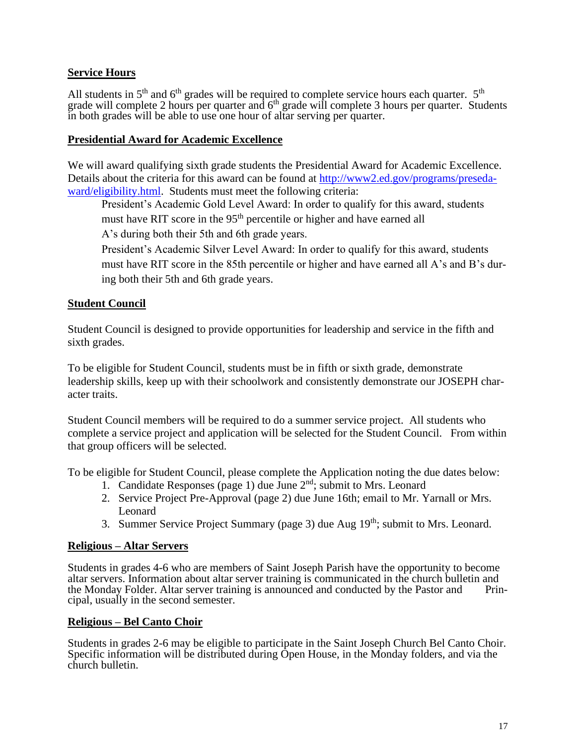## Service Hours

All students in 5th and 6th grades will be required to complete service hours each quarter. 5th grade will complete 2 hours per quarter and 6th grade will complete 3 hours per quarter. Students in both grades will be able to use one hour of altar serving per quarter.

## Presidential Award for Academic Excellence

We will award qualifying sixth grade students the Presidential Award for Academic Excellence. Details about the criteria for this award can be found at [http://www2.ed.gov/programs/presedaward/eligibility.html](http://www2.ed.gov/programs/presedaward/eligibility.html). Students must meet the following criteria:

> President's Academic Gold Level Award: In order to qualify for this award, students must have RIT score in the 95th percentile or higher and have earned all A's during both their 5th and 6th grade years.
>
> President's Academic Silver Level Award: In order to qualify for this award, students must have RIT score in the 85th percentile or higher and have earned all A's and B's during both their 5th and 6th grade years.

## Student Council

Student Council is designed to provide opportunities for leadership and service in the fifth and sixth grades.

To be eligible for Student Council, students must be in fifth or sixth grade, demonstrate leadership skills, keep up with their schoolwork and consistently demonstrate our JOSEPH character traits.

Student Council members will be required to do a summer service project. All students who complete a service project and application will be selected for the Student Council. From within that group officers will be selected.

To be eligible for Student Council, please complete the Application noting the due dates below:

1. Candidate Responses (page 1) due June 2nd; submit to Mrs. Leonard
2. Service Project Pre-Approval (page 2) due June 16th; email to Mr. Yarnall or Mrs. Leonard
3. Summer Service Project Summary (page 3) due Aug 19th; submit to Mrs. Leonard.

## Religious – Altar Servers

Students in grades 4-6 who are members of Saint Joseph Parish have the opportunity to become altar servers. Information about altar server training is communicated in the church bulletin and the Monday Folder. Altar server training is announced and conducted by the Pastor and Principal, usually in the second semester.

## Religious – Bel Canto Choir

Students in grades 2-6 may be eligible to participate in the Saint Joseph Church Bel Canto Choir. Specific information will be distributed during Open House, in the Monday folders, and via the church bulletin.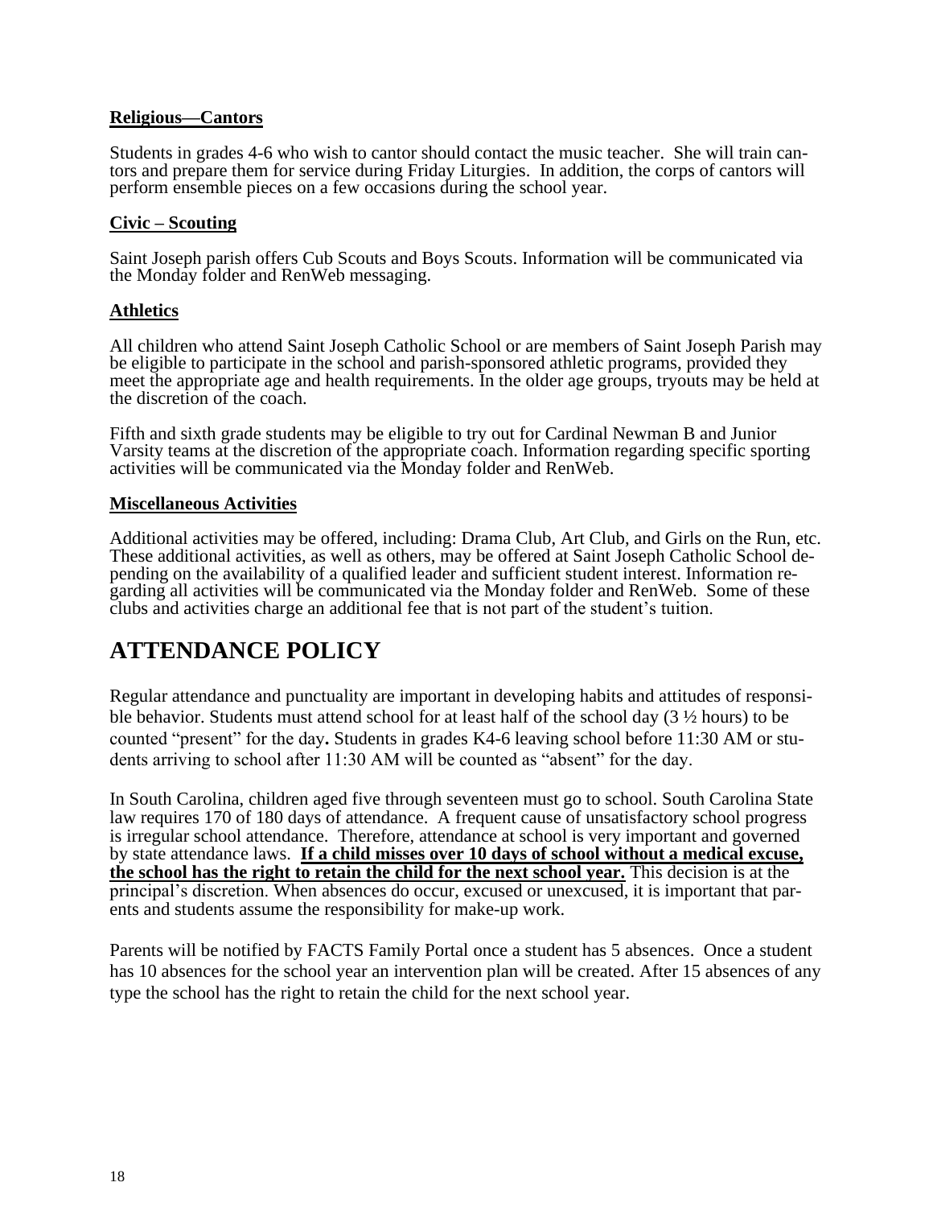**Religious—Cantors**

Students in grades 4-6 who wish to cantor should contact the music teacher. She will train cantors and prepare them for service during Friday Liturgies. In addition, the corps of cantors will perform ensemble pieces on a few occasions during the school year.

**Civic – Scouting**

Saint Joseph parish offers Cub Scouts and Boys Scouts. Information will be communicated via the Monday folder and RenWeb messaging.

**Athletics**

All children who attend Saint Joseph Catholic School or are members of Saint Joseph Parish may be eligible to participate in the school and parish-sponsored athletic programs, provided they meet the appropriate age and health requirements. In the older age groups, tryouts may be held at the discretion of the coach.

Fifth and sixth grade students may be eligible to try out for Cardinal Newman B and Junior Varsity teams at the discretion of the appropriate coach. Information regarding specific sporting activities will be communicated via the Monday folder and RenWeb.

**Miscellaneous Activities**

Additional activities may be offered, including: Drama Club, Art Club, and Girls on the Run, etc. These additional activities, as well as others, may be offered at Saint Joseph Catholic School depending on the availability of a qualified leader and sufficient student interest. Information regarding all activities will be communicated via the Monday folder and RenWeb. Some of these clubs and activities charge an additional fee that is not part of the student's tuition.

# ATTENDANCE POLICY

Regular attendance and punctuality are important in developing habits and attitudes of responsible behavior. Students must attend school for at least half of the school day (3 ½ hours) to be counted "present" for the day**.** Students in grades K4-6 leaving school before 11:30 AM or students arriving to school after 11:30 AM will be counted as "absent" for the day.

In South Carolina, children aged five through seventeen must go to school. South Carolina State law requires 170 of 180 days of attendance. A frequent cause of unsatisfactory school progress is irregular school attendance. Therefore, attendance at school is very important and governed by state attendance laws. **If a child misses over 10 days of school without a medical excuse, the school has the right to retain the child for the next school year.** This decision is at the principal's discretion. When absences do occur, excused or unexcused, it is important that parents and students assume the responsibility for make-up work.

Parents will be notified by FACTS Family Portal once a student has 5 absences. Once a student has 10 absences for the school year an intervention plan will be created. After 15 absences of any type the school has the right to retain the child for the next school year.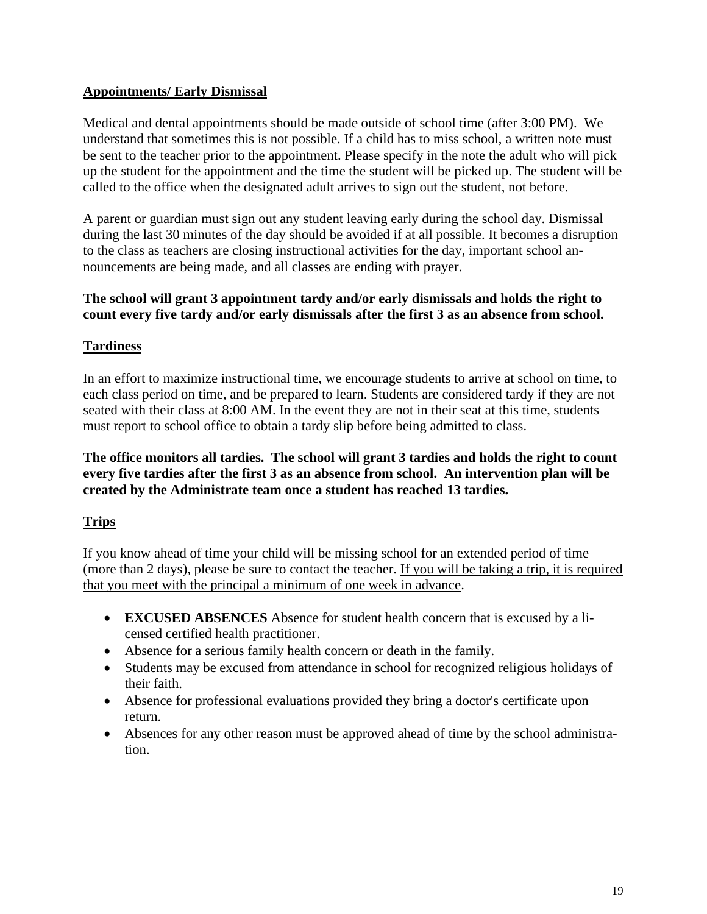## Appointments/ Early Dismissal

Medical and dental appointments should be made outside of school time (after 3:00 PM). We understand that sometimes this is not possible. If a child has to miss school, a written note must be sent to the teacher prior to the appointment. Please specify in the note the adult who will pick up the student for the appointment and the time the student will be picked up. The student will be called to the office when the designated adult arrives to sign out the student, not before.

A parent or guardian must sign out any student leaving early during the school day. Dismissal during the last 30 minutes of the day should be avoided if at all possible. It becomes a disruption to the class as teachers are closing instructional activities for the day, important school announcements are being made, and all classes are ending with prayer.

**The school will grant 3 appointment tardy and/or early dismissals and holds the right to count every five tardy and/or early dismissals after the first 3 as an absence from school.**

## Tardiness

In an effort to maximize instructional time, we encourage students to arrive at school on time, to each class period on time, and be prepared to learn. Students are considered tardy if they are not seated with their class at 8:00 AM. In the event they are not in their seat at this time, students must report to school office to obtain a tardy slip before being admitted to class.

**The office monitors all tardies. The school will grant 3 tardies and holds the right to count every five tardies after the first 3 as an absence from school. An intervention plan will be created by the Administrate team once a student has reached 13 tardies.**

## Trips

If you know ahead of time your child will be missing school for an extended period of time (more than 2 days), please be sure to contact the teacher. <u>If you will be taking a trip, it is required that you meet with the principal a minimum of one week in advance</u>.

- **EXCUSED ABSENCES** Absence for student health concern that is excused by a licensed certified health practitioner.
- Absence for a serious family health concern or death in the family.
- Students may be excused from attendance in school for recognized religious holidays of their faith.
- Absence for professional evaluations provided they bring a doctor's certificate upon return.
- Absences for any other reason must be approved ahead of time by the school administration.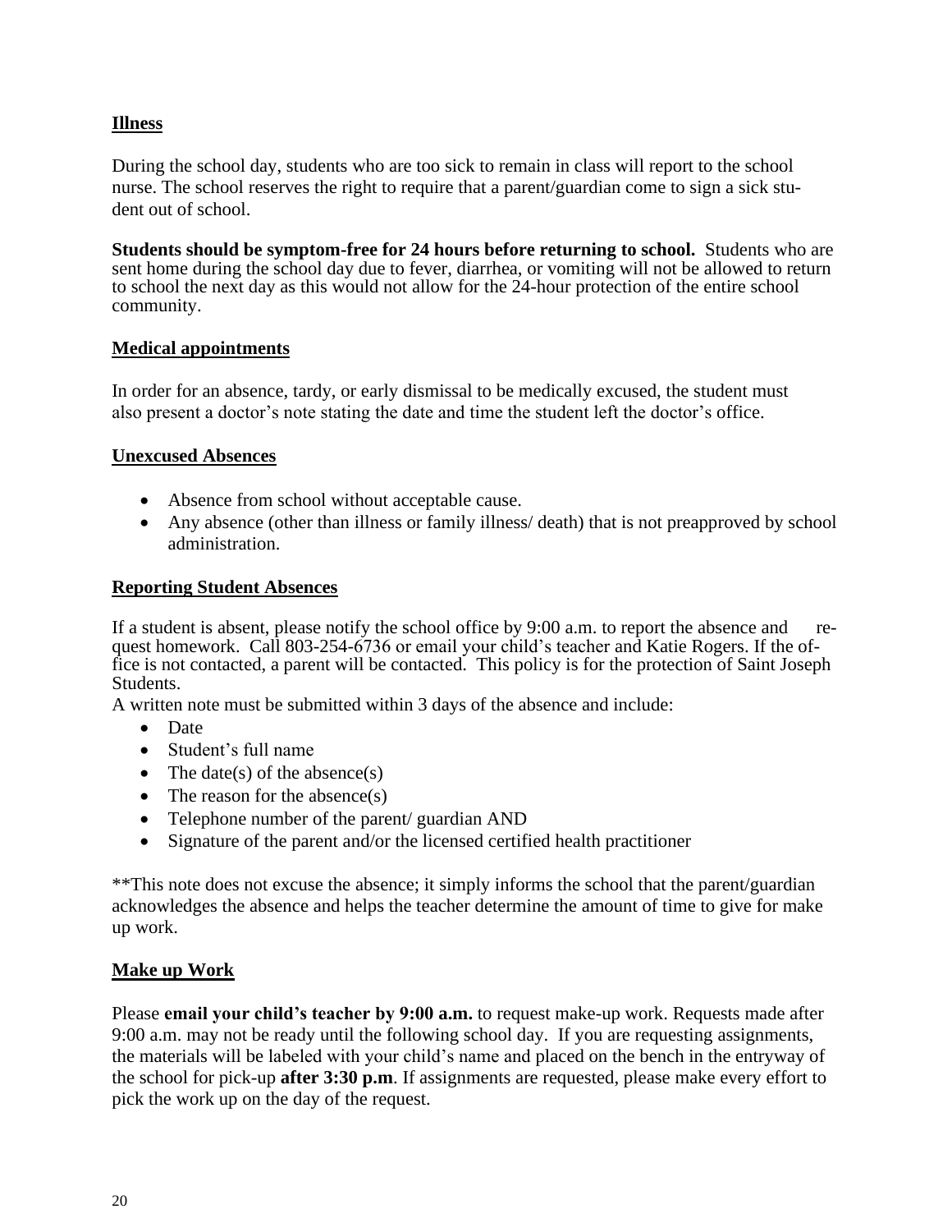## Illness

During the school day, students who are too sick to remain in class will report to the school nurse. The school reserves the right to require that a parent/guardian come to sign a sick student out of school.

**Students should be symptom-free for 24 hours before returning to school.** Students who are sent home during the school day due to fever, diarrhea, or vomiting will not be allowed to return to school the next day as this would not allow for the 24-hour protection of the entire school community.

## Medical appointments

In order for an absence, tardy, or early dismissal to be medically excused, the student must also present a doctor's note stating the date and time the student left the doctor's office.

## Unexcused Absences

- Absence from school without acceptable cause.
- Any absence (other than illness or family illness/ death) that is not preapproved by school administration.

## Reporting Student Absences

If a student is absent, please notify the school office by 9:00 a.m. to report the absence and request homework. Call 803-254-6736 or email your child's teacher and Katie Rogers. If the office is not contacted, a parent will be contacted. This policy is for the protection of Saint Joseph Students.

A written note must be submitted within 3 days of the absence and include:

- Date
- Student's full name
- The date(s) of the absence(s)
- The reason for the absence(s)
- Telephone number of the parent/ guardian AND
- Signature of the parent and/or the licensed certified health practitioner

**This note does not excuse the absence; it simply informs the school that the parent/guardian acknowledges the absence and helps the teacher determine the amount of time to give for make up work.

## Make up Work

Please **email your child's teacher by 9:00 a.m.** to request make-up work. Requests made after 9:00 a.m. may not be ready until the following school day. If you are requesting assignments, the materials will be labeled with your child's name and placed on the bench in the entryway of the school for pick-up **after 3:30 p.m**. If assignments are requested, please make every effort to pick the work up on the day of the request.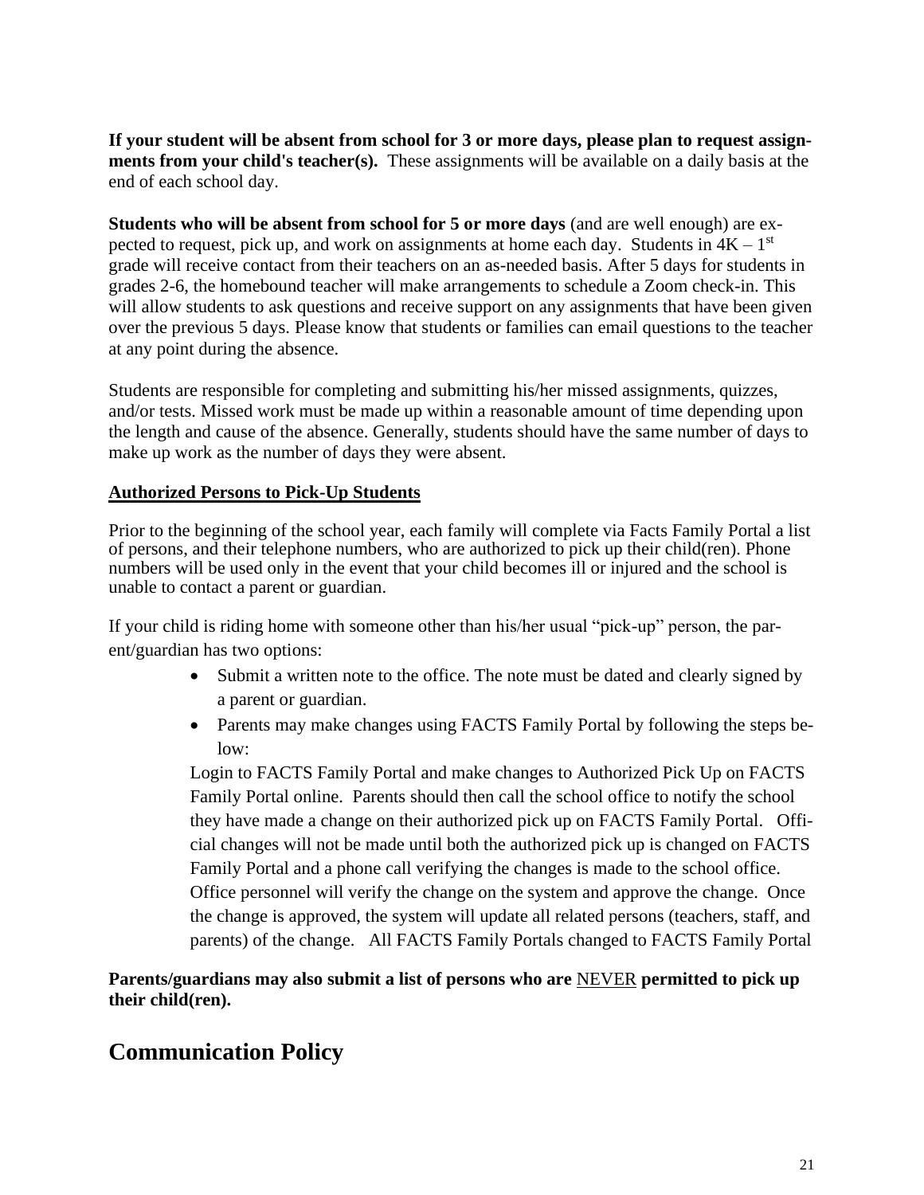**If your student will be absent from school for 3 or more days, please plan to request assignments from your child's teacher(s).** These assignments will be available on a daily basis at the end of each school day.

**Students who will be absent from school for 5 or more days** (and are well enough) are expected to request, pick up, and work on assignments at home each day. Students in 4K – 1st grade will receive contact from their teachers on an as-needed basis. After 5 days for students in grades 2-6, the homebound teacher will make arrangements to schedule a Zoom check-in. This will allow students to ask questions and receive support on any assignments that have been given over the previous 5 days. Please know that students or families can email questions to the teacher at any point during the absence.

Students are responsible for completing and submitting his/her missed assignments, quizzes, and/or tests. Missed work must be made up within a reasonable amount of time depending upon the length and cause of the absence. Generally, students should have the same number of days to make up work as the number of days they were absent.

**Authorized Persons to Pick-Up Students**

Prior to the beginning of the school year, each family will complete via Facts Family Portal a list of persons, and their telephone numbers, who are authorized to pick up their child(ren). Phone numbers will be used only in the event that your child becomes ill or injured and the school is unable to contact a parent or guardian.

If your child is riding home with someone other than his/her usual "pick-up" person, the parent/guardian has two options:

- Submit a written note to the office. The note must be dated and clearly signed by a parent or guardian.
- Parents may make changes using FACTS Family Portal by following the steps below:

  Login to FACTS Family Portal and make changes to Authorized Pick Up on FACTS Family Portal online. Parents should then call the school office to notify the school they have made a change on their authorized pick up on FACTS Family Portal. Official changes will not be made until both the authorized pick up is changed on FACTS Family Portal and a phone call verifying the changes is made to the school office. Office personnel will verify the change on the system and approve the change. Once the change is approved, the system will update all related persons (teachers, staff, and parents) of the change. All FACTS Family Portals changed to FACTS Family Portal

**Parents/guardians may also submit a list of persons who are NEVER permitted to pick up their child(ren).**

# Communication Policy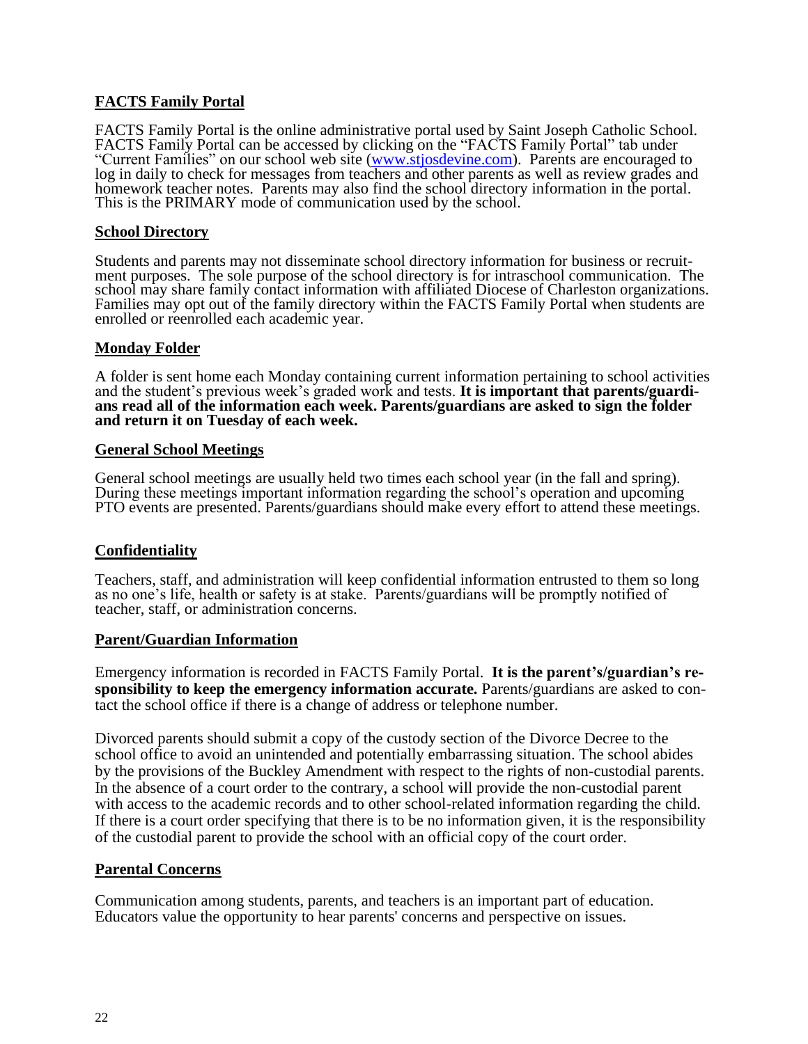## **FACTS Family Portal**

FACTS Family Portal is the online administrative portal used by Saint Joseph Catholic School. FACTS Family Portal can be accessed by clicking on the "FACTS Family Portal" tab under "Current Families" on our school web site (www.stjosdevine.com). Parents are encouraged to log in daily to check for messages from teachers and other parents as well as review grades and homework teacher notes. Parents may also find the school directory information in the portal. This is the PRIMARY mode of communication used by the school.

## **School Directory**

Students and parents may not disseminate school directory information for business or recruitment purposes. The sole purpose of the school directory is for intraschool communication. The school may share family contact information with affiliated Diocese of Charleston organizations. Families may opt out of the family directory within the FACTS Family Portal when students are enrolled or reenrolled each academic year.

## **Monday Folder**

A folder is sent home each Monday containing current information pertaining to school activities and the student's previous week's graded work and tests. **It is important that parents/guardians read all of the information each week. Parents/guardians are asked to sign the folder and return it on Tuesday of each week.**

## **General School Meetings**

General school meetings are usually held two times each school year (in the fall and spring). During these meetings important information regarding the school's operation and upcoming PTO events are presented. Parents/guardians should make every effort to attend these meetings.

## **Confidentiality**

Teachers, staff, and administration will keep confidential information entrusted to them so long as no one's life, health or safety is at stake. Parents/guardians will be promptly notified of teacher, staff, or administration concerns.

## **Parent/Guardian Information**

Emergency information is recorded in FACTS Family Portal. **It is the parent's/guardian's responsibility to keep the emergency information accurate.** Parents/guardians are asked to contact the school office if there is a change of address or telephone number.

Divorced parents should submit a copy of the custody section of the Divorce Decree to the school office to avoid an unintended and potentially embarrassing situation. The school abides by the provisions of the Buckley Amendment with respect to the rights of non-custodial parents. In the absence of a court order to the contrary, a school will provide the non-custodial parent with access to the academic records and to other school-related information regarding the child. If there is a court order specifying that there is to be no information given, it is the responsibility of the custodial parent to provide the school with an official copy of the court order.

## **Parental Concerns**

Communication among students, parents, and teachers is an important part of education. Educators value the opportunity to hear parents' concerns and perspective on issues.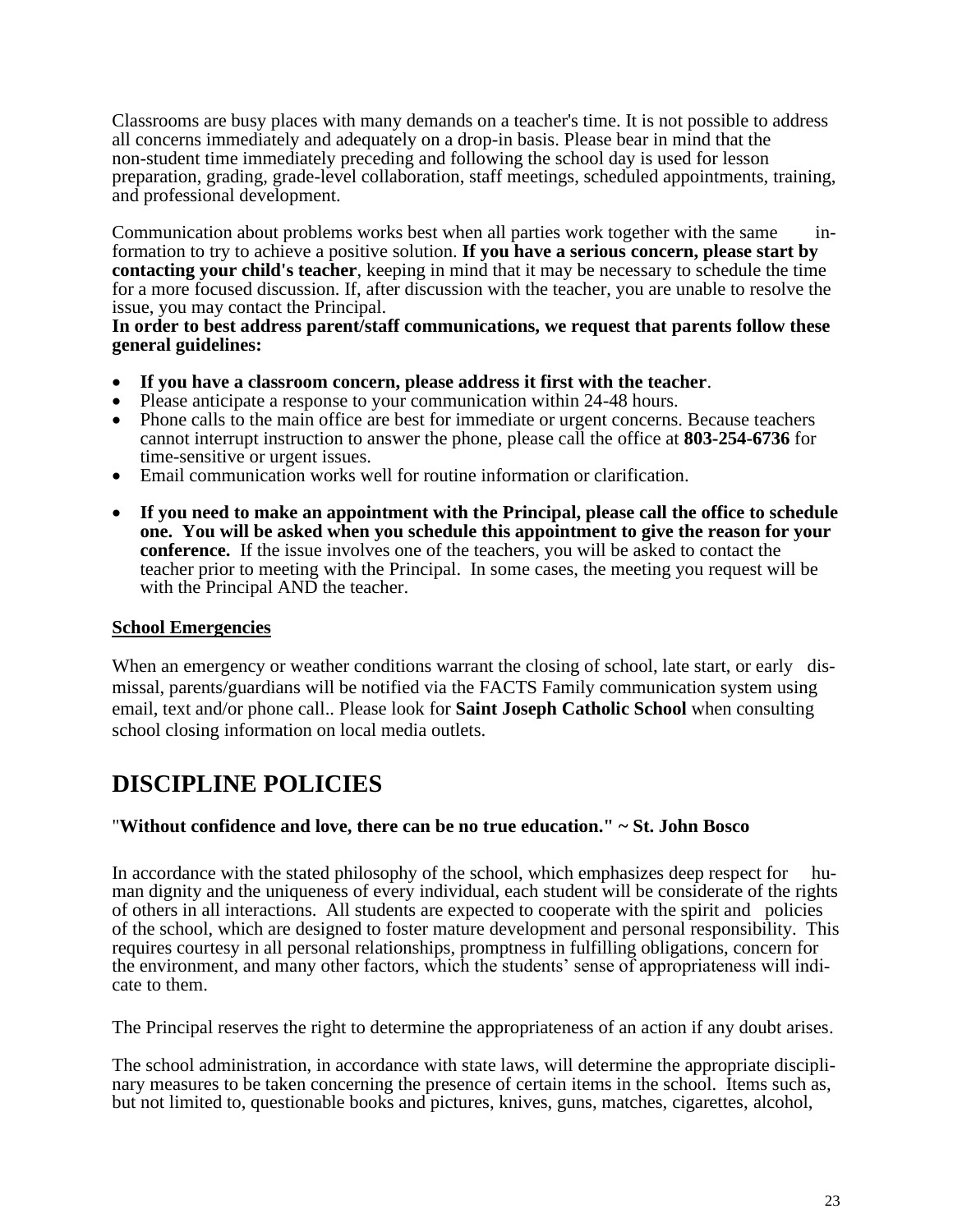Classrooms are busy places with many demands on a teacher's time. It is not possible to address all concerns immediately and adequately on a drop-in basis. Please bear in mind that the non-student time immediately preceding and following the school day is used for lesson preparation, grading, grade-level collaboration, staff meetings, scheduled appointments, training, and professional development.

Communication about problems works best when all parties work together with the same information to try to achieve a positive solution. **If you have a serious concern, please start by contacting your child's teacher**, keeping in mind that it may be necessary to schedule the time for a more focused discussion. If, after discussion with the teacher, you are unable to resolve the issue, you may contact the Principal.

**In order to best address parent/staff communications, we request that parents follow these general guidelines:**

- **If you have a classroom concern, please address it first with the teacher**.
- Please anticipate a response to your communication within 24-48 hours.
- Phone calls to the main office are best for immediate or urgent concerns. Because teachers cannot interrupt instruction to answer the phone, please call the office at **803-254-6736** for time-sensitive or urgent issues.
- Email communication works well for routine information or clarification.
- **If you need to make an appointment with the Principal, please call the office to schedule one. You will be asked when you schedule this appointment to give the reason for your conference.** If the issue involves one of the teachers, you will be asked to contact the teacher prior to meeting with the Principal. In some cases, the meeting you request will be with the Principal AND the teacher.

**School Emergencies**

When an emergency or weather conditions warrant the closing of school, late start, or early dismissal, parents/guardians will be notified via the FACTS Family communication system using email, text and/or phone call.. Please look for **Saint Joseph Catholic School** when consulting school closing information on local media outlets.

# DISCIPLINE POLICIES

"**Without confidence and love, there can be no true education." ~ St. John Bosco**

In accordance with the stated philosophy of the school, which emphasizes deep respect for human dignity and the uniqueness of every individual, each student will be considerate of the rights of others in all interactions. All students are expected to cooperate with the spirit and policies of the school, which are designed to foster mature development and personal responsibility. This requires courtesy in all personal relationships, promptness in fulfilling obligations, concern for the environment, and many other factors, which the students' sense of appropriateness will indicate to them.

The Principal reserves the right to determine the appropriateness of an action if any doubt arises.

The school administration, in accordance with state laws, will determine the appropriate disciplinary measures to be taken concerning the presence of certain items in the school. Items such as, but not limited to, questionable books and pictures, knives, guns, matches, cigarettes, alcohol,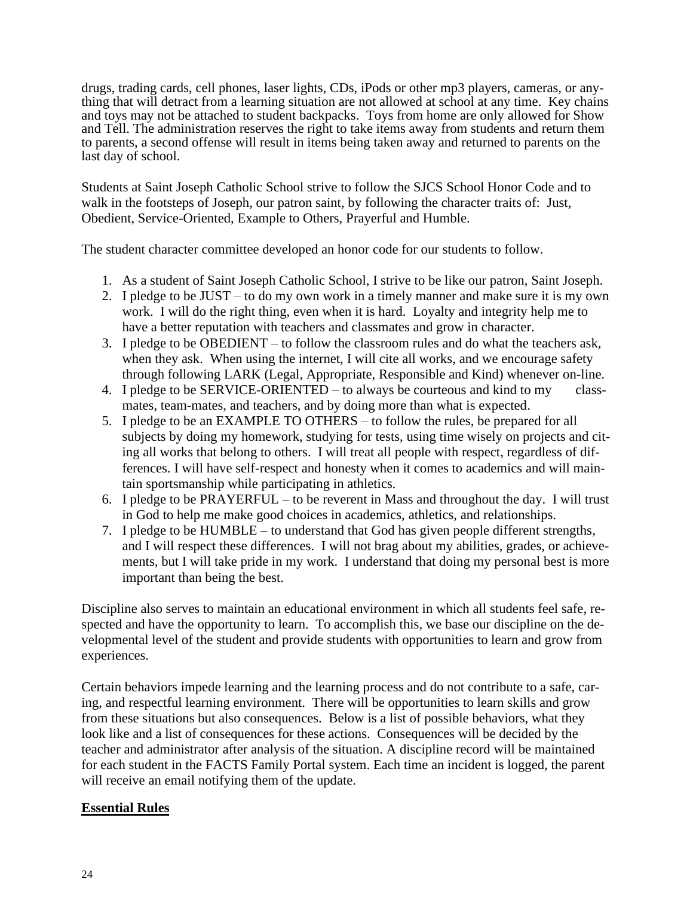drugs, trading cards, cell phones, laser lights, CDs, iPods or other mp3 players, cameras, or anything that will detract from a learning situation are not allowed at school at any time. Key chains and toys may not be attached to student backpacks. Toys from home are only allowed for Show and Tell. The administration reserves the right to take items away from students and return them to parents, a second offense will result in items being taken away and returned to parents on the last day of school.

Students at Saint Joseph Catholic School strive to follow the SJCS School Honor Code and to walk in the footsteps of Joseph, our patron saint, by following the character traits of: Just, Obedient, Service-Oriented, Example to Others, Prayerful and Humble.

The student character committee developed an honor code for our students to follow.

1. As a student of Saint Joseph Catholic School, I strive to be like our patron, Saint Joseph.
2. I pledge to be JUST – to do my own work in a timely manner and make sure it is my own work. I will do the right thing, even when it is hard. Loyalty and integrity help me to have a better reputation with teachers and classmates and grow in character.
3. I pledge to be OBEDIENT – to follow the classroom rules and do what the teachers ask, when they ask. When using the internet, I will cite all works, and we encourage safety through following LARK (Legal, Appropriate, Responsible and Kind) whenever on-line.
4. I pledge to be SERVICE-ORIENTED – to always be courteous and kind to my classmates, team-mates, and teachers, and by doing more than what is expected.
5. I pledge to be an EXAMPLE TO OTHERS – to follow the rules, be prepared for all subjects by doing my homework, studying for tests, using time wisely on projects and citing all works that belong to others. I will treat all people with respect, regardless of differences. I will have self-respect and honesty when it comes to academics and will maintain sportsmanship while participating in athletics.
6. I pledge to be PRAYERFUL – to be reverent in Mass and throughout the day. I will trust in God to help me make good choices in academics, athletics, and relationships.
7. I pledge to be HUMBLE – to understand that God has given people different strengths, and I will respect these differences. I will not brag about my abilities, grades, or achievements, but I will take pride in my work. I understand that doing my personal best is more important than being the best.

Discipline also serves to maintain an educational environment in which all students feel safe, respected and have the opportunity to learn. To accomplish this, we base our discipline on the developmental level of the student and provide students with opportunities to learn and grow from experiences.

Certain behaviors impede learning and the learning process and do not contribute to a safe, caring, and respectful learning environment. There will be opportunities to learn skills and grow from these situations but also consequences. Below is a list of possible behaviors, what they look like and a list of consequences for these actions. Consequences will be decided by the teacher and administrator after analysis of the situation. A discipline record will be maintained for each student in the FACTS Family Portal system. Each time an incident is logged, the parent will receive an email notifying them of the update.

**Essential Rules**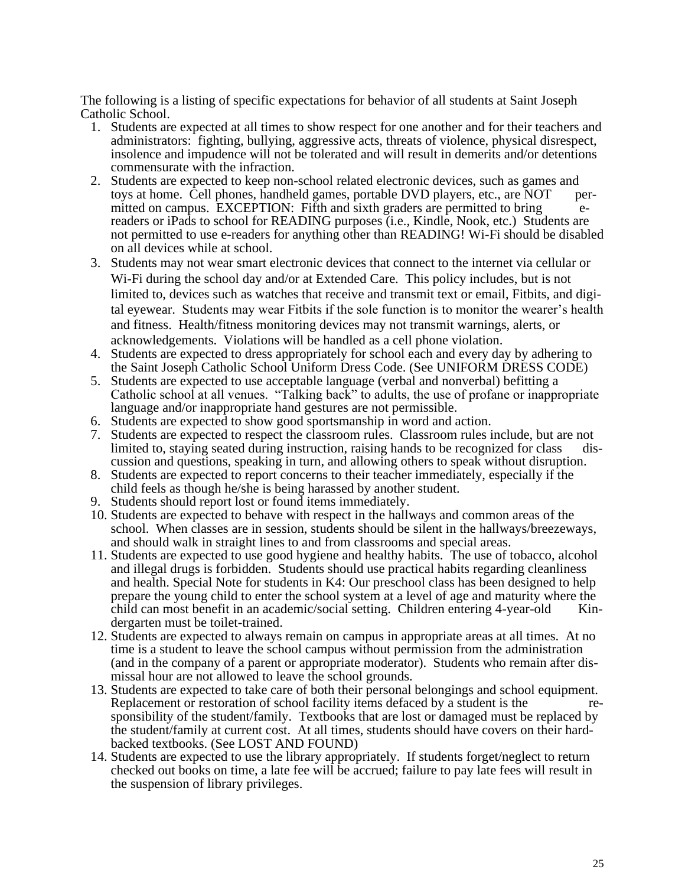The following is a listing of specific expectations for behavior of all students at Saint Joseph Catholic School.

1. Students are expected at all times to show respect for one another and for their teachers and administrators: fighting, bullying, aggressive acts, threats of violence, physical disrespect, insolence and impudence will not be tolerated and will result in demerits and/or detentions commensurate with the infraction.
2. Students are expected to keep non-school related electronic devices, such as games and toys at home. Cell phones, handheld games, portable DVD players, etc., are NOT permitted on campus. EXCEPTION: Fifth and sixth graders are permitted to bring e-readers or iPads to school for READING purposes (i.e., Kindle, Nook, etc.) Students are not permitted to use e-readers for anything other than READING! Wi-Fi should be disabled on all devices while at school.
3. Students may not wear smart electronic devices that connect to the internet via cellular or Wi-Fi during the school day and/or at Extended Care. This policy includes, but is not limited to, devices such as watches that receive and transmit text or email, Fitbits, and digital eyewear. Students may wear Fitbits if the sole function is to monitor the wearer's health and fitness. Health/fitness monitoring devices may not transmit warnings, alerts, or acknowledgements. Violations will be handled as a cell phone violation.
4. Students are expected to dress appropriately for school each and every day by adhering to the Saint Joseph Catholic School Uniform Dress Code. (See UNIFORM DRESS CODE)
5. Students are expected to use acceptable language (verbal and nonverbal) befitting a Catholic school at all venues. "Talking back" to adults, the use of profane or inappropriate language and/or inappropriate hand gestures are not permissible.
6. Students are expected to show good sportsmanship in word and action.
7. Students are expected to respect the classroom rules. Classroom rules include, but are not limited to, staying seated during instruction, raising hands to be recognized for class discussion and questions, speaking in turn, and allowing others to speak without disruption.
8. Students are expected to report concerns to their teacher immediately, especially if the child feels as though he/she is being harassed by another student.
9. Students should report lost or found items immediately.
10. Students are expected to behave with respect in the hallways and common areas of the school. When classes are in session, students should be silent in the hallways/breezeways, and should walk in straight lines to and from classrooms and special areas.
11. Students are expected to use good hygiene and healthy habits. The use of tobacco, alcohol and illegal drugs is forbidden. Students should use practical habits regarding cleanliness and health. Special Note for students in K4: Our preschool class has been designed to help prepare the young child to enter the school system at a level of age and maturity where the child can most benefit in an academic/social setting. Children entering 4-year-old Kindergarten must be toilet-trained.
12. Students are expected to always remain on campus in appropriate areas at all times. At no time is a student to leave the school campus without permission from the administration (and in the company of a parent or appropriate moderator). Students who remain after dismissal hour are not allowed to leave the school grounds.
13. Students are expected to take care of both their personal belongings and school equipment. Replacement or restoration of school facility items defaced by a student is the responsibility of the student/family. Textbooks that are lost or damaged must be replaced by the student/family at current cost. At all times, students should have covers on their hardbacked textbooks. (See LOST AND FOUND)
14. Students are expected to use the library appropriately. If students forget/neglect to return checked out books on time, a late fee will be accrued; failure to pay late fees will result in the suspension of library privileges.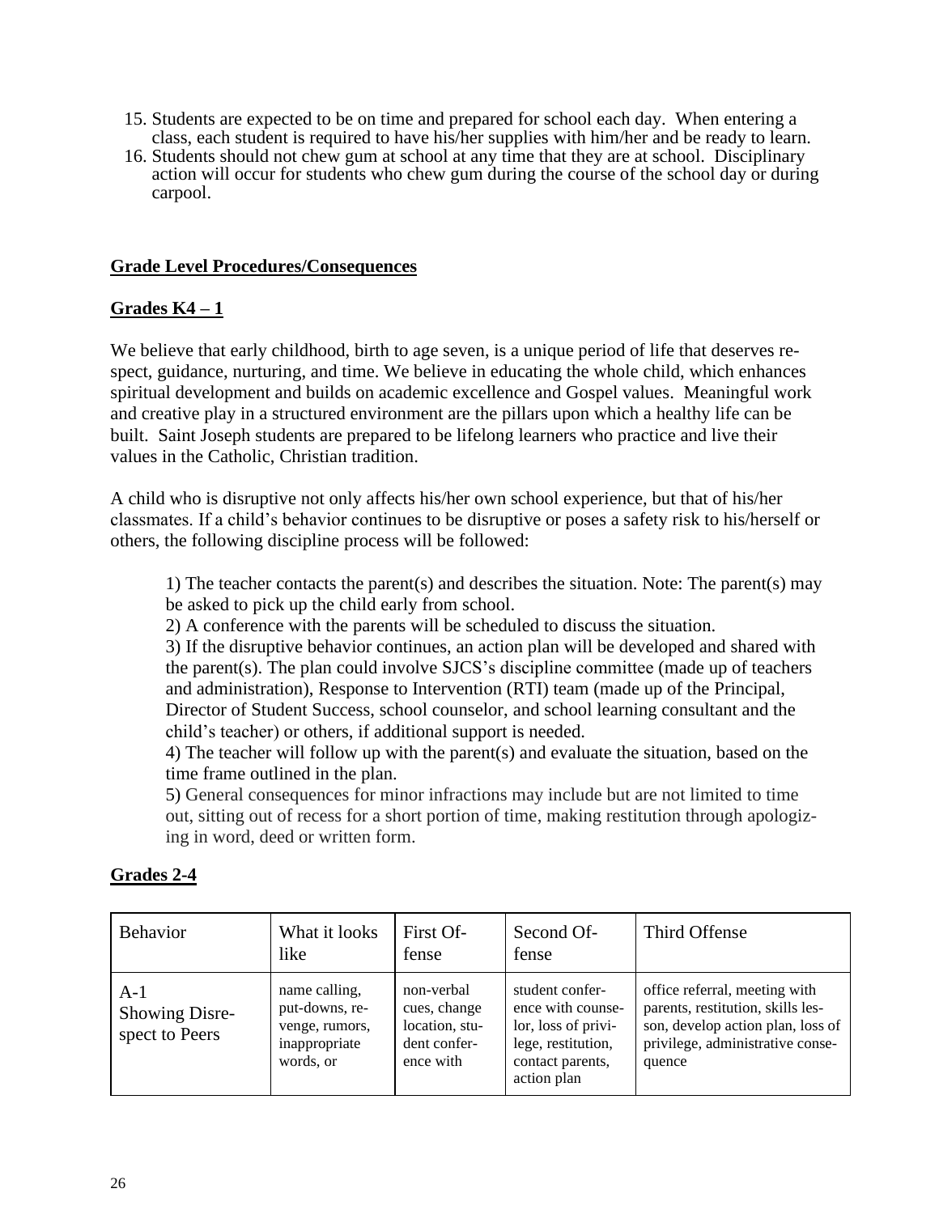15. Students are expected to be on time and prepared for school each day. When entering a class, each student is required to have his/her supplies with him/her and be ready to learn.
16. Students should not chew gum at school at any time that they are at school. Disciplinary action will occur for students who chew gum during the course of the school day or during carpool.

**Grade Level Procedures/Consequences**

**Grades K4 – 1**

We believe that early childhood, birth to age seven, is a unique period of life that deserves respect, guidance, nurturing, and time. We believe in educating the whole child, which enhances spiritual development and builds on academic excellence and Gospel values. Meaningful work and creative play in a structured environment are the pillars upon which a healthy life can be built. Saint Joseph students are prepared to be lifelong learners who practice and live their values in the Catholic, Christian tradition.

A child who is disruptive not only affects his/her own school experience, but that of his/her classmates. If a child's behavior continues to be disruptive or poses a safety risk to his/herself or others, the following discipline process will be followed:

1) The teacher contacts the parent(s) and describes the situation. Note: The parent(s) may be asked to pick up the child early from school.
2) A conference with the parents will be scheduled to discuss the situation.
3) If the disruptive behavior continues, an action plan will be developed and shared with the parent(s). The plan could involve SJCS's discipline committee (made up of teachers and administration), Response to Intervention (RTI) team (made up of the Principal, Director of Student Success, school counselor, and school learning consultant and the child's teacher) or others, if additional support is needed.
4) The teacher will follow up with the parent(s) and evaluate the situation, based on the time frame outlined in the plan.
5) General consequences for minor infractions may include but are not limited to time out, sitting out of recess for a short portion of time, making restitution through apologizing in word, deed or written form.

**Grades 2-4**

| Behavior | What it looks like | First Offense | Second Offense | Third Offense |
|---|---|---|---|---|
| A-1 Showing Disrespect to Peers | name calling, put-downs, revenge, rumors, inappropriate words, or | non-verbal cues, change location, student conference with | student conference with counselor, loss of privilege, restitution, contact parents, action plan | office referral, meeting with parents, restitution, skills lesson, develop action plan, loss of privilege, administrative consequence |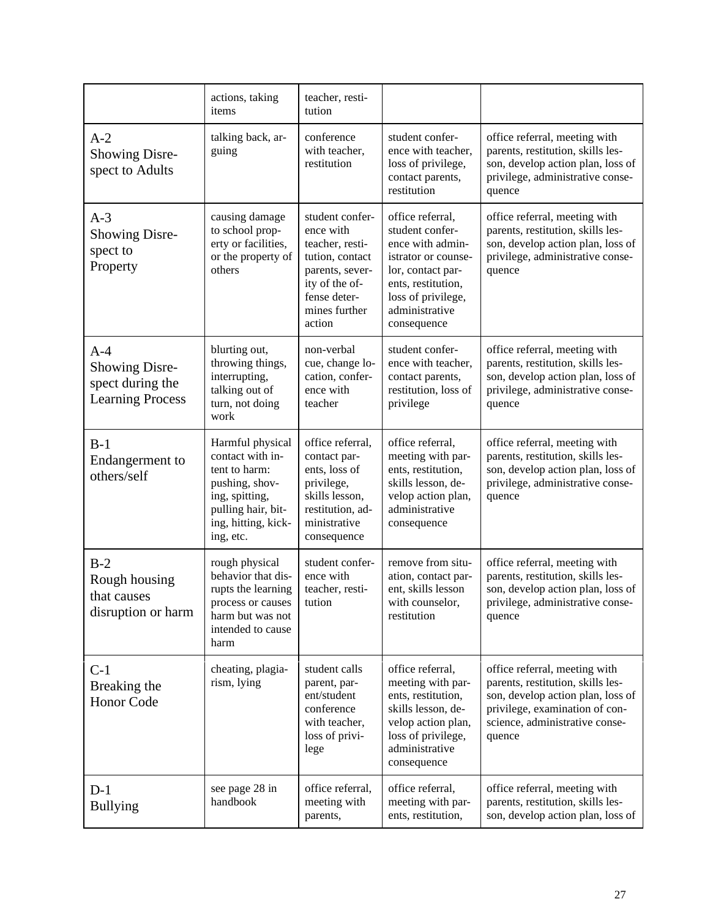| | | | | |
|---|---|---|---|---|
| | actions, taking items | teacher, restitution | | |
| A-2 Showing Disrespect to Adults | talking back, arguing | conference with teacher, restitution | student conference with teacher, loss of privilege, contact parents, restitution | office referral, meeting with parents, restitution, skills lesson, develop action plan, loss of privilege, administrative consequence |
| A-3 Showing Disrespect to Property | causing damage to school property or facilities, or the property of others | student conference with teacher, restitution, contact parents, severity of the offense determines further action | office referral, student conference with administrator or counselor, contact parents, restitution, loss of privilege, administrative consequence | office referral, meeting with parents, restitution, skills lesson, develop action plan, loss of privilege, administrative consequence |
| A-4 Showing Disrespect during the Learning Process | blurting out, throwing things, interrupting, talking out of turn, not doing work | non-verbal cue, change location, conference with teacher | student conference with teacher, contact parents, restitution, loss of privilege | office referral, meeting with parents, restitution, skills lesson, develop action plan, loss of privilege, administrative consequence |
| B-1 Endangerment to others/self | Harmful physical contact with intent to harm: pushing, shoving, spitting, pulling hair, biting, hitting, kicking, etc. | office referral, contact parents, loss of privilege, skills lesson, restitution, administrative consequence | office referral, meeting with parents, restitution, skills lesson, develop action plan, administrative consequence | office referral, meeting with parents, restitution, skills lesson, develop action plan, loss of privilege, administrative consequence |
| B-2 Rough housing that causes disruption or harm | rough physical behavior that disrupts the learning process or causes harm but was not intended to cause harm | student conference with teacher, restitution | remove from situation, contact parent, skills lesson with counselor, restitution | office referral, meeting with parents, restitution, skills lesson, develop action plan, loss of privilege, administrative consequence |
| C-1 Breaking the Honor Code | cheating, plagiarism, lying | student calls parent, parent/student conference with teacher, loss of privilege | office referral, meeting with parents, restitution, skills lesson, develop action plan, loss of privilege, administrative consequence | office referral, meeting with parents, restitution, skills lesson, develop action plan, loss of privilege, examination of conscience, administrative consequence |
| D-1 Bullying | see page 28 in handbook | office referral, meeting with parents, | office referral, meeting with parents, restitution, | office referral, meeting with parents, restitution, skills lesson, develop action plan, loss of |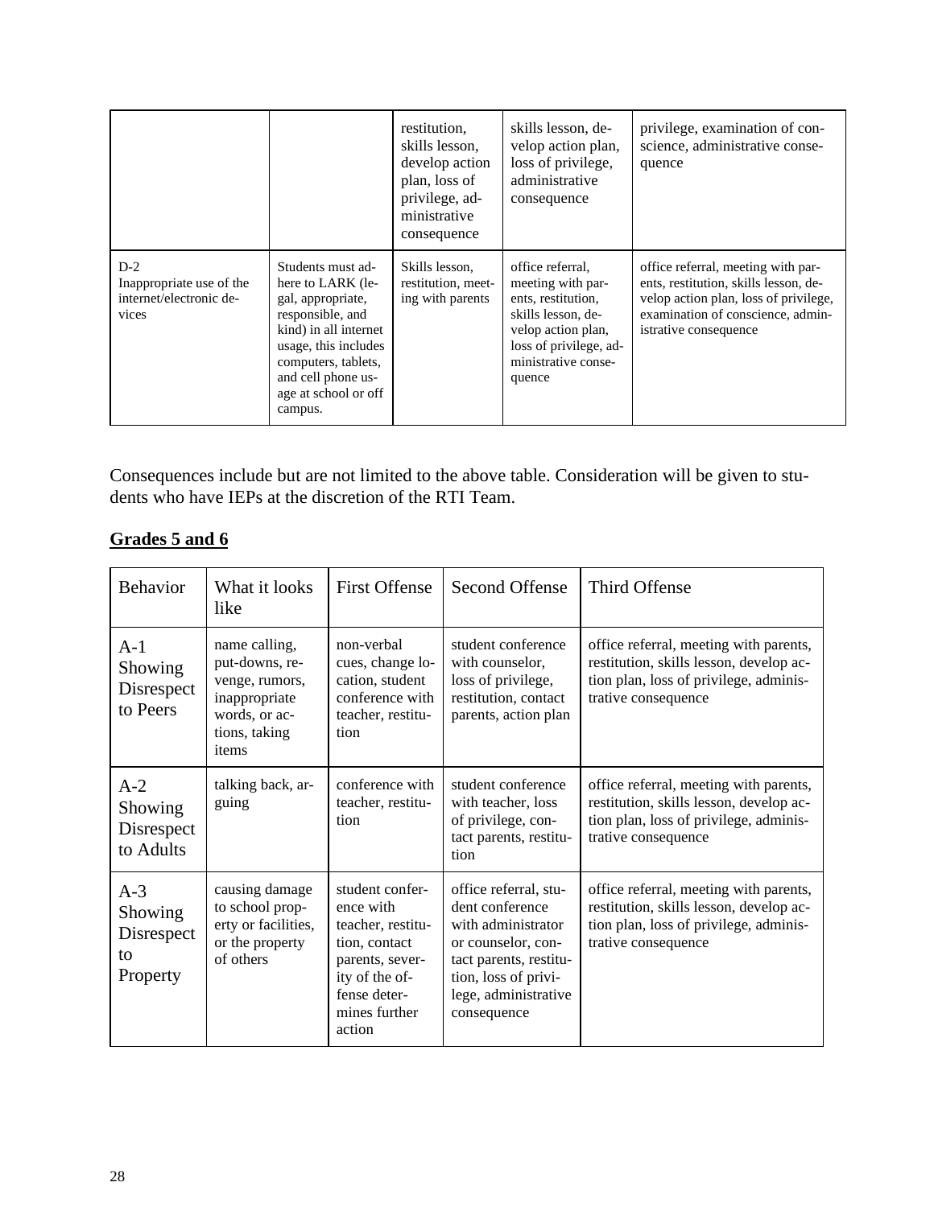| | | | | |
|---|---|---|---|---|
| | | restitution, skills lesson, develop action plan, loss of privilege, administrative consequence | skills lesson, develop action plan, loss of privilege, administrative consequence | privilege, examination of conscience, administrative consequence |
| D-2 Inappropriate use of the internet/electronic devices | Students must adhere to LARK (legal, appropriate, responsible, and kind) in all internet usage, this includes computers, tablets, and cell phone usage at school or off campus. | Skills lesson, restitution, meeting with parents | office referral, meeting with parents, restitution, skills lesson, develop action plan, loss of privilege, administrative consequence | office referral, meeting with parents, restitution, skills lesson, develop action plan, loss of privilege, examination of conscience, administrative consequence |

Consequences include but are not limited to the above table. Consideration will be given to students who have IEPs at the discretion of the RTI Team.

## Grades 5 and 6

| Behavior | What it looks like | First Offense | Second Offense | Third Offense |
|---|---|---|---|---|
| A-1 Showing Disrespect to Peers | name calling, put-downs, revenge, rumors, inappropriate words, or actions, taking items | non-verbal cues, change location, student conference with teacher, restitution | student conference with counselor, loss of privilege, restitution, contact parents, action plan | office referral, meeting with parents, restitution, skills lesson, develop action plan, loss of privilege, administrative consequence |
| A-2 Showing Disrespect to Adults | talking back, arguing | conference with teacher, restitution | student conference with teacher, loss of privilege, contact parents, restitution | office referral, meeting with parents, restitution, skills lesson, develop action plan, loss of privilege, administrative consequence |
| A-3 Showing Disrespect to Property | causing damage to school property or facilities, or the property of others | student conference with teacher, restitution, contact parents, severity of the offense determines further action | office referral, student conference with administrator or counselor, contact parents, restitution, loss of privilege, administrative consequence | office referral, meeting with parents, restitution, skills lesson, develop action plan, loss of privilege, administrative consequence |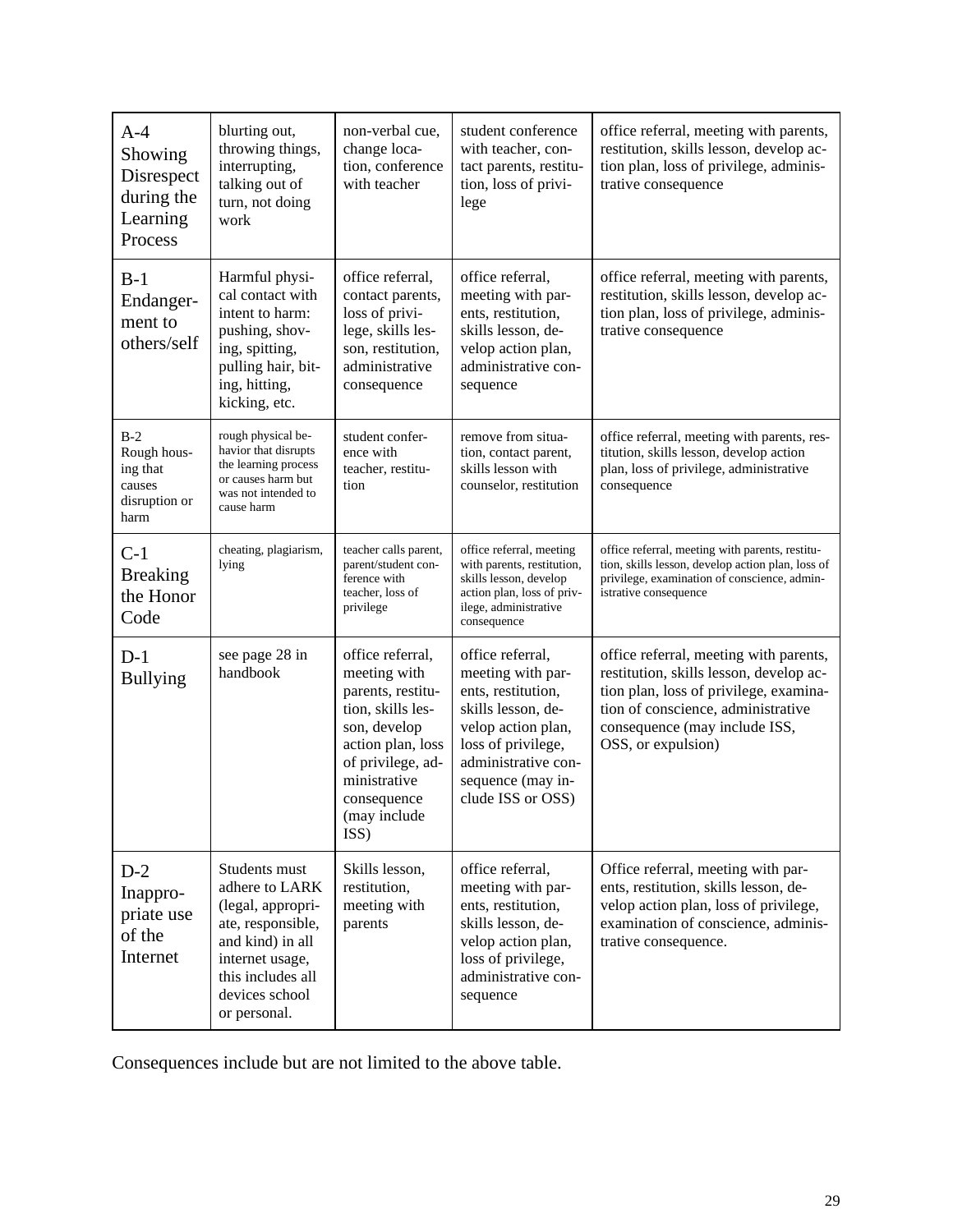| | | | | |
|---|---|---|---|---|
| A-4 Showing Disrespect during the Learning Process | blurting out, throwing things, interrupting, talking out of turn, not doing work | non-verbal cue, change location, conference with teacher | student conference with teacher, contact parents, restitution, loss of privilege | office referral, meeting with parents, restitution, skills lesson, develop action plan, loss of privilege, administrative consequence |
| B-1 Endangerment to others/self | Harmful physical contact with intent to harm: pushing, shoving, spitting, pulling hair, biting, hitting, kicking, etc. | office referral, contact parents, loss of privilege, skills lesson, restitution, administrative consequence | office referral, meeting with parents, restitution, skills lesson, develop action plan, administrative consequence | office referral, meeting with parents, restitution, skills lesson, develop action plan, loss of privilege, administrative consequence |
| B-2 Rough housing that causes disruption or harm | rough physical behavior that disrupts the learning process or causes harm but was not intended to cause harm | student conference with teacher, restitution | remove from situation, contact parent, skills lesson with counselor, restitution | office referral, meeting with parents, restitution, skills lesson, develop action plan, loss of privilege, administrative consequence |
| C-1 Breaking the Honor Code | cheating, plagiarism, lying | teacher calls parent, parent/student conference with teacher, loss of privilege | office referral, meeting with parents, restitution, skills lesson, develop action plan, loss of privilege, administrative consequence | office referral, meeting with parents, restitution, skills lesson, develop action plan, loss of privilege, examination of conscience, administrative consequence |
| D-1 Bullying | see page 28 in handbook | office referral, meeting with parents, restitution, skills lesson, develop action plan, loss of privilege, administrative consequence (may include ISS) | office referral, meeting with parents, restitution, skills lesson, develop action plan, loss of privilege, administrative consequence (may include ISS or OSS) | office referral, meeting with parents, restitution, skills lesson, develop action plan, loss of privilege, examination of conscience, administrative consequence (may include ISS, OSS, or expulsion) |
| D-2 Inappropriate use of the Internet | Students must adhere to LARK (legal, appropriate, responsible, and kind) in all internet usage, this includes all devices school or personal. | Skills lesson, restitution, meeting with parents | office referral, meeting with parents, restitution, skills lesson, develop action plan, loss of privilege, administrative consequence | Office referral, meeting with parents, restitution, skills lesson, develop action plan, loss of privilege, examination of conscience, administrative consequence. |

Consequences include but are not limited to the above table.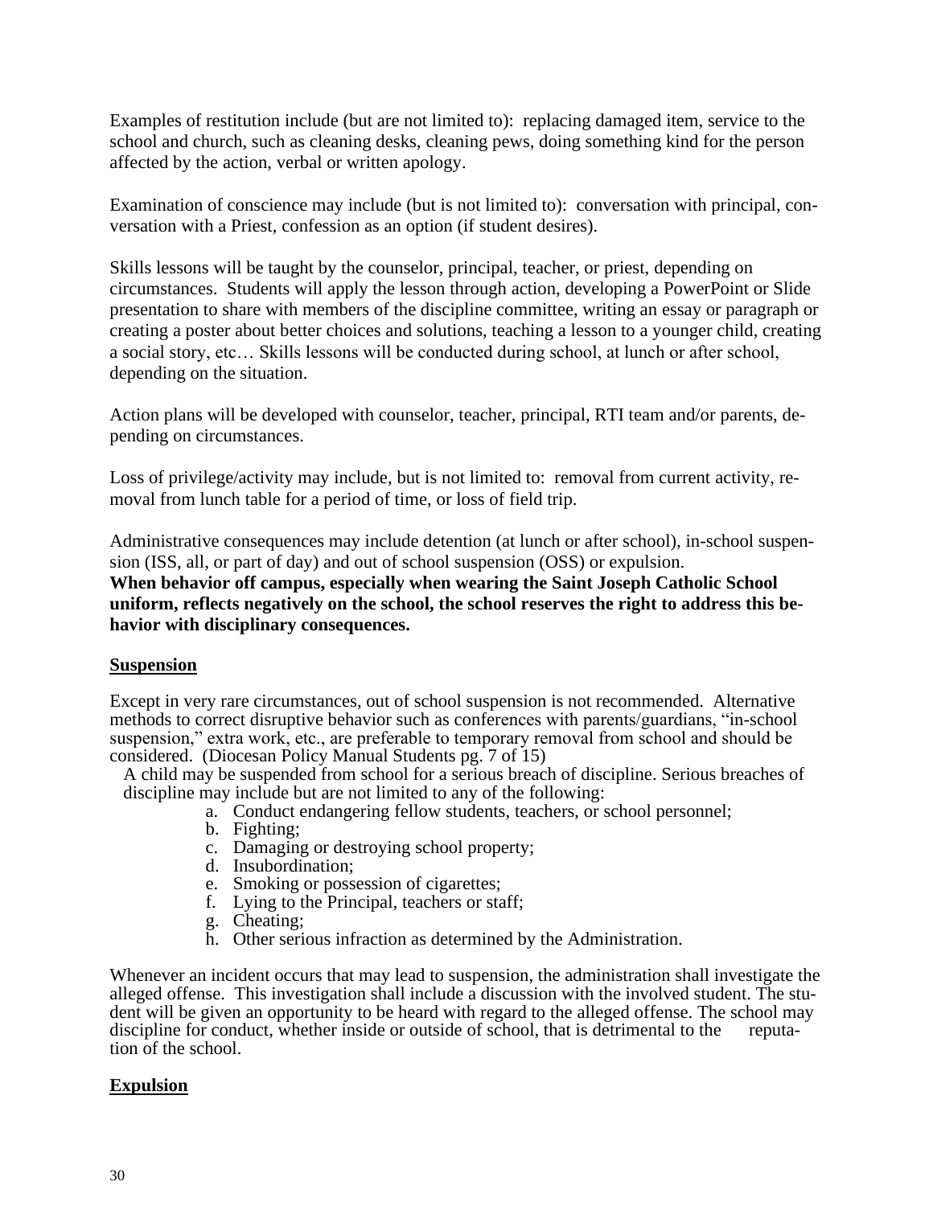Examples of restitution include (but are not limited to): replacing damaged item, service to the school and church, such as cleaning desks, cleaning pews, doing something kind for the person affected by the action, verbal or written apology.

Examination of conscience may include (but is not limited to): conversation with principal, conversation with a Priest, confession as an option (if student desires).

Skills lessons will be taught by the counselor, principal, teacher, or priest, depending on circumstances. Students will apply the lesson through action, developing a PowerPoint or Slide presentation to share with members of the discipline committee, writing an essay or paragraph or creating a poster about better choices and solutions, teaching a lesson to a younger child, creating a social story, etc… Skills lessons will be conducted during school, at lunch or after school, depending on the situation.

Action plans will be developed with counselor, teacher, principal, RTI team and/or parents, depending on circumstances.

Loss of privilege/activity may include, but is not limited to: removal from current activity, removal from lunch table for a period of time, or loss of field trip.

Administrative consequences may include detention (at lunch or after school), in-school suspension (ISS, all, or part of day) and out of school suspension (OSS) or expulsion.
**When behavior off campus, especially when wearing the Saint Joseph Catholic School uniform, reflects negatively on the school, the school reserves the right to address this behavior with disciplinary consequences.**

## Suspension

Except in very rare circumstances, out of school suspension is not recommended. Alternative methods to correct disruptive behavior such as conferences with parents/guardians, "in-school suspension," extra work, etc., are preferable to temporary removal from school and should be considered. (Diocesan Policy Manual Students pg. 7 of 15)

A child may be suspended from school for a serious breach of discipline. Serious breaches of discipline may include but are not limited to any of the following:

a. Conduct endangering fellow students, teachers, or school personnel;
b. Fighting;
c. Damaging or destroying school property;
d. Insubordination;
e. Smoking or possession of cigarettes;
f. Lying to the Principal, teachers or staff;
g. Cheating;
h. Other serious infraction as determined by the Administration.

Whenever an incident occurs that may lead to suspension, the administration shall investigate the alleged offense. This investigation shall include a discussion with the involved student. The student will be given an opportunity to be heard with regard to the alleged offense. The school may discipline for conduct, whether inside or outside of school, that is detrimental to the reputation of the school.

## Expulsion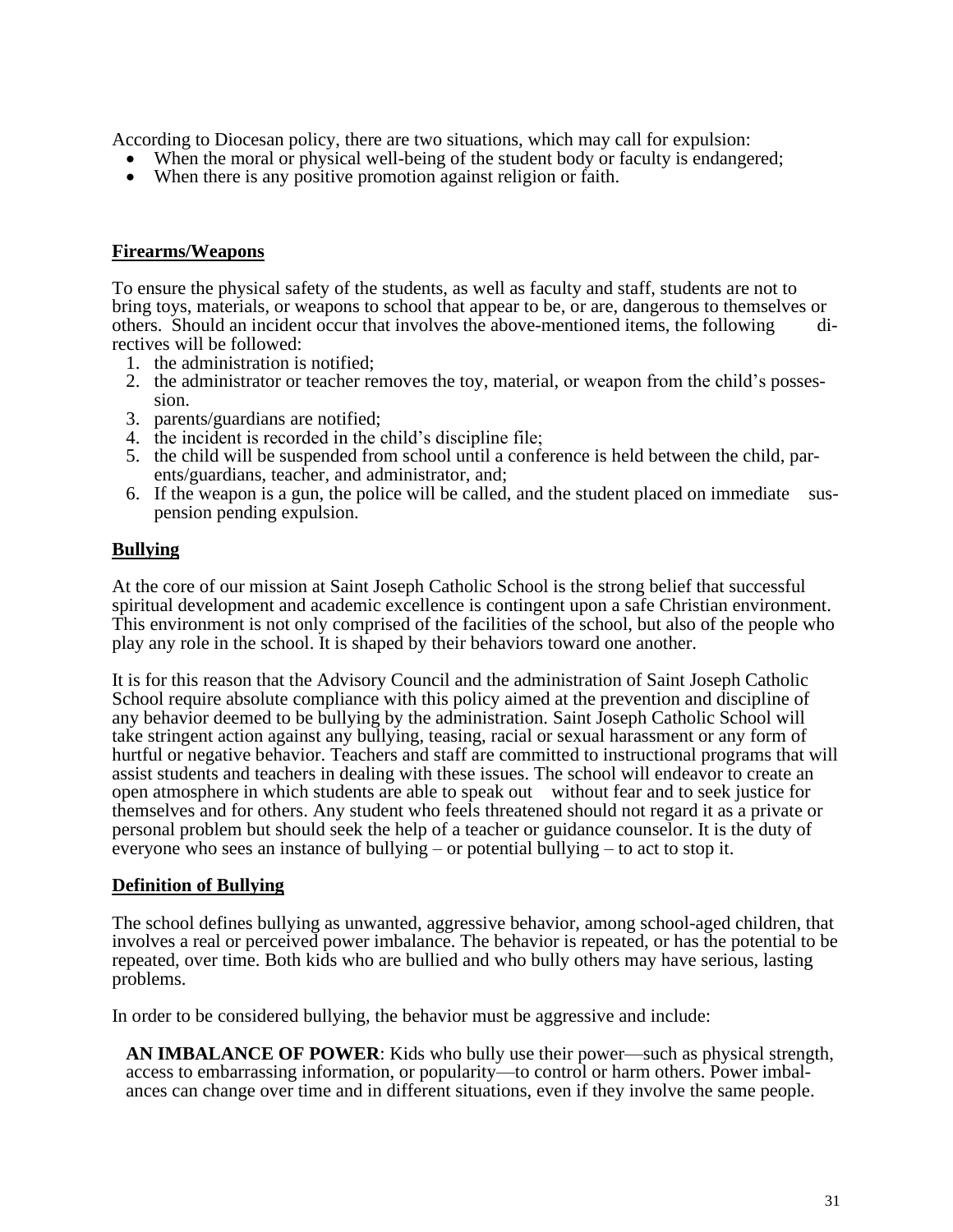According to Diocesan policy, there are two situations, which may call for expulsion:

- When the moral or physical well-being of the student body or faculty is endangered;
- When there is any positive promotion against religion or faith.

## Firearms/Weapons

To ensure the physical safety of the students, as well as faculty and staff, students are not to bring toys, materials, or weapons to school that appear to be, or are, dangerous to themselves or others. Should an incident occur that involves the above-mentioned items, the following directives will be followed:

1. the administration is notified;
2. the administrator or teacher removes the toy, material, or weapon from the child's possession.
3. parents/guardians are notified;
4. the incident is recorded in the child's discipline file;
5. the child will be suspended from school until a conference is held between the child, parents/guardians, teacher, and administrator, and;
6. If the weapon is a gun, the police will be called, and the student placed on immediate suspension pending expulsion.

## Bullying

At the core of our mission at Saint Joseph Catholic School is the strong belief that successful spiritual development and academic excellence is contingent upon a safe Christian environment. This environment is not only comprised of the facilities of the school, but also of the people who play any role in the school. It is shaped by their behaviors toward one another.

It is for this reason that the Advisory Council and the administration of Saint Joseph Catholic School require absolute compliance with this policy aimed at the prevention and discipline of any behavior deemed to be bullying by the administration. Saint Joseph Catholic School will take stringent action against any bullying, teasing, racial or sexual harassment or any form of hurtful or negative behavior. Teachers and staff are committed to instructional programs that will assist students and teachers in dealing with these issues. The school will endeavor to create an open atmosphere in which students are able to speak out without fear and to seek justice for themselves and for others. Any student who feels threatened should not regard it as a private or personal problem but should seek the help of a teacher or guidance counselor. It is the duty of everyone who sees an instance of bullying – or potential bullying – to act to stop it.

## Definition of Bullying

The school defines bullying as unwanted, aggressive behavior, among school-aged children, that involves a real or perceived power imbalance. The behavior is repeated, or has the potential to be repeated, over time. Both kids who are bullied and who bully others may have serious, lasting problems.

In order to be considered bullying, the behavior must be aggressive and include:

**AN IMBALANCE OF POWER**: Kids who bully use their power—such as physical strength, access to embarrassing information, or popularity—to control or harm others. Power imbalances can change over time and in different situations, even if they involve the same people.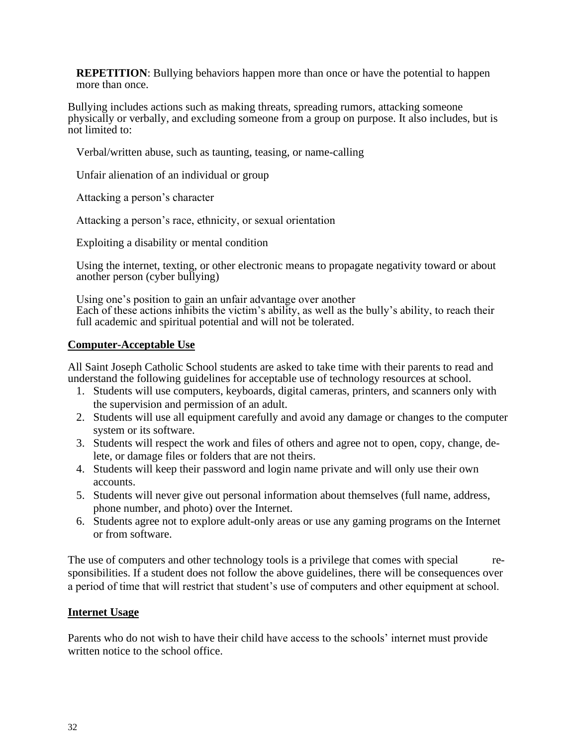**REPETITION**: Bullying behaviors happen more than once or have the potential to happen more than once.

Bullying includes actions such as making threats, spreading rumors, attacking someone physically or verbally, and excluding someone from a group on purpose. It also includes, but is not limited to:

Verbal/written abuse, such as taunting, teasing, or name-calling

Unfair alienation of an individual or group

Attacking a person's character

Attacking a person's race, ethnicity, or sexual orientation

Exploiting a disability or mental condition

Using the internet, texting, or other electronic means to propagate negativity toward or about another person (cyber bullying)

Using one's position to gain an unfair advantage over another
Each of these actions inhibits the victim's ability, as well as the bully's ability, to reach their full academic and spiritual potential and will not be tolerated.

## Computer-Acceptable Use

All Saint Joseph Catholic School students are asked to take time with their parents to read and understand the following guidelines for acceptable use of technology resources at school.

1. Students will use computers, keyboards, digital cameras, printers, and scanners only with the supervision and permission of an adult.
2. Students will use all equipment carefully and avoid any damage or changes to the computer system or its software.
3. Students will respect the work and files of others and agree not to open, copy, change, delete, or damage files or folders that are not theirs.
4. Students will keep their password and login name private and will only use their own accounts.
5. Students will never give out personal information about themselves (full name, address, phone number, and photo) over the Internet.
6. Students agree not to explore adult-only areas or use any gaming programs on the Internet or from software.

The use of computers and other technology tools is a privilege that comes with special responsibilities. If a student does not follow the above guidelines, there will be consequences over a period of time that will restrict that student's use of computers and other equipment at school.

## Internet Usage

Parents who do not wish to have their child have access to the schools' internet must provide written notice to the school office.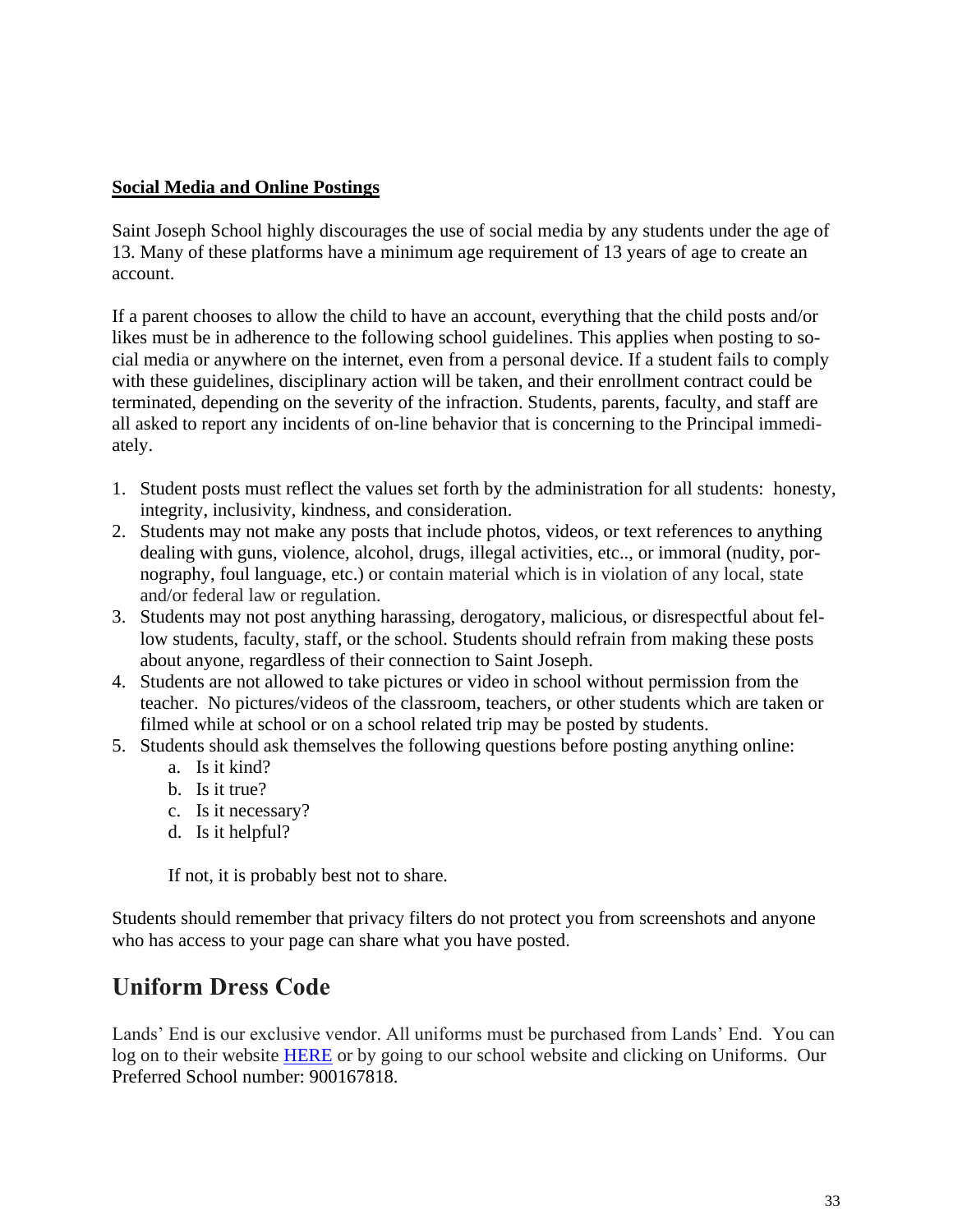**Social Media and Online Postings**

Saint Joseph School highly discourages the use of social media by any students under the age of 13. Many of these platforms have a minimum age requirement of 13 years of age to create an account.

If a parent chooses to allow the child to have an account, everything that the child posts and/or likes must be in adherence to the following school guidelines. This applies when posting to social media or anywhere on the internet, even from a personal device. If a student fails to comply with these guidelines, disciplinary action will be taken, and their enrollment contract could be terminated, depending on the severity of the infraction. Students, parents, faculty, and staff are all asked to report any incidents of on-line behavior that is concerning to the Principal immediately.

1. Student posts must reflect the values set forth by the administration for all students: honesty, integrity, inclusivity, kindness, and consideration.
2. Students may not make any posts that include photos, videos, or text references to anything dealing with guns, violence, alcohol, drugs, illegal activities, etc.., or immoral (nudity, pornography, foul language, etc.) or contain material which is in violation of any local, state and/or federal law or regulation.
3. Students may not post anything harassing, derogatory, malicious, or disrespectful about fellow students, faculty, staff, or the school. Students should refrain from making these posts about anyone, regardless of their connection to Saint Joseph.
4. Students are not allowed to take pictures or video in school without permission from the teacher. No pictures/videos of the classroom, teachers, or other students which are taken or filmed while at school or on a school related trip may be posted by students.
5. Students should ask themselves the following questions before posting anything online:
   a. Is it kind?
   b. Is it true?
   c. Is it necessary?
   d. Is it helpful?

   If not, it is probably best not to share.

Students should remember that privacy filters do not protect you from screenshots and anyone who has access to your page can share what you have posted.

## Uniform Dress Code

Lands' End is our exclusive vendor. All uniforms must be purchased from Lands' End. You can log on to their website HERE or by going to our school website and clicking on Uniforms. Our Preferred School number: 900167818.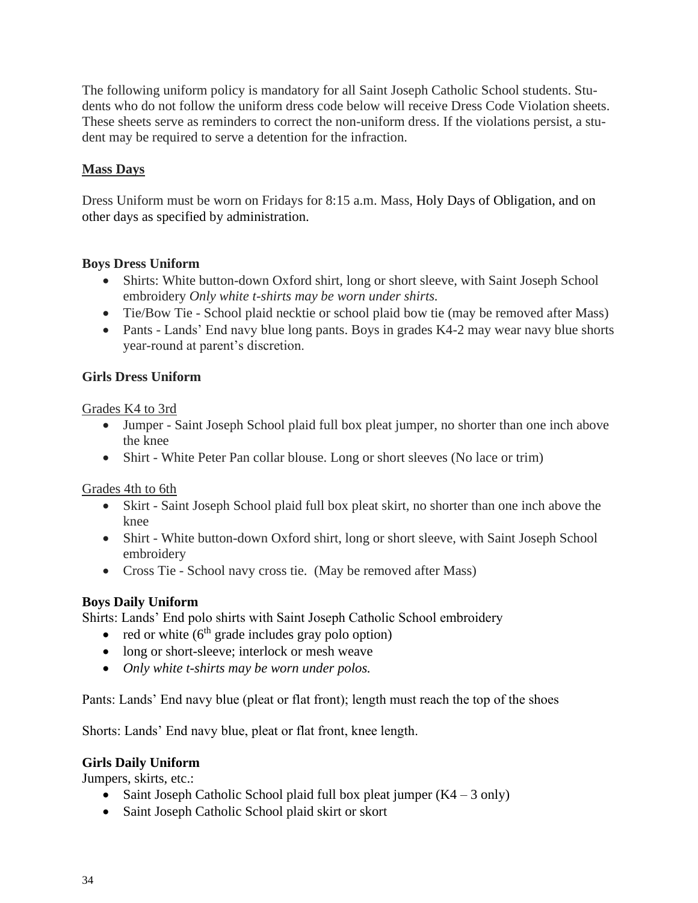The following uniform policy is mandatory for all Saint Joseph Catholic School students. Students who do not follow the uniform dress code below will receive Dress Code Violation sheets. These sheets serve as reminders to correct the non-uniform dress. If the violations persist, a student may be required to serve a detention for the infraction.

**Mass Days**

Dress Uniform must be worn on Fridays for 8:15 a.m. Mass, Holy Days of Obligation, and on other days as specified by administration.

**Boys Dress Uniform**

- Shirts: White button-down Oxford shirt, long or short sleeve, with Saint Joseph School embroidery *Only white t-shirts may be worn under shirts.*
- Tie/Bow Tie - School plaid necktie or school plaid bow tie (may be removed after Mass)
- Pants - Lands' End navy blue long pants. Boys in grades K4-2 may wear navy blue shorts year-round at parent's discretion.

**Girls Dress Uniform**

Grades K4 to 3rd

- Jumper - Saint Joseph School plaid full box pleat jumper, no shorter than one inch above the knee
- Shirt - White Peter Pan collar blouse. Long or short sleeves (No lace or trim)

Grades 4th to 6th

- Skirt - Saint Joseph School plaid full box pleat skirt, no shorter than one inch above the knee
- Shirt - White button-down Oxford shirt, long or short sleeve, with Saint Joseph School embroidery
- Cross Tie - School navy cross tie. (May be removed after Mass)

**Boys Daily Uniform**

Shirts: Lands' End polo shirts with Saint Joseph Catholic School embroidery

- red or white (6th grade includes gray polo option)
- long or short-sleeve; interlock or mesh weave
- *Only white t-shirts may be worn under polos.*

Pants: Lands' End navy blue (pleat or flat front); length must reach the top of the shoes

Shorts: Lands' End navy blue, pleat or flat front, knee length.

**Girls Daily Uniform**

Jumpers, skirts, etc.:

- Saint Joseph Catholic School plaid full box pleat jumper (K4 – 3 only)
- Saint Joseph Catholic School plaid skirt or skort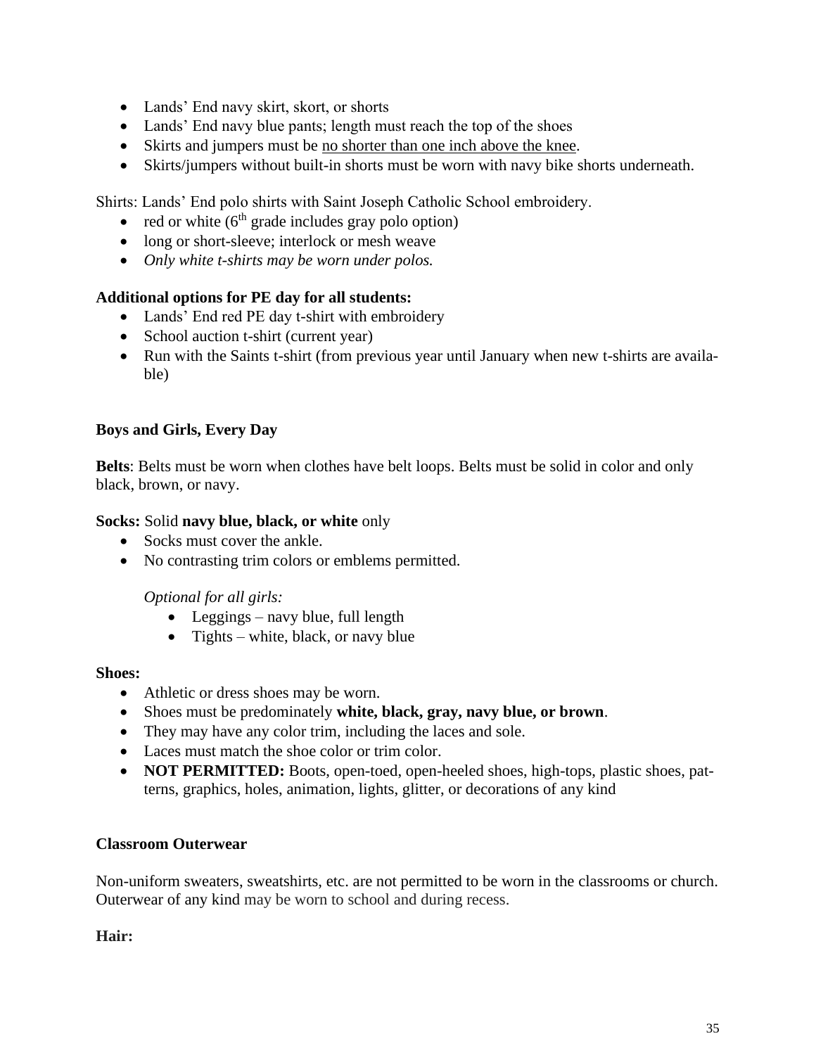- Lands' End navy skirt, skort, or shorts
- Lands' End navy blue pants; length must reach the top of the shoes
- Skirts and jumpers must be no shorter than one inch above the knee.
- Skirts/jumpers without built-in shorts must be worn with navy bike shorts underneath.

Shirts: Lands' End polo shirts with Saint Joseph Catholic School embroidery.

- red or white (6th grade includes gray polo option)
- long or short-sleeve; interlock or mesh weave
- *Only white t-shirts may be worn under polos.*

**Additional options for PE day for all students:**

- Lands' End red PE day t-shirt with embroidery
- School auction t-shirt (current year)
- Run with the Saints t-shirt (from previous year until January when new t-shirts are available)

**Boys and Girls, Every Day**

**Belts**: Belts must be worn when clothes have belt loops. Belts must be solid in color and only black, brown, or navy.

**Socks:** Solid **navy blue, black, or white** only

- Socks must cover the ankle.
- No contrasting trim colors or emblems permitted.

  *Optional for all girls:*
  - Leggings – navy blue, full length
  - Tights – white, black, or navy blue

**Shoes:**

- Athletic or dress shoes may be worn.
- Shoes must be predominately **white, black, gray, navy blue, or brown**.
- They may have any color trim, including the laces and sole.
- Laces must match the shoe color or trim color.
- **NOT PERMITTED:** Boots, open-toed, open-heeled shoes, high-tops, plastic shoes, patterns, graphics, holes, animation, lights, glitter, or decorations of any kind

**Classroom Outerwear**

Non-uniform sweaters, sweatshirts, etc. are not permitted to be worn in the classrooms or church. Outerwear of any kind may be worn to school and during recess.

**Hair:**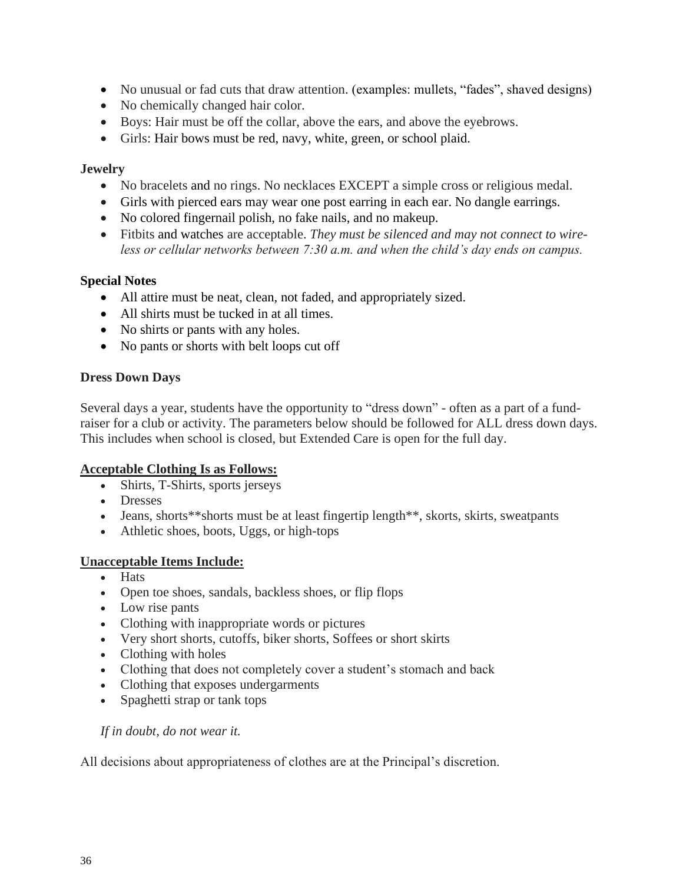- No unusual or fad cuts that draw attention. (examples: mullets, “fades”, shaved designs)
- No chemically changed hair color.
- Boys: Hair must be off the collar, above the ears, and above the eyebrows.
- Girls: Hair bows must be red, navy, white, green, or school plaid.

**Jewelry**

- No bracelets and no rings. No necklaces EXCEPT a simple cross or religious medal.
- Girls with pierced ears may wear one post earring in each ear. No dangle earrings.
- No colored fingernail polish, no fake nails, and no makeup.
- Fitbits and watches are acceptable. *They must be silenced and may not connect to wireless or cellular networks between 7:30 a.m. and when the child’s day ends on campus.*

**Special Notes**

- All attire must be neat, clean, not faded, and appropriately sized.
- All shirts must be tucked in at all times.
- No shirts or pants with any holes.
- No pants or shorts with belt loops cut off

**Dress Down Days**

Several days a year, students have the opportunity to “dress down” - often as a part of a fundraiser for a club or activity. The parameters below should be followed for ALL dress down days. This includes when school is closed, but Extended Care is open for the full day.

**Acceptable Clothing Is as Follows:**

- Shirts, T-Shirts, sports jerseys
- Dresses
- Jeans, shorts**shorts must be at least fingertip length**, skorts, skirts, sweatpants
- Athletic shoes, boots, Uggs, or high-tops

**Unacceptable Items Include:**

- Hats
- Open toe shoes, sandals, backless shoes, or flip flops
- Low rise pants
- Clothing with inappropriate words or pictures
- Very short shorts, cutoffs, biker shorts, Soffees or short skirts
- Clothing with holes
- Clothing that does not completely cover a student’s stomach and back
- Clothing that exposes undergarments
- Spaghetti strap or tank tops

*If in doubt, do not wear it.*

All decisions about appropriateness of clothes are at the Principal’s discretion.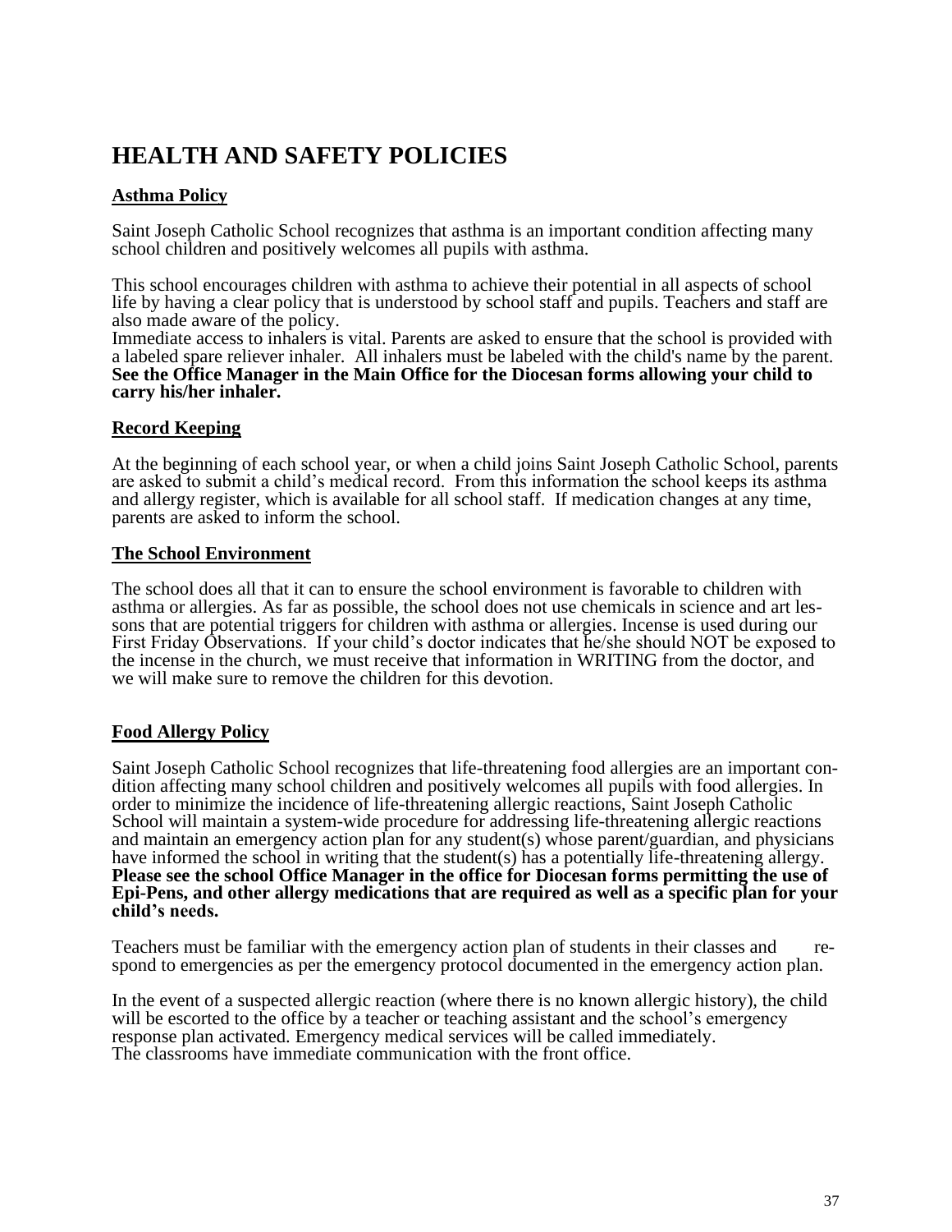# HEALTH AND SAFETY POLICIES

## Asthma Policy

Saint Joseph Catholic School recognizes that asthma is an important condition affecting many school children and positively welcomes all pupils with asthma.

This school encourages children with asthma to achieve their potential in all aspects of school life by having a clear policy that is understood by school staff and pupils. Teachers and staff are also made aware of the policy.
Immediate access to inhalers is vital. Parents are asked to ensure that the school is provided with a labeled spare reliever inhaler. All inhalers must be labeled with the child's name by the parent. **See the Office Manager in the Main Office for the Diocesan forms allowing your child to carry his/her inhaler.**

## Record Keeping

At the beginning of each school year, or when a child joins Saint Joseph Catholic School, parents are asked to submit a child's medical record. From this information the school keeps its asthma and allergy register, which is available for all school staff. If medication changes at any time, parents are asked to inform the school.

## The School Environment

The school does all that it can to ensure the school environment is favorable to children with asthma or allergies. As far as possible, the school does not use chemicals in science and art lessons that are potential triggers for children with asthma or allergies. Incense is used during our First Friday Observations. If your child's doctor indicates that he/she should NOT be exposed to the incense in the church, we must receive that information in WRITING from the doctor, and we will make sure to remove the children for this devotion.

## Food Allergy Policy

Saint Joseph Catholic School recognizes that life-threatening food allergies are an important condition affecting many school children and positively welcomes all pupils with food allergies. In order to minimize the incidence of life-threatening allergic reactions, Saint Joseph Catholic School will maintain a system-wide procedure for addressing life-threatening allergic reactions and maintain an emergency action plan for any student(s) whose parent/guardian, and physicians have informed the school in writing that the student(s) has a potentially life-threatening allergy. **Please see the school Office Manager in the office for Diocesan forms permitting the use of Epi-Pens, and other allergy medications that are required as well as a specific plan for your child's needs.**

Teachers must be familiar with the emergency action plan of students in their classes and respond to emergencies as per the emergency protocol documented in the emergency action plan.

In the event of a suspected allergic reaction (where there is no known allergic history), the child will be escorted to the office by a teacher or teaching assistant and the school's emergency response plan activated. Emergency medical services will be called immediately.
The classrooms have immediate communication with the front office.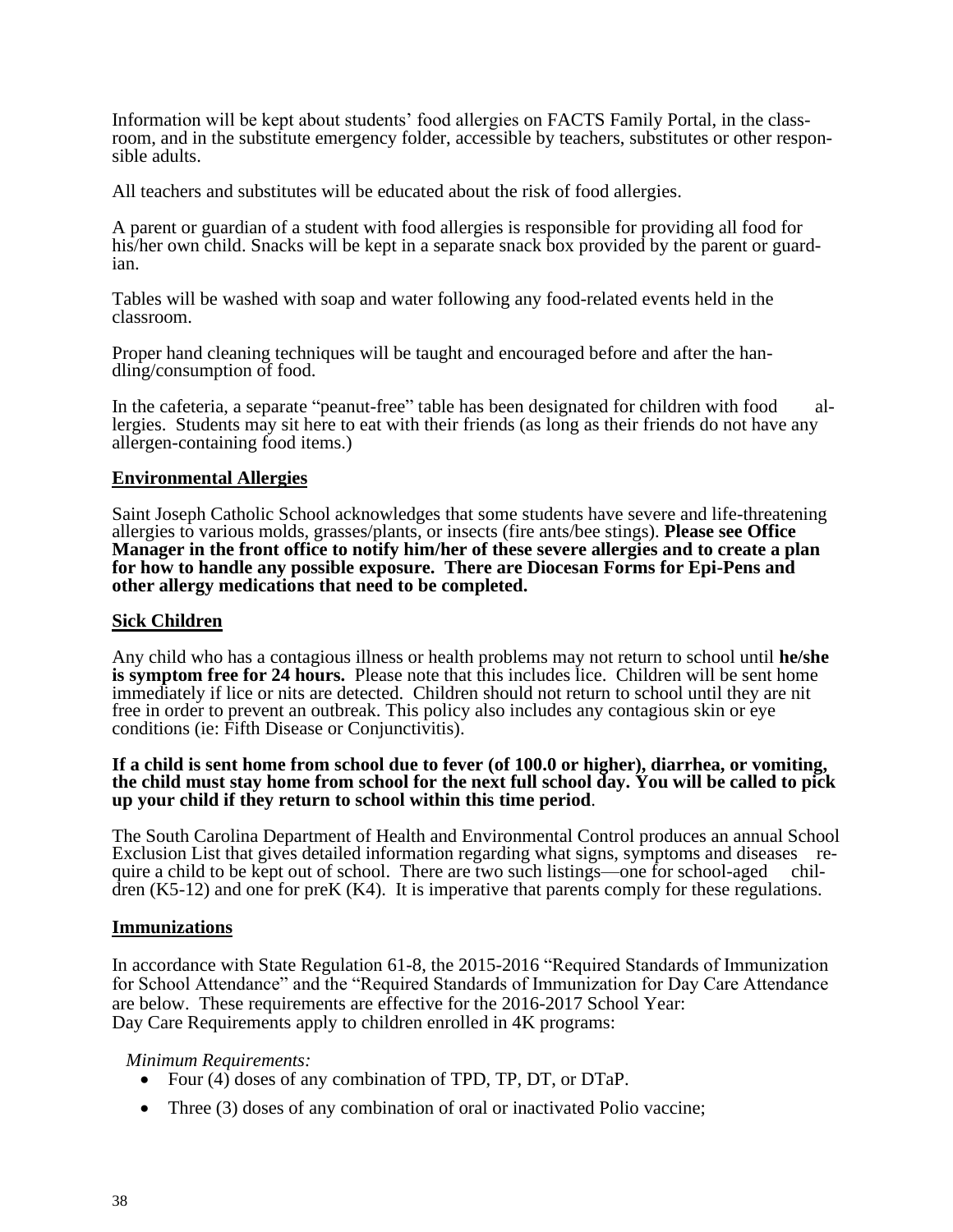Information will be kept about students' food allergies on FACTS Family Portal, in the classroom, and in the substitute emergency folder, accessible by teachers, substitutes or other responsible adults.

All teachers and substitutes will be educated about the risk of food allergies.

A parent or guardian of a student with food allergies is responsible for providing all food for his/her own child. Snacks will be kept in a separate snack box provided by the parent or guardian.

Tables will be washed with soap and water following any food-related events held in the classroom.

Proper hand cleaning techniques will be taught and encouraged before and after the handling/consumption of food.

In the cafeteria, a separate "peanut-free" table has been designated for children with food allergies. Students may sit here to eat with their friends (as long as their friends do not have any allergen-containing food items.)

## Environmental Allergies

Saint Joseph Catholic School acknowledges that some students have severe and life-threatening allergies to various molds, grasses/plants, or insects (fire ants/bee stings). **Please see Office Manager in the front office to notify him/her of these severe allergies and to create a plan for how to handle any possible exposure. There are Diocesan Forms for Epi-Pens and other allergy medications that need to be completed.**

## Sick Children

Any child who has a contagious illness or health problems may not return to school until **he/she is symptom free for 24 hours.** Please note that this includes lice. Children will be sent home immediately if lice or nits are detected. Children should not return to school until they are nit free in order to prevent an outbreak. This policy also includes any contagious skin or eye conditions (ie: Fifth Disease or Conjunctivitis).

**If a child is sent home from school due to fever (of 100.0 or higher), diarrhea, or vomiting, the child must stay home from school for the next full school day. You will be called to pick up your child if they return to school within this time period**.

The South Carolina Department of Health and Environmental Control produces an annual School Exclusion List that gives detailed information regarding what signs, symptoms and diseases require a child to be kept out of school. There are two such listings—one for school-aged children (K5-12) and one for preK (K4). It is imperative that parents comply for these regulations.

## Immunizations

In accordance with State Regulation 61-8, the 2015-2016 "Required Standards of Immunization for School Attendance" and the "Required Standards of Immunization for Day Care Attendance are below. These requirements are effective for the 2016-2017 School Year:
Day Care Requirements apply to children enrolled in 4K programs:

*Minimum Requirements:*

- Four (4) doses of any combination of TPD, TP, DT, or DTaP.
- Three (3) doses of any combination of oral or inactivated Polio vaccine;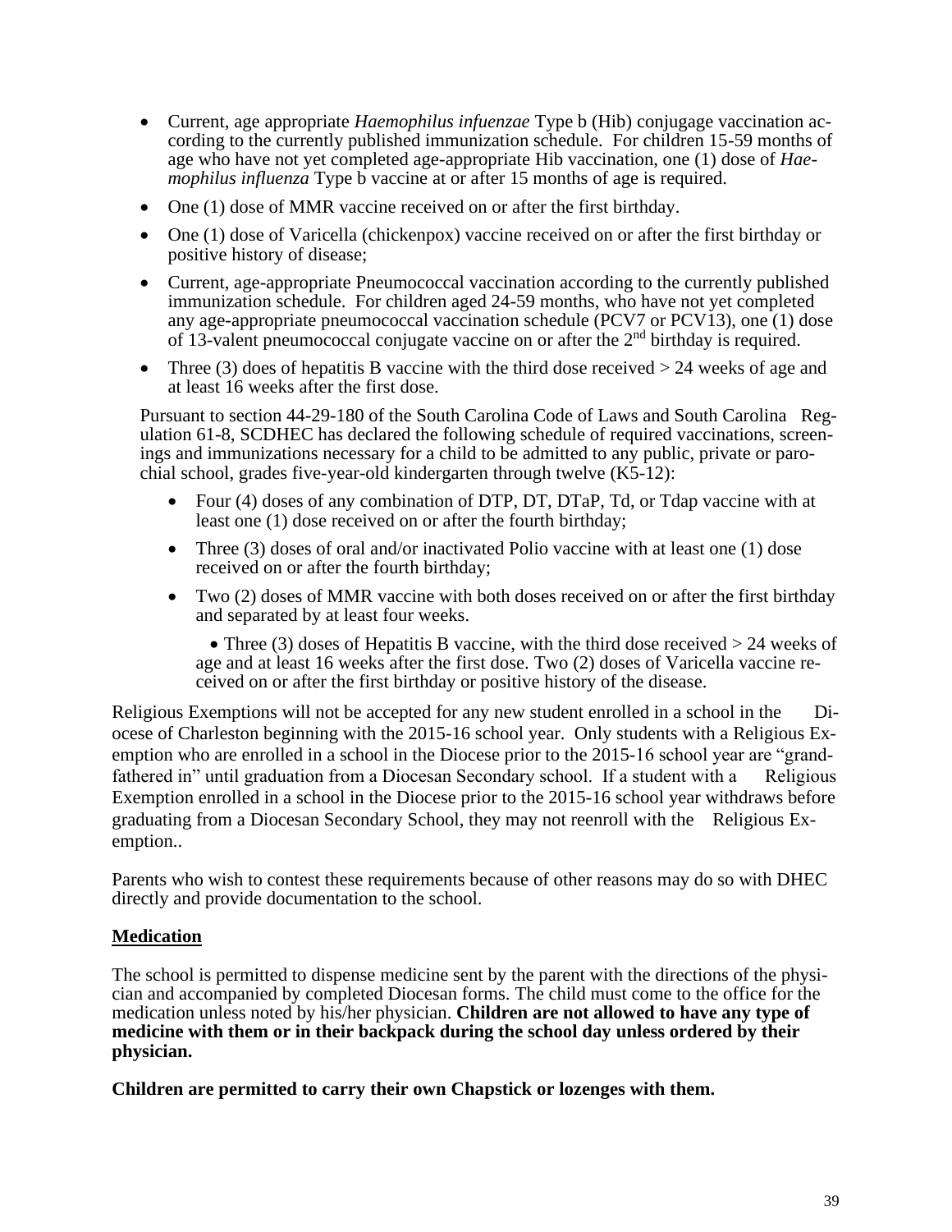- Current, age appropriate *Haemophilus infuenzae* Type b (Hib) conjugage vaccination according to the currently published immunization schedule. For children 15-59 months of age who have not yet completed age-appropriate Hib vaccination, one (1) dose of *Haemophilus influenza* Type b vaccine at or after 15 months of age is required.
- One (1) dose of MMR vaccine received on or after the first birthday.
- One (1) dose of Varicella (chickenpox) vaccine received on or after the first birthday or positive history of disease;
- Current, age-appropriate Pneumococcal vaccination according to the currently published immunization schedule. For children aged 24-59 months, who have not yet completed any age-appropriate pneumococcal vaccination schedule (PCV7 or PCV13), one (1) dose of 13-valent pneumococcal conjugate vaccine on or after the 2nd birthday is required.
- Three (3) does of hepatitis B vaccine with the third dose received > 24 weeks of age and at least 16 weeks after the first dose.

Pursuant to section 44-29-180 of the South Carolina Code of Laws and South Carolina Regulation 61-8, SCDHEC has declared the following schedule of required vaccinations, screenings and immunizations necessary for a child to be admitted to any public, private or parochial school, grades five-year-old kindergarten through twelve (K5-12):

- Four (4) doses of any combination of DTP, DT, DTaP, Td, or Tdap vaccine with at least one (1) dose received on or after the fourth birthday;
- Three (3) doses of oral and/or inactivated Polio vaccine with at least one (1) dose received on or after the fourth birthday;
- Two (2) doses of MMR vaccine with both doses received on or after the first birthday and separated by at least four weeks.
- Three (3) doses of Hepatitis B vaccine, with the third dose received > 24 weeks of age and at least 16 weeks after the first dose. Two (2) doses of Varicella vaccine received on or after the first birthday or positive history of the disease.

Religious Exemptions will not be accepted for any new student enrolled in a school in the Diocese of Charleston beginning with the 2015-16 school year. Only students with a Religious Exemption who are enrolled in a school in the Diocese prior to the 2015-16 school year are "grandfathered in" until graduation from a Diocesan Secondary school. If a student with a Religious Exemption enrolled in a school in the Diocese prior to the 2015-16 school year withdraws before graduating from a Diocesan Secondary School, they may not reenroll with the Religious Exemption..

Parents who wish to contest these requirements because of other reasons may do so with DHEC directly and provide documentation to the school.

## Medication

The school is permitted to dispense medicine sent by the parent with the directions of the physician and accompanied by completed Diocesan forms. The child must come to the office for the medication unless noted by his/her physician. **Children are not allowed to have any type of medicine with them or in their backpack during the school day unless ordered by their physician.**

**Children are permitted to carry their own Chapstick or lozenges with them.**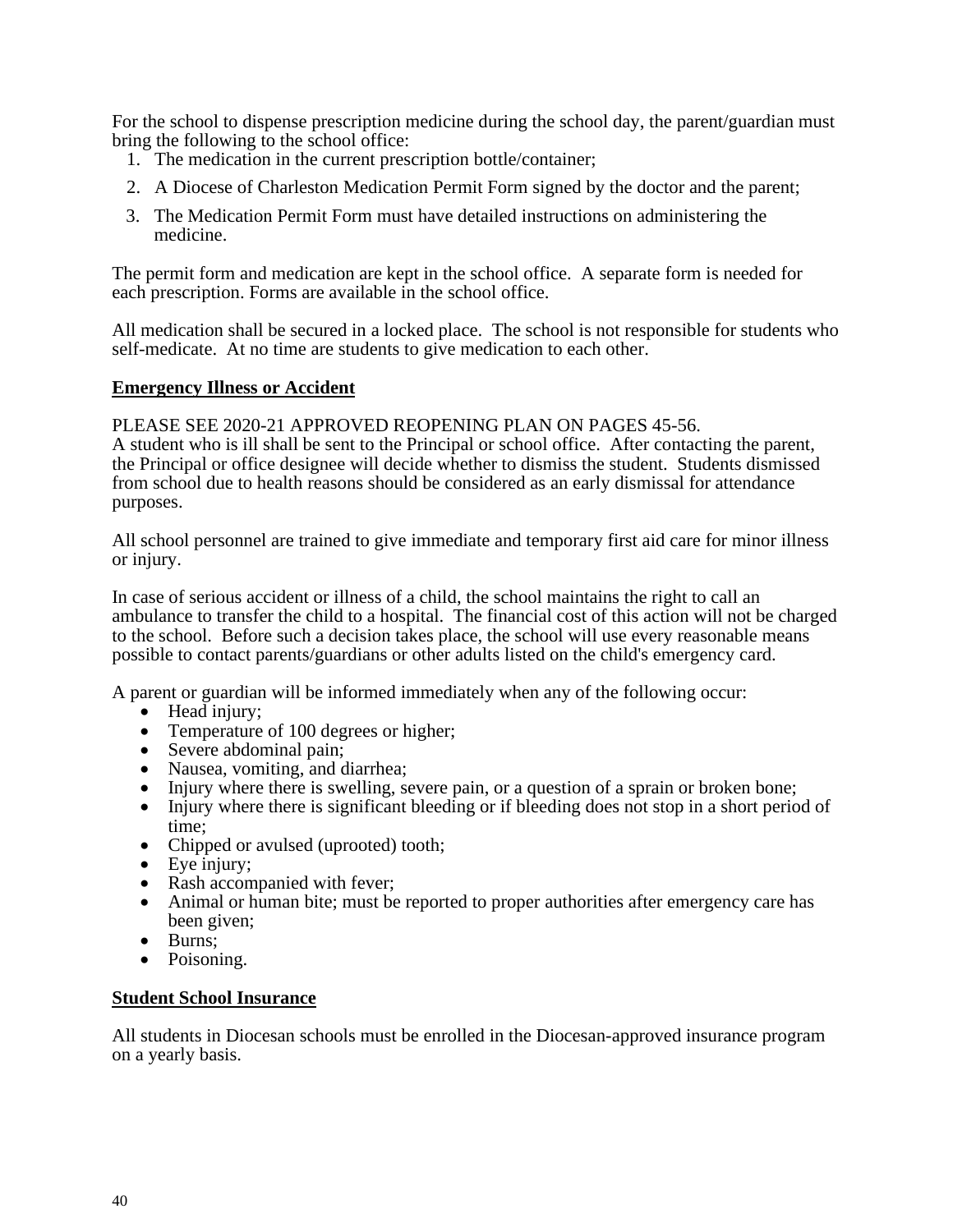For the school to dispense prescription medicine during the school day, the parent/guardian must bring the following to the school office:

1. The medication in the current prescription bottle/container;
2. A Diocese of Charleston Medication Permit Form signed by the doctor and the parent;
3. The Medication Permit Form must have detailed instructions on administering the medicine.

The permit form and medication are kept in the school office. A separate form is needed for each prescription. Forms are available in the school office.

All medication shall be secured in a locked place. The school is not responsible for students who self-medicate. At no time are students to give medication to each other.

## **Emergency Illness or Accident**

PLEASE SEE 2020-21 APPROVED REOPENING PLAN ON PAGES 45-56.
A student who is ill shall be sent to the Principal or school office. After contacting the parent, the Principal or office designee will decide whether to dismiss the student. Students dismissed from school due to health reasons should be considered as an early dismissal for attendance purposes.

All school personnel are trained to give immediate and temporary first aid care for minor illness or injury.

In case of serious accident or illness of a child, the school maintains the right to call an ambulance to transfer the child to a hospital. The financial cost of this action will not be charged to the school. Before such a decision takes place, the school will use every reasonable means possible to contact parents/guardians or other adults listed on the child's emergency card.

A parent or guardian will be informed immediately when any of the following occur:

- Head injury;
- Temperature of 100 degrees or higher;
- Severe abdominal pain;
- Nausea, vomiting, and diarrhea;
- Injury where there is swelling, severe pain, or a question of a sprain or broken bone;
- Injury where there is significant bleeding or if bleeding does not stop in a short period of time;
- Chipped or avulsed (uprooted) tooth;
- Eye injury;
- Rash accompanied with fever;
- Animal or human bite; must be reported to proper authorities after emergency care has been given;
- Burns;
- Poisoning.

## **Student School Insurance**

All students in Diocesan schools must be enrolled in the Diocesan-approved insurance program on a yearly basis.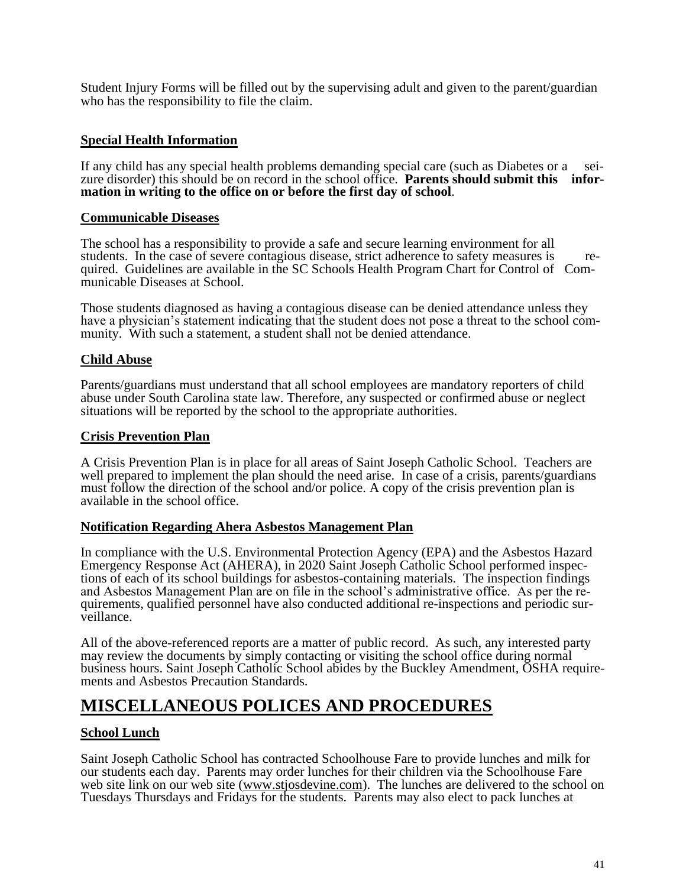Student Injury Forms will be filled out by the supervising adult and given to the parent/guardian who has the responsibility to file the claim.

### Special Health Information

If any child has any special health problems demanding special care (such as Diabetes or a seizure disorder) this should be on record in the school office. **Parents should submit this information in writing to the office on or before the first day of school**.

### Communicable Diseases

The school has a responsibility to provide a safe and secure learning environment for all students. In the case of severe contagious disease, strict adherence to safety measures is required. Guidelines are available in the SC Schools Health Program Chart for Control of Communicable Diseases at School.

Those students diagnosed as having a contagious disease can be denied attendance unless they have a physician's statement indicating that the student does not pose a threat to the school community. With such a statement, a student shall not be denied attendance.

### Child Abuse

Parents/guardians must understand that all school employees are mandatory reporters of child abuse under South Carolina state law. Therefore, any suspected or confirmed abuse or neglect situations will be reported by the school to the appropriate authorities.

### Crisis Prevention Plan

A Crisis Prevention Plan is in place for all areas of Saint Joseph Catholic School. Teachers are well prepared to implement the plan should the need arise. In case of a crisis, parents/guardians must follow the direction of the school and/or police. A copy of the crisis prevention plan is available in the school office.

### Notification Regarding Ahera Asbestos Management Plan

In compliance with the U.S. Environmental Protection Agency (EPA) and the Asbestos Hazard Emergency Response Act (AHERA), in 2020 Saint Joseph Catholic School performed inspections of each of its school buildings for asbestos-containing materials. The inspection findings and Asbestos Management Plan are on file in the school's administrative office. As per the requirements, qualified personnel have also conducted additional re-inspections and periodic surveillance.

All of the above-referenced reports are a matter of public record. As such, any interested party may review the documents by simply contacting or visiting the school office during normal business hours. Saint Joseph Catholic School abides by the Buckley Amendment, OSHA requirements and Asbestos Precaution Standards.

## MISCELLANEOUS POLICES AND PROCEDURES

### School Lunch

Saint Joseph Catholic School has contracted Schoolhouse Fare to provide lunches and milk for our students each day. Parents may order lunches for their children via the Schoolhouse Fare web site link on our web site (www.stjosdevine.com). The lunches are delivered to the school on Tuesdays Thursdays and Fridays for the students. Parents may also elect to pack lunches at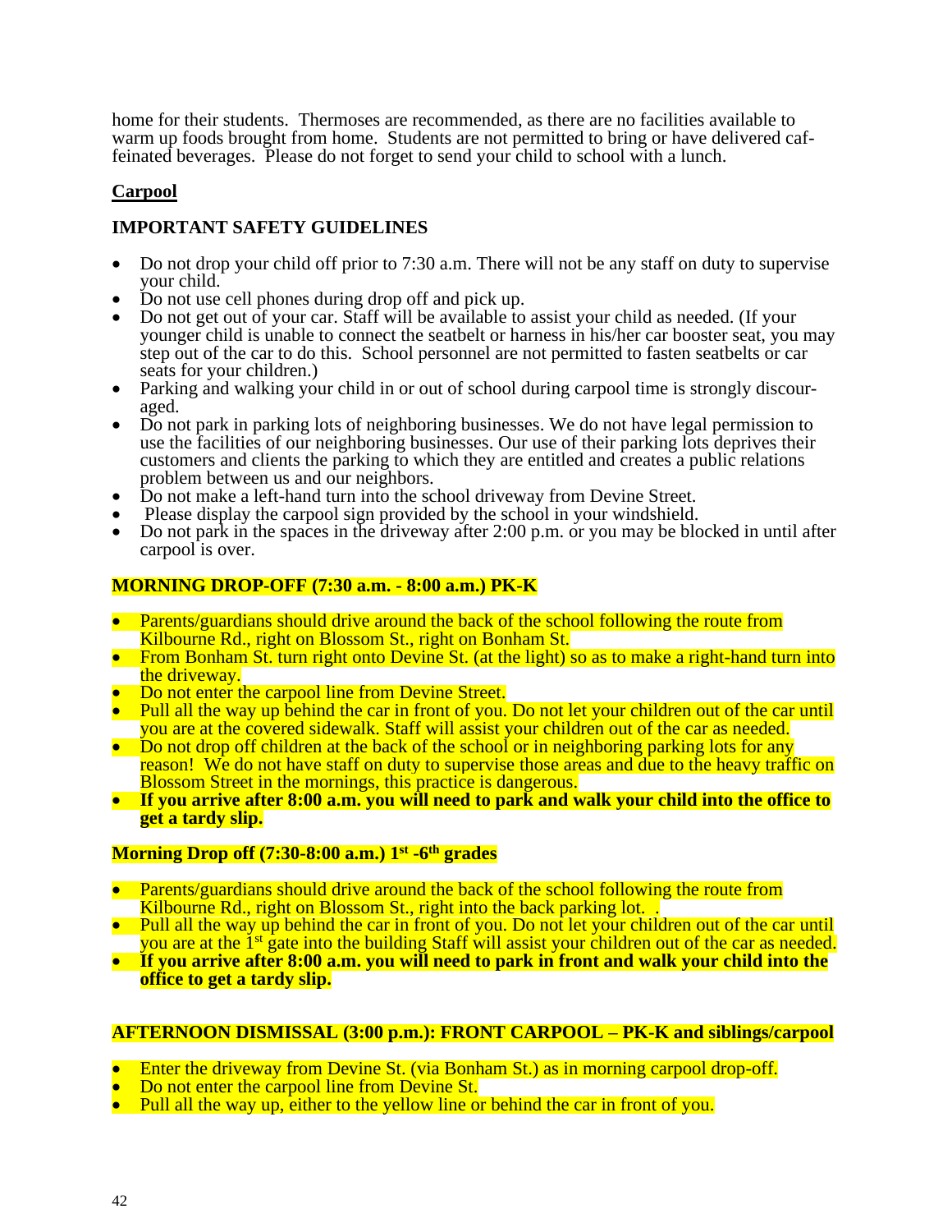home for their students. Thermoses are recommended, as there are no facilities available to warm up foods brought from home. Students are not permitted to bring or have delivered caffeinated beverages. Please do not forget to send your child to school with a lunch.

## Carpool

### IMPORTANT SAFETY GUIDELINES

- Do not drop your child off prior to 7:30 a.m. There will not be any staff on duty to supervise your child.
- Do not use cell phones during drop off and pick up.
- Do not get out of your car. Staff will be available to assist your child as needed. (If your younger child is unable to connect the seatbelt or harness in his/her car booster seat, you may step out of the car to do this. School personnel are not permitted to fasten seatbelts or car seats for your children.)
- Parking and walking your child in or out of school during carpool time is strongly discouraged.
- Do not park in parking lots of neighboring businesses. We do not have legal permission to use the facilities of our neighboring businesses. Our use of their parking lots deprives their customers and clients the parking to which they are entitled and creates a public relations problem between us and our neighbors.
- Do not make a left-hand turn into the school driveway from Devine Street.
- Please display the carpool sign provided by the school in your windshield.
- Do not park in the spaces in the driveway after 2:00 p.m. or you may be blocked in until after carpool is over.

### MORNING DROP-OFF (7:30 a.m. - 8:00 a.m.) PK-K

- Parents/guardians should drive around the back of the school following the route from Kilbourne Rd., right on Blossom St., right on Bonham St.
- From Bonham St. turn right onto Devine St. (at the light) so as to make a right-hand turn into the driveway.
- Do not enter the carpool line from Devine Street.
- Pull all the way up behind the car in front of you. Do not let your children out of the car until you are at the covered sidewalk. Staff will assist your children out of the car as needed.
- Do not drop off children at the back of the school or in neighboring parking lots for any reason! We do not have staff on duty to supervise those areas and due to the heavy traffic on Blossom Street in the mornings, this practice is dangerous.
- **If you arrive after 8:00 a.m. you will need to park and walk your child into the office to get a tardy slip.**

### Morning Drop off (7:30-8:00 a.m.) 1st -6th grades

- Parents/guardians should drive around the back of the school following the route from Kilbourne Rd., right on Blossom St., right into the back parking lot. .
- Pull all the way up behind the car in front of you. Do not let your children out of the car until you are at the 1st gate into the building Staff will assist your children out of the car as needed.
- **If you arrive after 8:00 a.m. you will need to park in front and walk your child into the office to get a tardy slip.**

### AFTERNOON DISMISSAL (3:00 p.m.): FRONT CARPOOL – PK-K and siblings/carpool

- Enter the driveway from Devine St. (via Bonham St.) as in morning carpool drop-off.
- Do not enter the carpool line from Devine St.
- Pull all the way up, either to the yellow line or behind the car in front of you.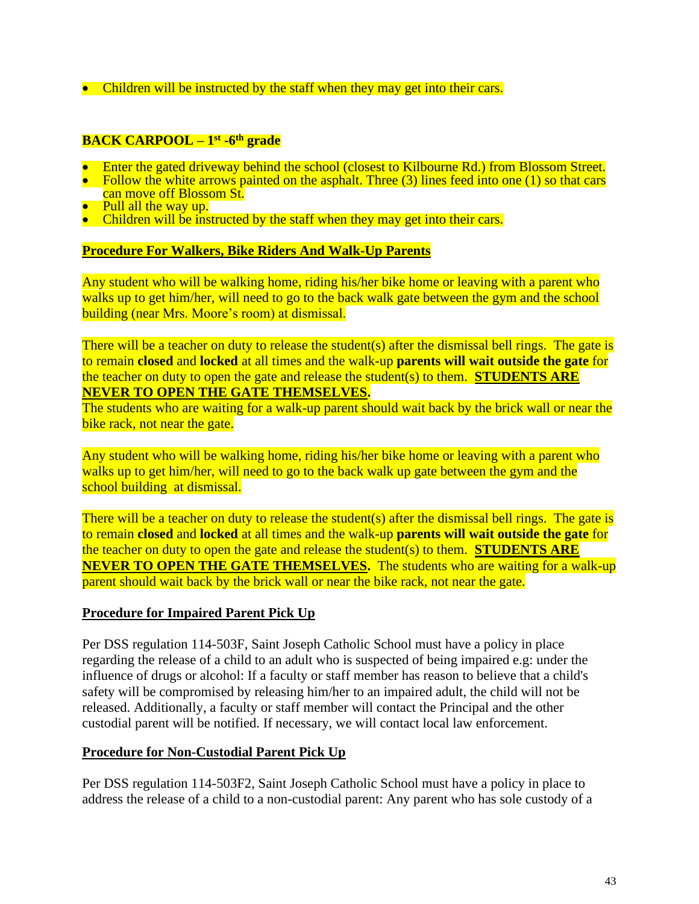- Children will be instructed by the staff when they may get into their cars.

**BACK CARPOOL – 1st -6th grade**

- Enter the gated driveway behind the school (closest to Kilbourne Rd.) from Blossom Street.
- Follow the white arrows painted on the asphalt. Three (3) lines feed into one (1) so that cars can move off Blossom St.
- Pull all the way up.
- Children will be instructed by the staff when they may get into their cars.

**Procedure For Walkers, Bike Riders And Walk-Up Parents**

Any student who will be walking home, riding his/her bike home or leaving with a parent who walks up to get him/her, will need to go to the back walk gate between the gym and the school building (near Mrs. Moore's room) at dismissal.

There will be a teacher on duty to release the student(s) after the dismissal bell rings. The gate is to remain **closed** and **locked** at all times and the walk-up **parents will wait outside the gate** for the teacher on duty to open the gate and release the student(s) to them. **STUDENTS ARE NEVER TO OPEN THE GATE THEMSELVES.**
The students who are waiting for a walk-up parent should wait back by the brick wall or near the bike rack, not near the gate.

Any student who will be walking home, riding his/her bike home or leaving with a parent who walks up to get him/her, will need to go to the back walk up gate between the gym and the school building at dismissal.

There will be a teacher on duty to release the student(s) after the dismissal bell rings. The gate is to remain **closed** and **locked** at all times and the walk-up **parents will wait outside the gate** for the teacher on duty to open the gate and release the student(s) to them. **STUDENTS ARE NEVER TO OPEN THE GATE THEMSELVES.** The students who are waiting for a walk-up parent should wait back by the brick wall or near the bike rack, not near the gate.

**Procedure for Impaired Parent Pick Up**

Per DSS regulation 114-503F, Saint Joseph Catholic School must have a policy in place regarding the release of a child to an adult who is suspected of being impaired e.g: under the influence of drugs or alcohol: If a faculty or staff member has reason to believe that a child's safety will be compromised by releasing him/her to an impaired adult, the child will not be released. Additionally, a faculty or staff member will contact the Principal and the other custodial parent will be notified. If necessary, we will contact local law enforcement.

**Procedure for Non-Custodial Parent Pick Up**

Per DSS regulation 114-503F2, Saint Joseph Catholic School must have a policy in place to address the release of a child to a non-custodial parent: Any parent who has sole custody of a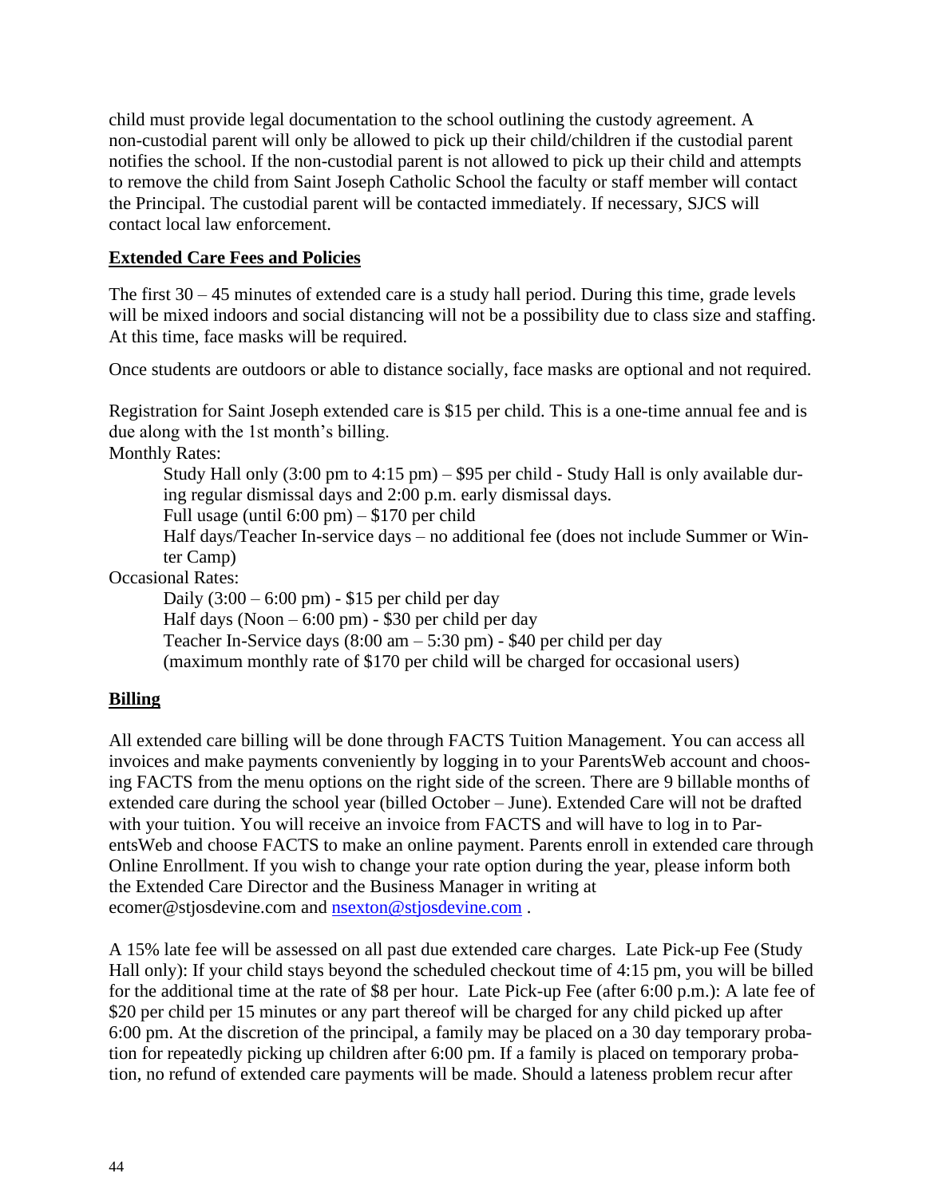child must provide legal documentation to the school outlining the custody agreement. A non-custodial parent will only be allowed to pick up their child/children if the custodial parent notifies the school. If the non-custodial parent is not allowed to pick up their child and attempts to remove the child from Saint Joseph Catholic School the faculty or staff member will contact the Principal. The custodial parent will be contacted immediately. If necessary, SJCS will contact local law enforcement.

**Extended Care Fees and Policies**

The first 30 – 45 minutes of extended care is a study hall period. During this time, grade levels will be mixed indoors and social distancing will not be a possibility due to class size and staffing. At this time, face masks will be required.

Once students are outdoors or able to distance socially, face masks are optional and not required.

Registration for Saint Joseph extended care is $15 per child. This is a one-time annual fee and is due along with the 1st month's billing.

Monthly Rates:

- Study Hall only (3:00 pm to 4:15 pm) – $95 per child - Study Hall is only available during regular dismissal days and 2:00 p.m. early dismissal days.
- Full usage (until 6:00 pm) – $170 per child
- Half days/Teacher In-service days – no additional fee (does not include Summer or Winter Camp)

Occasional Rates:

- Daily (3:00 – 6:00 pm) - $15 per child per day
- Half days (Noon – 6:00 pm) - $30 per child per day
- Teacher In-Service days (8:00 am – 5:30 pm) - $40 per child per day
- (maximum monthly rate of $170 per child will be charged for occasional users)

**Billing**

All extended care billing will be done through FACTS Tuition Management. You can access all invoices and make payments conveniently by logging in to your ParentsWeb account and choosing FACTS from the menu options on the right side of the screen. There are 9 billable months of extended care during the school year (billed October – June). Extended Care will not be drafted with your tuition. You will receive an invoice from FACTS and will have to log in to ParentsWeb and choose FACTS to make an online payment. Parents enroll in extended care through Online Enrollment. If you wish to change your rate option during the year, please inform both the Extended Care Director and the Business Manager in writing at ecomer@stjosdevine.com and nsexton@stjosdevine.com .

A 15% late fee will be assessed on all past due extended care charges. Late Pick-up Fee (Study Hall only): If your child stays beyond the scheduled checkout time of 4:15 pm, you will be billed for the additional time at the rate of $8 per hour. Late Pick-up Fee (after 6:00 p.m.): A late fee of $20 per child per 15 minutes or any part thereof will be charged for any child picked up after 6:00 pm. At the discretion of the principal, a family may be placed on a 30 day temporary probation for repeatedly picking up children after 6:00 pm. If a family is placed on temporary probation, no refund of extended care payments will be made. Should a lateness problem recur after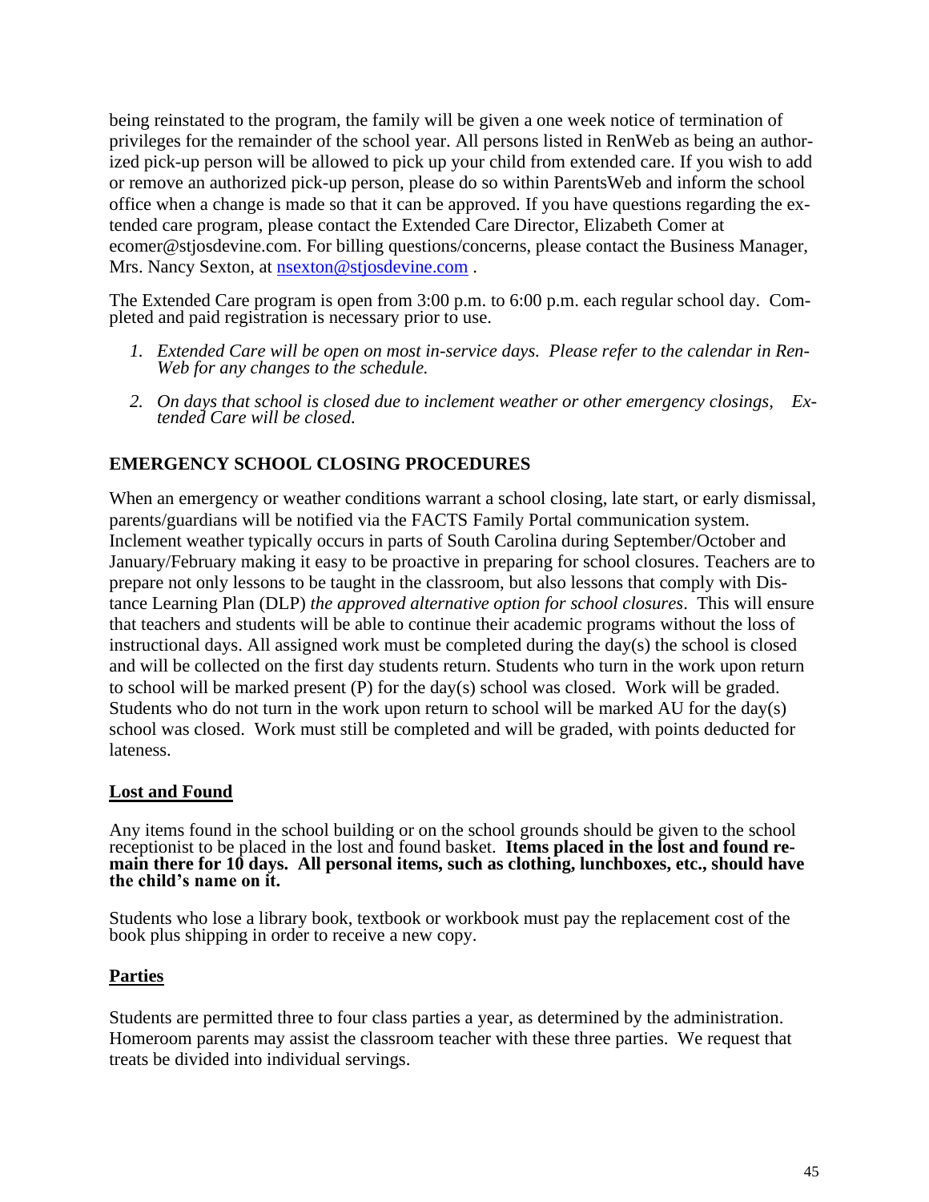being reinstated to the program, the family will be given a one week notice of termination of privileges for the remainder of the school year. All persons listed in RenWeb as being an authorized pick-up person will be allowed to pick up your child from extended care. If you wish to add or remove an authorized pick-up person, please do so within ParentsWeb and inform the school office when a change is made so that it can be approved. If you have questions regarding the extended care program, please contact the Extended Care Director, Elizabeth Comer at ecomer@stjosdevine.com. For billing questions/concerns, please contact the Business Manager, Mrs. Nancy Sexton, at nsexton@stjosdevine.com .

The Extended Care program is open from 3:00 p.m. to 6:00 p.m. each regular school day. Completed and paid registration is necessary prior to use.

1. *Extended Care will be open on most in-service days. Please refer to the calendar in RenWeb for any changes to the schedule.*
2. *On days that school is closed due to inclement weather or other emergency closings, Extended Care will be closed.*

## EMERGENCY SCHOOL CLOSING PROCEDURES

When an emergency or weather conditions warrant a school closing, late start, or early dismissal, parents/guardians will be notified via the FACTS Family Portal communication system. Inclement weather typically occurs in parts of South Carolina during September/October and January/February making it easy to be proactive in preparing for school closures. Teachers are to prepare not only lessons to be taught in the classroom, but also lessons that comply with Distance Learning Plan (DLP) *the approved alternative option for school closures*. This will ensure that teachers and students will be able to continue their academic programs without the loss of instructional days. All assigned work must be completed during the day(s) the school is closed and will be collected on the first day students return. Students who turn in the work upon return to school will be marked present (P) for the day(s) school was closed. Work will be graded. Students who do not turn in the work upon return to school will be marked AU for the day(s) school was closed. Work must still be completed and will be graded, with points deducted for lateness.

### Lost and Found

Any items found in the school building or on the school grounds should be given to the school receptionist to be placed in the lost and found basket. **Items placed in the lost and found remain there for 10 days. All personal items, such as clothing, lunchboxes, etc., should have the child's name on it.**

Students who lose a library book, textbook or workbook must pay the replacement cost of the book plus shipping in order to receive a new copy.

### Parties

Students are permitted three to four class parties a year, as determined by the administration. Homeroom parents may assist the classroom teacher with these three parties. We request that treats be divided into individual servings.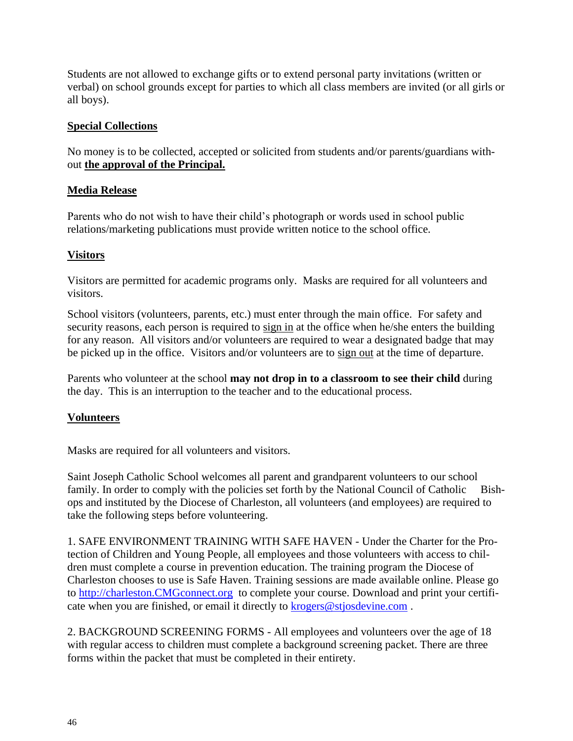Students are not allowed to exchange gifts or to extend personal party invitations (written or verbal) on school grounds except for parties to which all class members are invited (or all girls or all boys).

## Special Collections

No money is to be collected, accepted or solicited from students and/or parents/guardians without **the approval of the Principal.**

## Media Release

Parents who do not wish to have their child's photograph or words used in school public relations/marketing publications must provide written notice to the school office.

## Visitors

Visitors are permitted for academic programs only. Masks are required for all volunteers and visitors.

School visitors (volunteers, parents, etc.) must enter through the main office. For safety and security reasons, each person is required to sign in at the office when he/she enters the building for any reason. All visitors and/or volunteers are required to wear a designated badge that may be picked up in the office. Visitors and/or volunteers are to sign out at the time of departure.

Parents who volunteer at the school **may not drop in to a classroom to see their child** during the day. This is an interruption to the teacher and to the educational process.

## Volunteers

Masks are required for all volunteers and visitors.

Saint Joseph Catholic School welcomes all parent and grandparent volunteers to our school family. In order to comply with the policies set forth by the National Council of Catholic Bishops and instituted by the Diocese of Charleston, all volunteers (and employees) are required to take the following steps before volunteering.

1. SAFE ENVIRONMENT TRAINING WITH SAFE HAVEN - Under the Charter for the Protection of Children and Young People, all employees and those volunteers with access to children must complete a course in prevention education. The training program the Diocese of Charleston chooses to use is Safe Haven. Training sessions are made available online. Please go to http://charleston.CMGconnect.org to complete your course. Download and print your certificate when you are finished, or email it directly to krogers@stjosdevine.com .

2. BACKGROUND SCREENING FORMS - All employees and volunteers over the age of 18 with regular access to children must complete a background screening packet. There are three forms within the packet that must be completed in their entirety.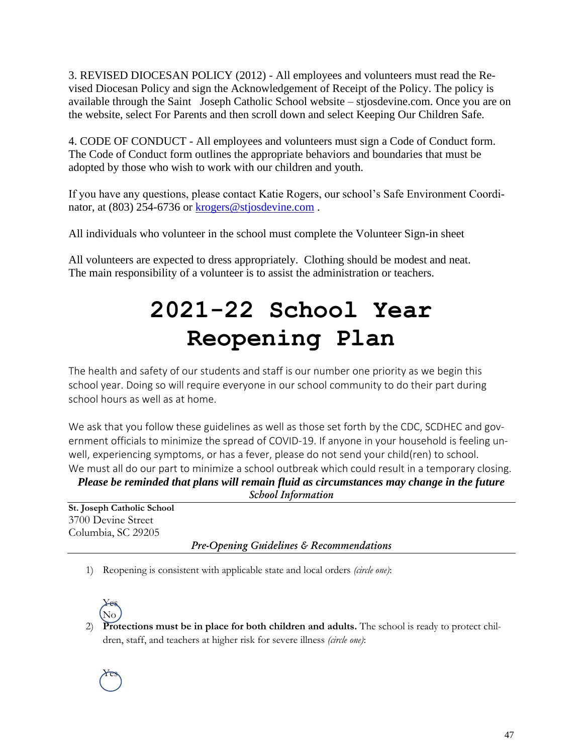3. REVISED DIOCESAN POLICY (2012) - All employees and volunteers must read the Revised Diocesan Policy and sign the Acknowledgement of Receipt of the Policy. The policy is available through the Saint Joseph Catholic School website – stjosdevine.com. Once you are on the website, select For Parents and then scroll down and select Keeping Our Children Safe.

4. CODE OF CONDUCT - All employees and volunteers must sign a Code of Conduct form. The Code of Conduct form outlines the appropriate behaviors and boundaries that must be adopted by those who wish to work with our children and youth.

If you have any questions, please contact Katie Rogers, our school's Safe Environment Coordinator, at (803) 254-6736 or [krogers@stjosdevine.com](mailto:krogers@stjosdevine.com) .

All individuals who volunteer in the school must complete the Volunteer Sign-in sheet

All volunteers are expected to dress appropriately. Clothing should be modest and neat. The main responsibility of a volunteer is to assist the administration or teachers.

# 2021-22 School Year Reopening Plan

The health and safety of our students and staff is our number one priority as we begin this school year. Doing so will require everyone in our school community to do their part during school hours as well as at home.

We ask that you follow these guidelines as well as those set forth by the CDC, SCDHEC and government officials to minimize the spread of COVID-19. If anyone in your household is feeling unwell, experiencing symptoms, or has a fever, please do not send your child(ren) to school. We must all do our part to minimize a school outbreak which could result in a temporary closing.

***Please be reminded that plans will remain fluid as circumstances may change in the future***

*School Information*

**St. Joseph Catholic School**
3700 Devine Street
Columbia, SC 29205

*Pre-Opening Guidelines & Recommendations*

1) Reopening is consistent with applicable state and local orders *(circle one)*:

   Yes
   No

2) **Protections must be in place for both children and adults.** The school is ready to protect children, staff, and teachers at higher risk for severe illness *(circle one)*:

   Yes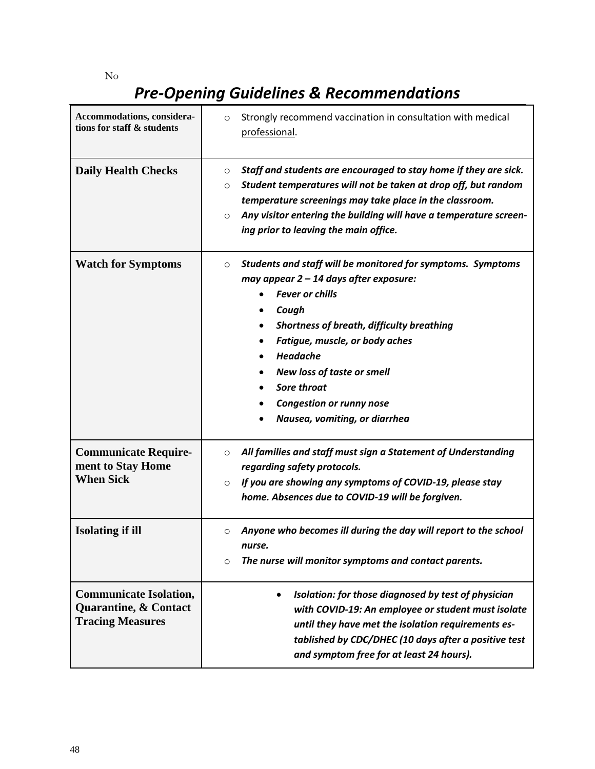No

# *Pre-Opening Guidelines & Recommendations*

| **Accommodations, considerations for staff & students** | Strongly recommend vaccination in consultation with medical professional. |
|---|---|
| **Daily Health Checks** | ***Staff and students are encouraged to stay home if they are sick.***<br>***Student temperatures will not be taken at drop off, but random temperature screenings may take place in the classroom.***<br>***Any visitor entering the building will have a temperature screening prior to leaving the main office.*** |
| **Watch for Symptoms** | ***Students and staff will be monitored for symptoms. Symptoms may appear 2 – 14 days after exposure:***<br>• ***Fever or chills***<br>• ***Cough***<br>• ***Shortness of breath, difficulty breathing***<br>• ***Fatigue, muscle, or body aches***<br>• ***Headache***<br>• ***New loss of taste or smell***<br>• ***Sore throat***<br>• ***Congestion or runny nose***<br>• ***Nausea, vomiting, or diarrhea*** |
| **Communicate Requirement to Stay Home When Sick** | ***All families and staff must sign a Statement of Understanding regarding safety protocols.***<br>***If you are showing any symptoms of COVID-19, please stay home. Absences due to COVID-19 will be forgiven.*** |
| **Isolating if ill** | ***Anyone who becomes ill during the day will report to the school nurse.***<br>***The nurse will monitor symptoms and contact parents.*** |
| **Communicate Isolation, Quarantine, & Contact Tracing Measures** | • ***Isolation: for those diagnosed by test of physician with COVID-19: An employee or student must isolate until they have met the isolation requirements established by CDC/DHEC (10 days after a positive test and symptom free for at least 24 hours).*** |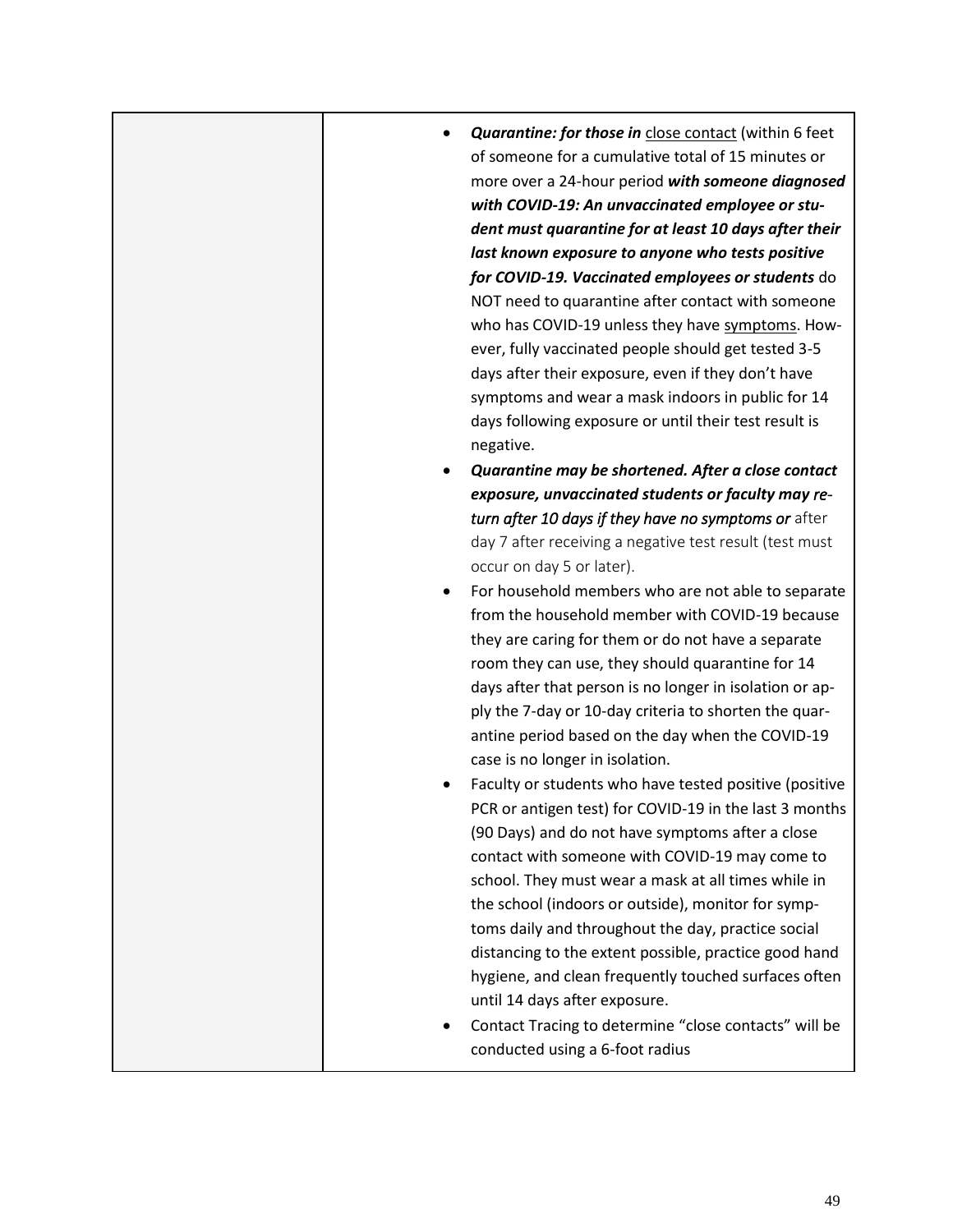| | |
|---|---|
| | <ul><li>***Quantine: for those in*** close contact (within 6 feet of someone for a cumulative total of 15 minutes or more over a 24-hour period ***with someone diagnosed with COVID-19: An unvaccinated employee or student must quarantine for at least 10 days after their last known exposure to anyone who tests positive for COVID-19. Vaccinated employees or students*** do NOT need to quarantine after contact with someone who has COVID-19 unless they have symptoms. However, fully vaccinated people should get tested 3-5 days after their exposure, even if they don't have symptoms and wear a mask indoors in public for 14 days following exposure or until their test result is negative.</li><li>***Quarantine may be shortened. After a close contact exposure, unvaccinated students or faculty may return after 10 days if they have no symptoms or*** after day 7 after receiving a negative test result (test must occur on day 5 or later).</li><li>For household members who are not able to separate from the household member with COVID-19 because they are caring for them or do not have a separate room they can use, they should quarantine for 14 days after that person is no longer in isolation or apply the 7-day or 10-day criteria to shorten the quarantine period based on the day when the COVID-19 case is no longer in isolation.</li><li>Faculty or students who have tested positive (positive PCR or antigen test) for COVID-19 in the last 3 months (90 Days) and do not have symptoms after a close contact with someone with COVID-19 may come to school. They must wear a mask at all times while in the school (indoors or outside), monitor for symptoms daily and throughout the day, practice social distancing to the extent possible, practice good hand hygiene, and clean frequently touched surfaces often until 14 days after exposure.</li><li>Contact Tracing to determine "close contacts" will be conducted using a 6-foot radius</li></ul> |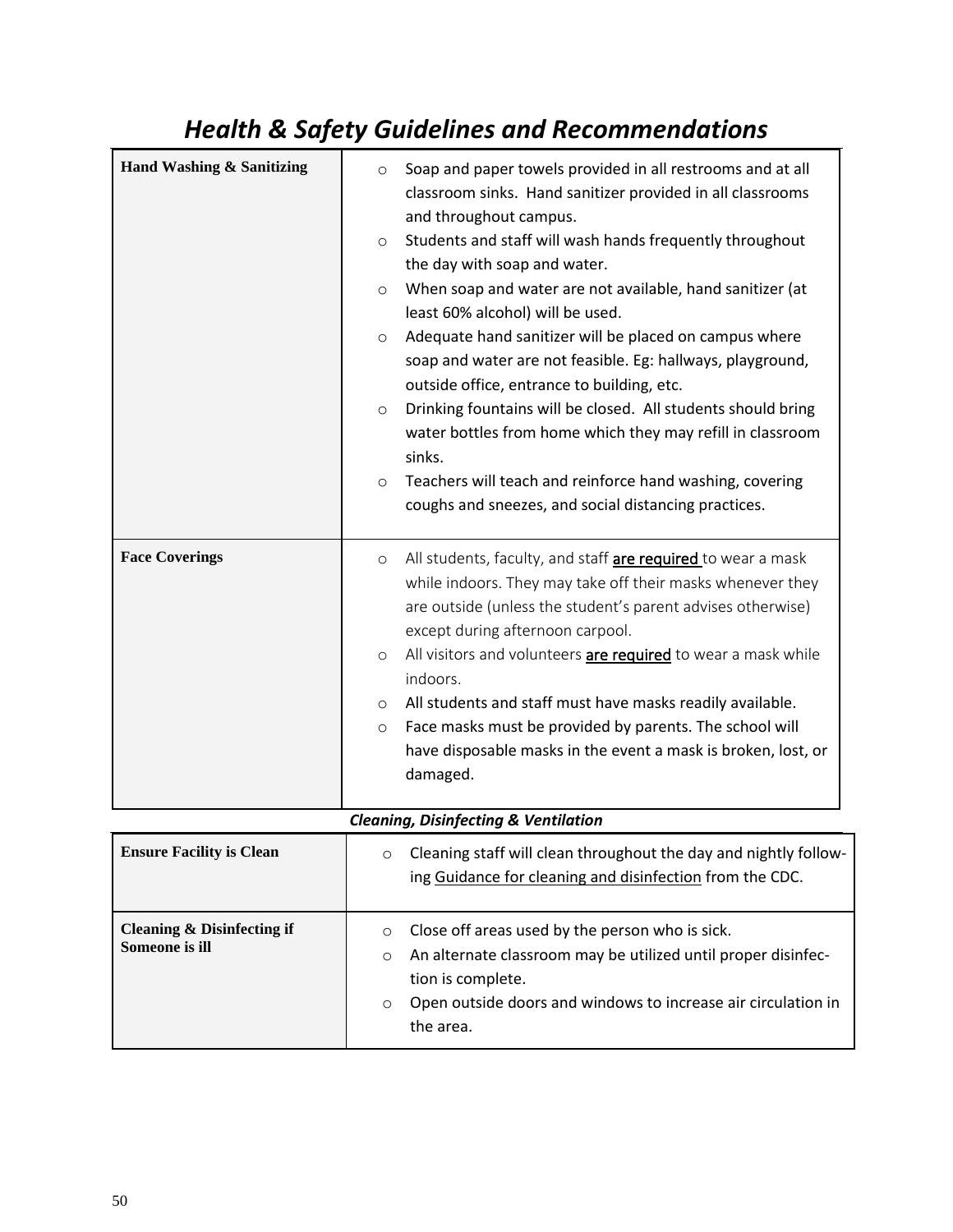# *Health & Safety Guidelines and Recommendations*

| | |
|---|---|
| **Hand Washing & Sanitizing** | ○ Soap and paper towels provided in all restrooms and at all classroom sinks. Hand sanitizer provided in all classrooms and throughout campus.<br>○ Students and staff will wash hands frequently throughout the day with soap and water.<br>○ When soap and water are not available, hand sanitizer (at least 60% alcohol) will be used.<br>○ Adequate hand sanitizer will be placed on campus where soap and water are not feasible. Eg: hallways, playground, outside office, entrance to building, etc.<br>○ Drinking fountains will be closed. All students should bring water bottles from home which they may refill in classroom sinks.<br>○ Teachers will teach and reinforce hand washing, covering coughs and sneezes, and social distancing practices. |
| **Face Coverings** | ○ All students, faculty, and staff **are required** to wear a mask while indoors. They may take off their masks whenever they are outside (unless the student's parent advises otherwise) except during afternoon carpool.<br>○ All visitors and volunteers **are required** to wear a mask while indoors.<br>○ All students and staff must have masks readily available.<br>○ Face masks must be provided by parents. The school will have disposable masks in the event a mask is broken, lost, or damaged. |

***Cleaning, Disinfecting & Ventilation***

| | |
|---|---|
| **Ensure Facility is Clean** | ○ Cleaning staff will clean throughout the day and nightly following Guidance for cleaning and disinfection from the CDC. |
| **Cleaning & Disinfecting if Someone is ill** | ○ Close off areas used by the person who is sick.<br>○ An alternate classroom may be utilized until proper disinfection is complete.<br>○ Open outside doors and windows to increase air circulation in the area. |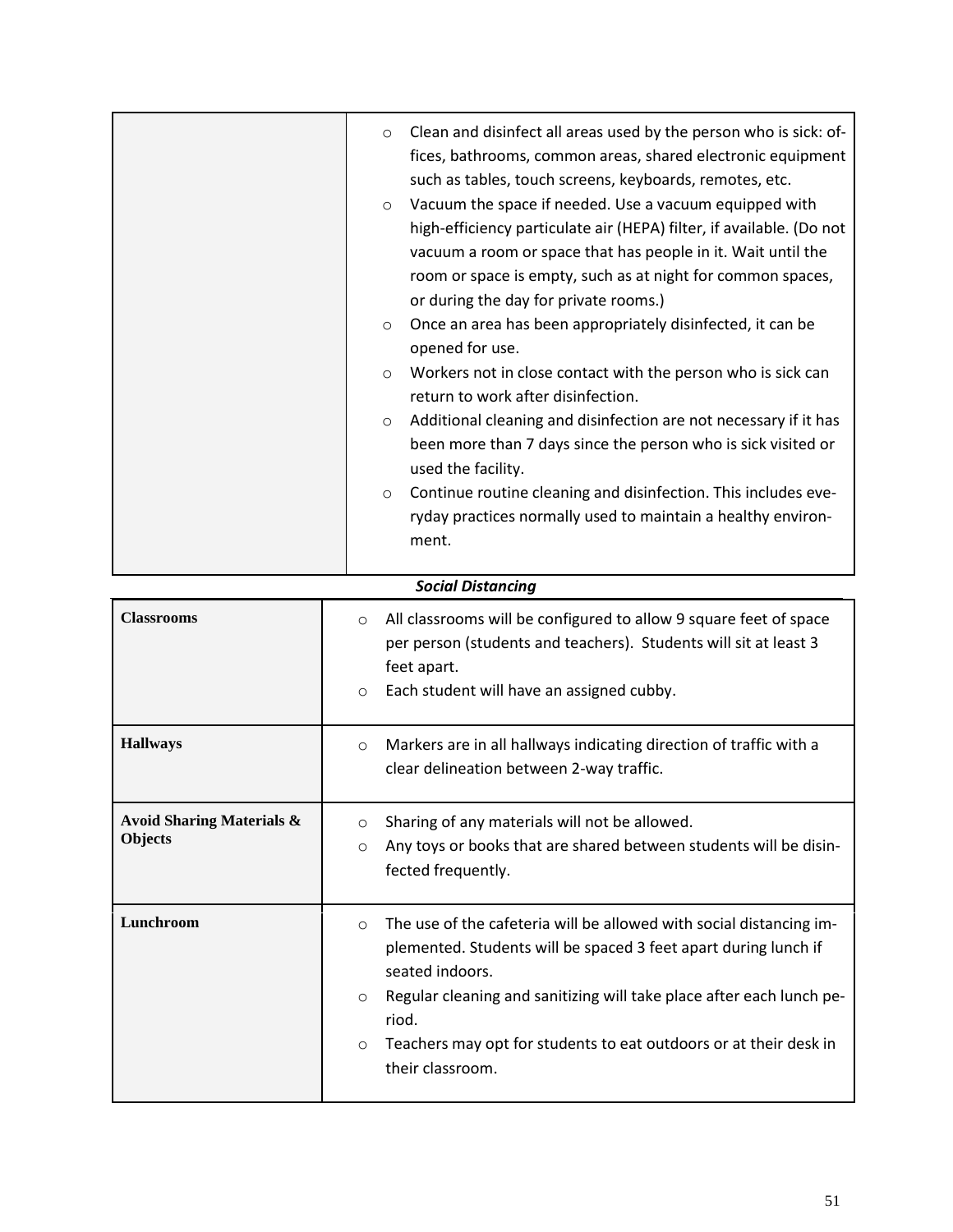| | |
|---|---|
| | ○ Clean and disinfect all areas used by the person who is sick: offices, bathrooms, common areas, shared electronic equipment such as tables, touch screens, keyboards, remotes, etc.<br>○ Vacuum the space if needed. Use a vacuum equipped with high-efficiency particulate air (HEPA) filter, if available. (Do not vacuum a room or space that has people in it. Wait until the room or space is empty, such as at night for common spaces, or during the day for private rooms.)<br>○ Once an area has been appropriately disinfected, it can be opened for use.<br>○ Workers not in close contact with the person who is sick can return to work after disinfection.<br>○ Additional cleaning and disinfection are not necessary if it has been more than 7 days since the person who is sick visited or used the facility.<br>○ Continue routine cleaning and disinfection. This includes everyday practices normally used to maintain a healthy environment. |

***Social Distancing***

| | |
|---|---|
| **Classrooms** | ○ All classrooms will be configured to allow 9 square feet of space per person (students and teachers). Students will sit at least 3 feet apart.<br>○ Each student will have an assigned cubby. |
| **Hallways** | ○ Markers are in all hallways indicating direction of traffic with a clear delineation between 2-way traffic. |
| **Avoid Sharing Materials & Objects** | ○ Sharing of any materials will not be allowed.<br>○ Any toys or books that are shared between students will be disinfected frequently. |
| **Lunchroom** | ○ The use of the cafeteria will be allowed with social distancing implemented. Students will be spaced 3 feet apart during lunch if seated indoors.<br>○ Regular cleaning and sanitizing will take place after each lunch period.<br>○ Teachers may opt for students to eat outdoors or at their desk in their classroom. |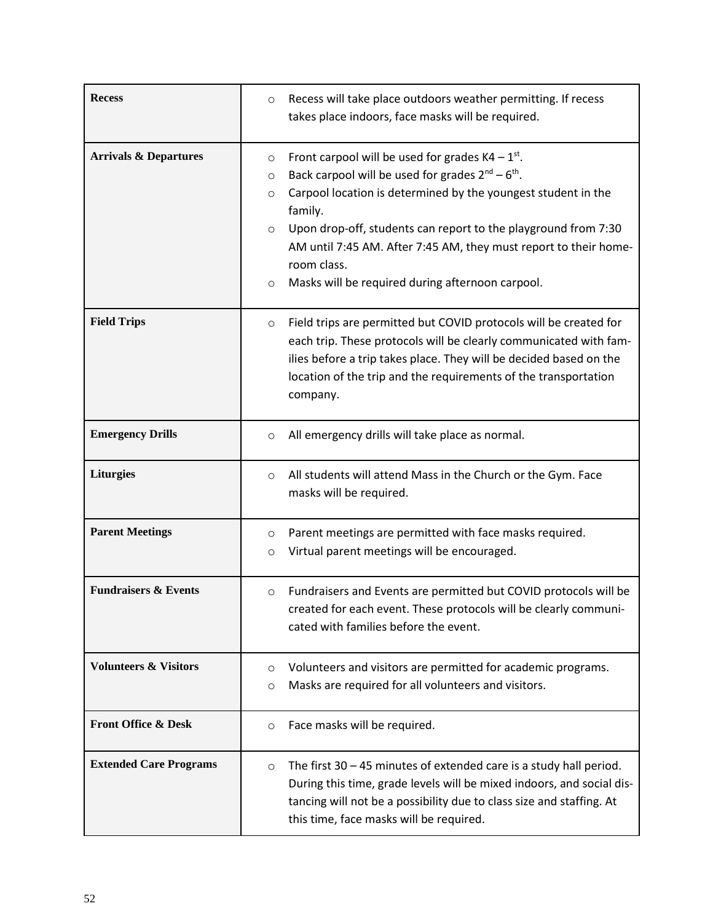| | |
|---|---|
| **Recess** | ○ Recess will take place outdoors weather permitting. If recess takes place indoors, face masks will be required. |
| **Arrivals & Departures** | ○ Front carpool will be used for grades K4 – 1st.<br>○ Back carpool will be used for grades 2nd – 6th.<br>○ Carpool location is determined by the youngest student in the family.<br>○ Upon drop-off, students can report to the playground from 7:30 AM until 7:45 AM. After 7:45 AM, they must report to their home-room class.<br>○ Masks will be required during afternoon carpool. |
| **Field Trips** | ○ Field trips are permitted but COVID protocols will be created for each trip. These protocols will be clearly communicated with families before a trip takes place. They will be decided based on the location of the trip and the requirements of the transportation company. |
| **Emergency Drills** | ○ All emergency drills will take place as normal. |
| **Liturgies** | ○ All students will attend Mass in the Church or the Gym. Face masks will be required. |
| **Parent Meetings** | ○ Parent meetings are permitted with face masks required.<br>○ Virtual parent meetings will be encouraged. |
| **Fundraisers & Events** | ○ Fundraisers and Events are permitted but COVID protocols will be created for each event. These protocols will be clearly communicated with families before the event. |
| **Volunteers & Visitors** | ○ Volunteers and visitors are permitted for academic programs.<br>○ Masks are required for all volunteers and visitors. |
| **Front Office & Desk** | ○ Face masks will be required. |
| **Extended Care Programs** | ○ The first 30 – 45 minutes of extended care is a study hall period. During this time, grade levels will be mixed indoors, and social distancing will not be a possibility due to class size and staffing. At this time, face masks will be required. |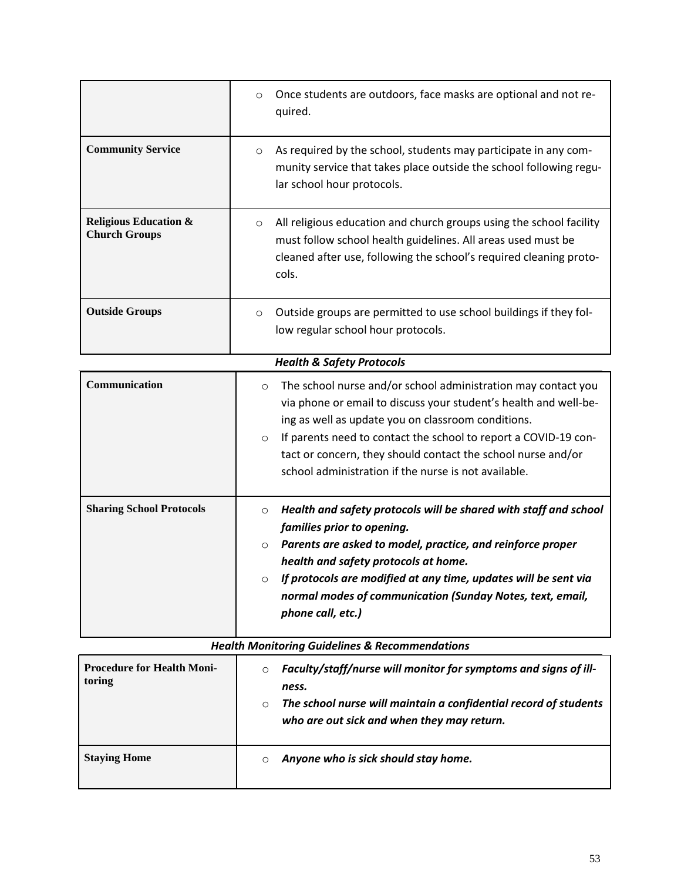| | |
|---|---|
| | ○ Once students are outdoors, face masks are optional and not required. |
| **Community Service** | ○ As required by the school, students may participate in any community service that takes place outside the school following regular school hour protocols. |
| **Religious Education & Church Groups** | ○ All religious education and church groups using the school facility must follow school health guidelines. All areas used must be cleaned after use, following the school's required cleaning protocols. |
| **Outside Groups** | ○ Outside groups are permitted to use school buildings if they follow regular school hour protocols. |

***Health & Safety Protocols***

| | |
|---|---|
| **Communication** | ○ The school nurse and/or school administration may contact you via phone or email to discuss your student's health and well-being as well as update you on classroom conditions.<br>○ If parents need to contact the school to report a COVID-19 contact or concern, they should contact the school nurse and/or school administration if the nurse is not available. |
| **Sharing School Protocols** | ○ ***Health and safety protocols will be shared with staff and school families prior to opening.***<br>○ ***Parents are asked to model, practice, and reinforce proper health and safety protocols at home.***<br>○ ***If protocols are modified at any time, updates will be sent via normal modes of communication (Sunday Notes, text, email, phone call, etc.)*** |

***Health Monitoring Guidelines & Recommendations***

| | |
|---|---|
| **Procedure for Health Monitoring** | ○ ***Faculty/staff/nurse will monitor for symptoms and signs of illness.***<br>○ ***The school nurse will maintain a confidential record of students who are out sick and when they may return.*** |
| **Staying Home** | ○ ***Anyone who is sick should stay home.*** |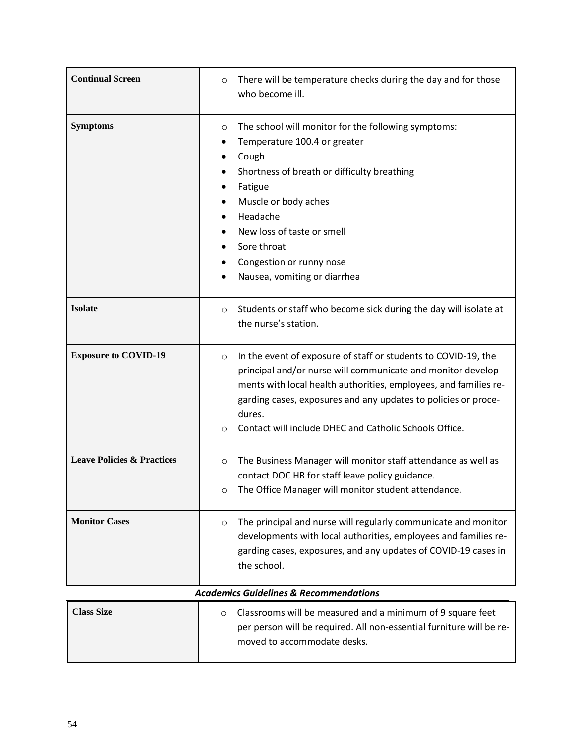| | |
|---|---|
| **Continual Screen** | ○ There will be temperature checks during the day and for those who become ill. |
| **Symptoms** | ○ The school will monitor for the following symptoms:<br>• Temperature 100.4 or greater<br>• Cough<br>• Shortness of breath or difficulty breathing<br>• Fatigue<br>• Muscle or body aches<br>• Headache<br>• New loss of taste or smell<br>• Sore throat<br>• Congestion or runny nose<br>• Nausea, vomiting or diarrhea |
| **Isolate** | ○ Students or staff who become sick during the day will isolate at the nurse's station. |
| **Exposure to COVID-19** | ○ In the event of exposure of staff or students to COVID-19, the principal and/or nurse will communicate and monitor developments with local health authorities, employees, and families regarding cases, exposures and any updates to policies or procedures.<br>○ Contact will include DHEC and Catholic Schools Office. |
| **Leave Policies & Practices** | ○ The Business Manager will monitor staff attendance as well as contact DOC HR for staff leave policy guidance.<br>○ The Office Manager will monitor student attendance. |
| **Monitor Cases** | ○ The principal and nurse will regularly communicate and monitor developments with local authorities, employees and families regarding cases, exposures, and any updates of COVID-19 cases in the school. |

***Academics Guidelines & Recommendations***

| | |
|---|---|
| **Class Size** | ○ Classrooms will be measured and a minimum of 9 square feet per person will be required. All non-essential furniture will be removed to accommodate desks. |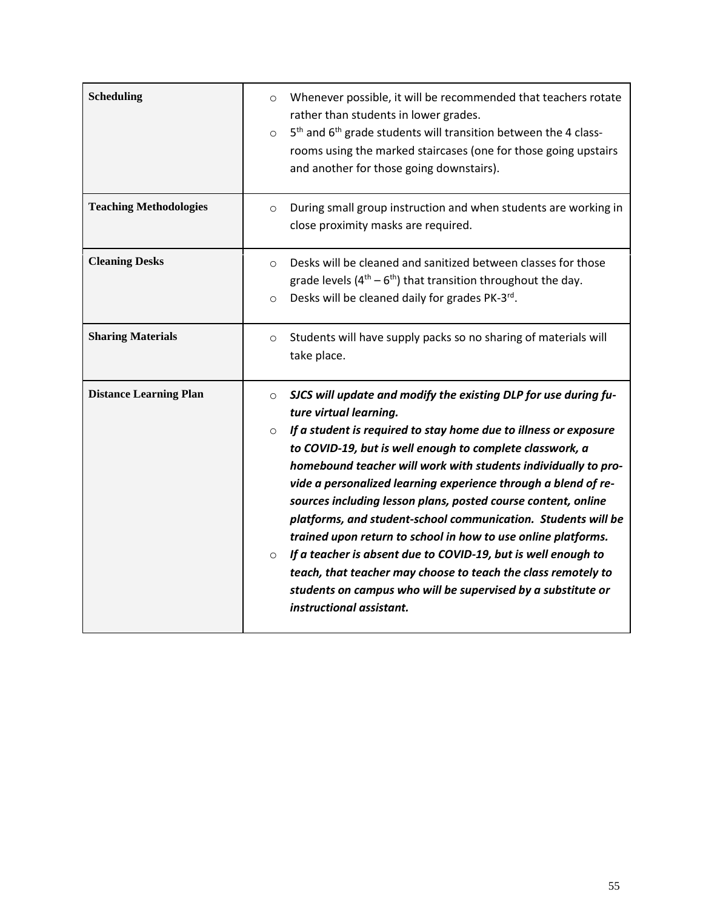| | |
|---|---|
| **Scheduling** | ○ Whenever possible, it will be recommended that teachers rotate rather than students in lower grades.<br>○ 5th and 6th grade students will transition between the 4 classrooms using the marked staircases (one for those going upstairs and another for those going downstairs). |
| **Teaching Methodologies** | ○ During small group instruction and when students are working in close proximity masks are required. |
| **Cleaning Desks** | ○ Desks will be cleaned and sanitized between classes for those grade levels (4th – 6th) that transition throughout the day.<br>○ Desks will be cleaned daily for grades PK-3rd. |
| **Sharing Materials** | ○ Students will have supply packs so no sharing of materials will take place. |
| **Distance Learning Plan** | ○ ***SJCS will update and modify the existing DLP for use during future virtual learning.***<br>○ ***If a student is required to stay home due to illness or exposure to COVID-19, but is well enough to complete classwork, a homebound teacher will work with students individually to provide a personalized learning experience through a blend of resources including lesson plans, posted course content, online platforms, and student-school communication. Students will be trained upon return to school in how to use online platforms.***<br>○ ***If a teacher is absent due to COVID-19, but is well enough to teach, that teacher may choose to teach the class remotely to students on campus who will be supervised by a substitute or instructional assistant.*** |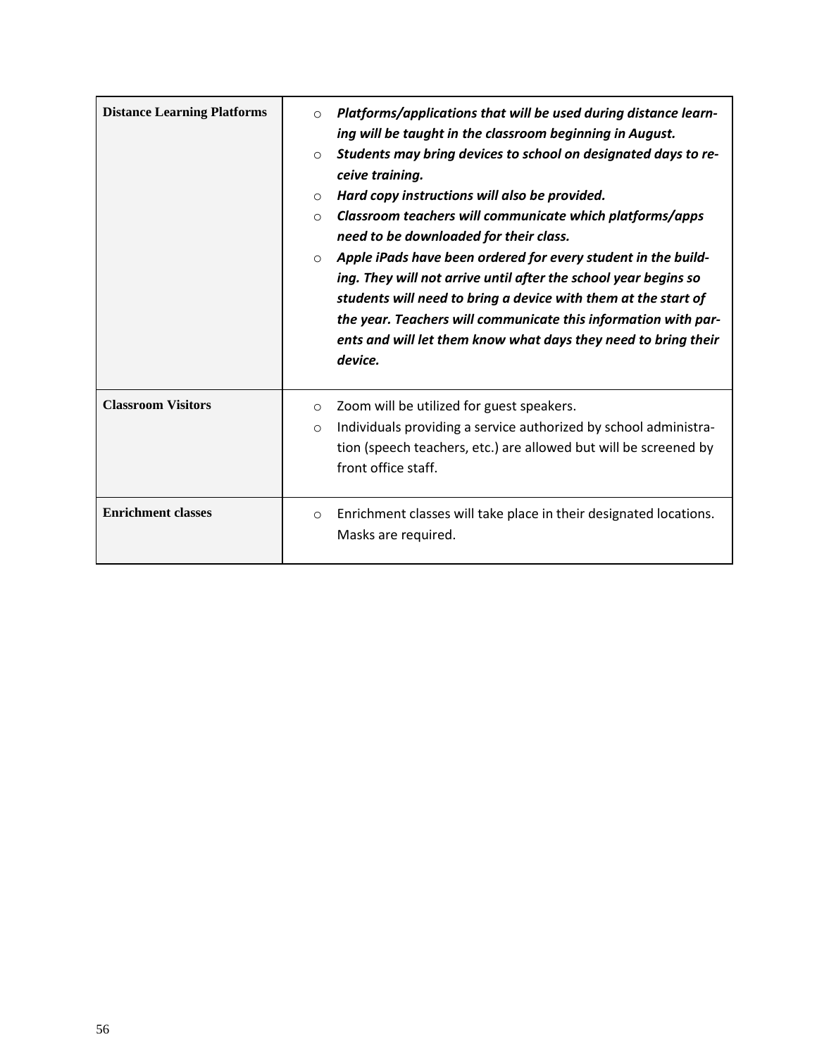| | |
|---|---|
| **Distance Learning Platforms** | ○ ***Platforms/applications that will be used during distance learning will be taught in the classroom beginning in August.***<br>○ ***Students may bring devices to school on designated days to receive training.***<br>○ ***Hard copy instructions will also be provided.***<br>○ ***Classroom teachers will communicate which platforms/apps need to be downloaded for their class.***<br>○ ***Apple iPads have been ordered for every student in the building. They will not arrive until after the school year begins so students will need to bring a device with them at the start of the year. Teachers will communicate this information with parents and will let them know what days they need to bring their device.*** |
| **Classroom Visitors** | ○ Zoom will be utilized for guest speakers.<br>○ Individuals providing a service authorized by school administration (speech teachers, etc.) are allowed but will be screened by front office staff. |
| **Enrichment classes** | ○ Enrichment classes will take place in their designated locations. Masks are required. |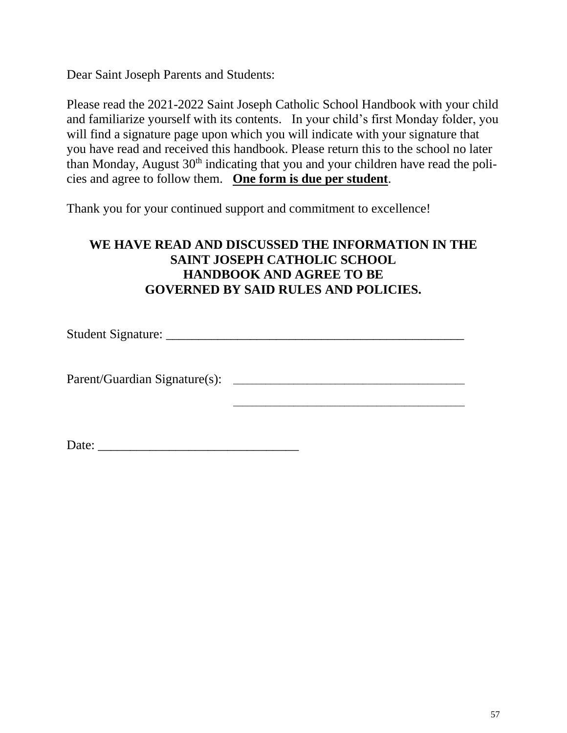Dear Saint Joseph Parents and Students:

Please read the 2021-2022 Saint Joseph Catholic School Handbook with your child and familiarize yourself with its contents. In your child's first Monday folder, you will find a signature page upon which you will indicate with your signature that you have read and received this handbook. Please return this to the school no later than Monday, August 30th indicating that you and your children have read the policies and agree to follow them. **One form is due per student**.

Thank you for your continued support and commitment to excellence!

**WE HAVE READ AND DISCUSSED THE INFORMATION IN THE SAINT JOSEPH CATHOLIC SCHOOL HANDBOOK AND AGREE TO BE GOVERNED BY SAID RULES AND POLICIES.**

Student Signature: _______________________________________________

Parent/Guardian Signature(s): _____________________________________

_____________________________________

Date: ________________________________